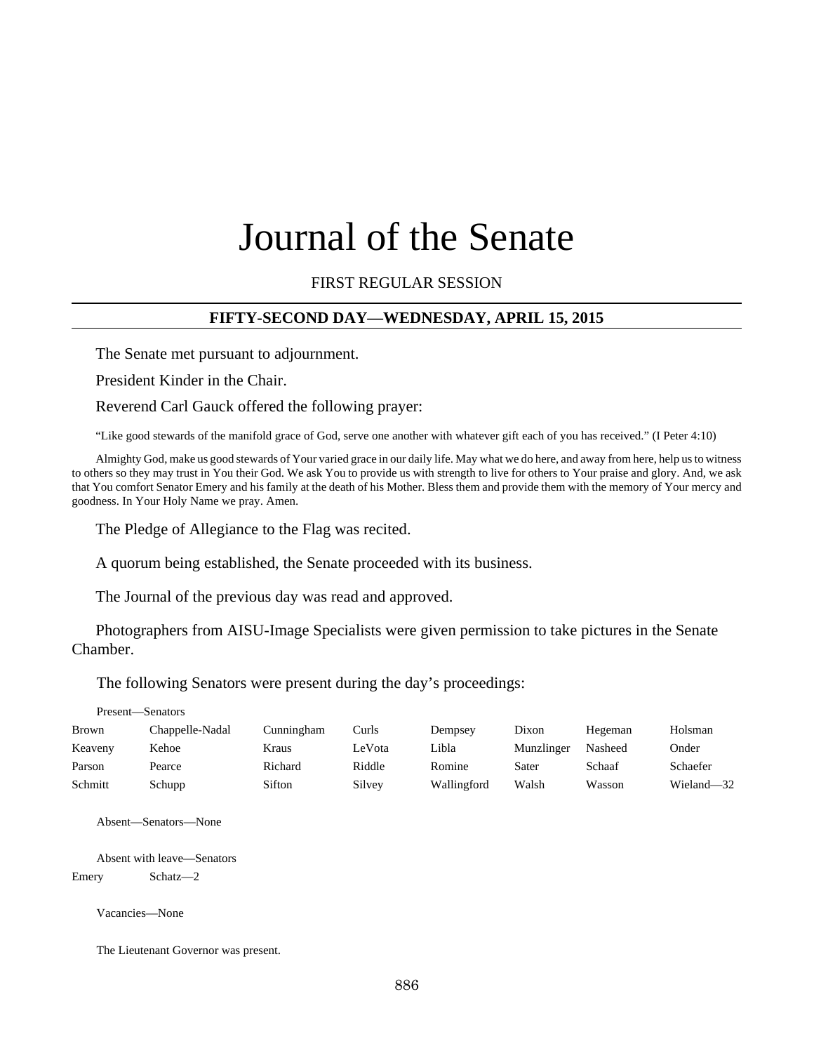# Journal of the Senate

FIRST REGULAR SESSION

**FIFTY-SECOND DAY—WEDNESDAY, APRIL 15, 2015**

The Senate met pursuant to adjournment.

President Kinder in the Chair.

Reverend Carl Gauck offered the following prayer:

"Like good stewards of the manifold grace of God, serve one another with whatever gift each of you has received." (I Peter 4:10)

Almighty God, make us good stewards of Your varied grace in our daily life. May what we do here, and away from here, help us to witness to others so they may trust in You their God. We ask You to provide us with strength to live for others to Your praise and glory. And, we ask that You comfort Senator Emery and his family at the death of his Mother. Bless them and provide them with the memory of Your mercy and goodness. In Your Holy Name we pray. Amen.

The Pledge of Allegiance to the Flag was recited.

A quorum being established, the Senate proceeded with its business.

The Journal of the previous day was read and approved.

Photographers from AISU-Image Specialists were given permission to take pictures in the Senate Chamber.

The following Senators were present during the day's proceedings:

Present—Senators

| | | | | | | | |
|---|---|---|---|---|---|---|---|
| Brown | Chappelle-Nadal | Cunningham | Curls | Dempsey | Dixon | Hegeman | Holsman |
| Keaveny | Kehoe | Kraus | LeVota | Libla | Munzlinger | Nasheed | Onder |
| Parson | Pearce | Richard | Riddle | Romine | Sater | Schaaf | Schaefer |
| Schmitt | Schupp | Sifton | Silvey | Wallingford | Walsh | Wasson | Wieland—32 |

Absent—Senators—None

Absent with leave—Senators

| | |
|---|---|
| Emery | Schatz—2 |

Vacancies—None

The Lieutenant Governor was present.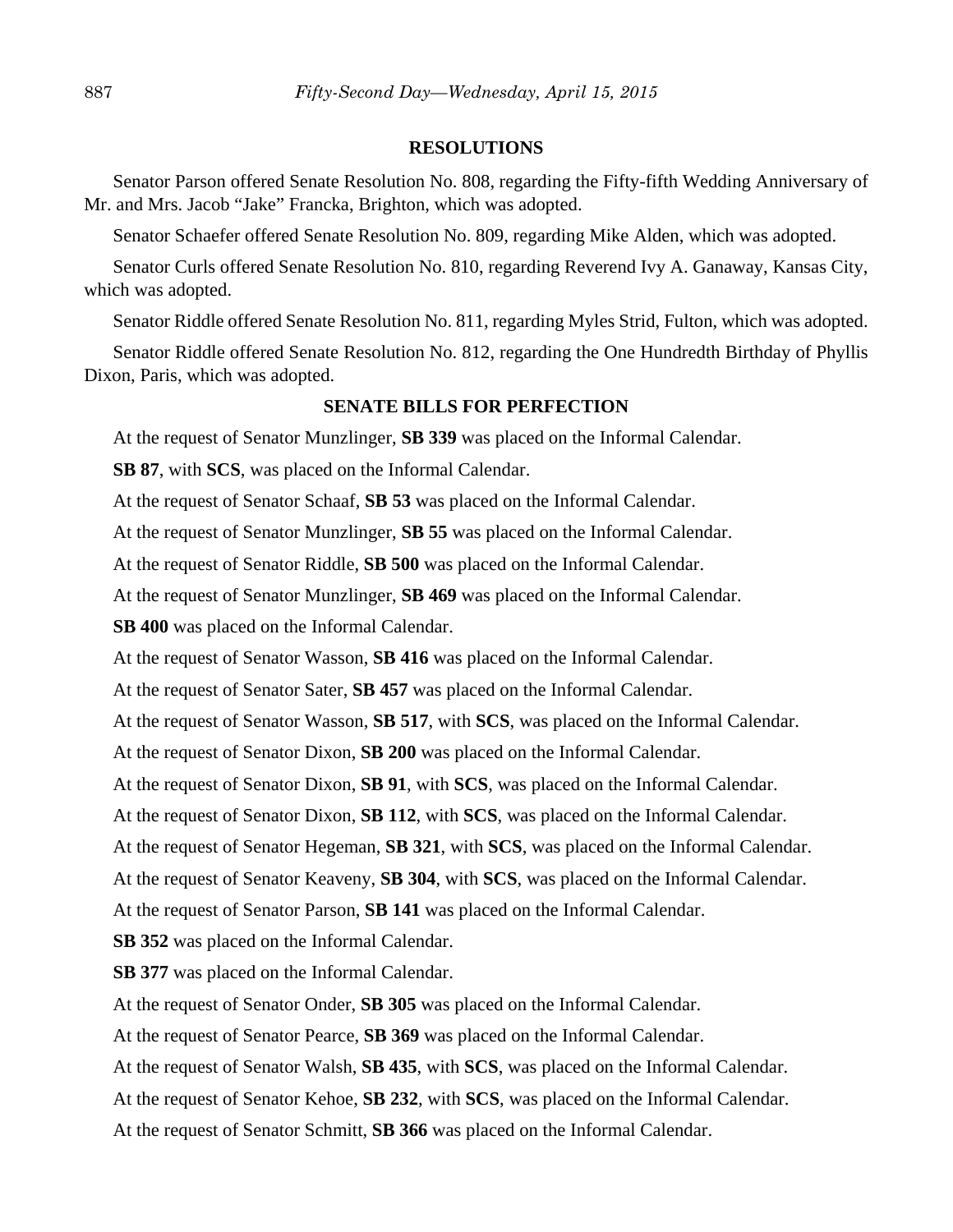## RESOLUTIONS

Senator Parson offered Senate Resolution No. 808, regarding the Fifty-fifth Wedding Anniversary of Mr. and Mrs. Jacob "Jake" Francka, Brighton, which was adopted.

Senator Schaefer offered Senate Resolution No. 809, regarding Mike Alden, which was adopted.

Senator Curls offered Senate Resolution No. 810, regarding Reverend Ivy A. Ganaway, Kansas City, which was adopted.

Senator Riddle offered Senate Resolution No. 811, regarding Myles Strid, Fulton, which was adopted.

Senator Riddle offered Senate Resolution No. 812, regarding the One Hundredth Birthday of Phyllis Dixon, Paris, which was adopted.

## SENATE BILLS FOR PERFECTION

At the request of Senator Munzlinger, **SB 339** was placed on the Informal Calendar.

**SB 87**, with **SCS**, was placed on the Informal Calendar.

At the request of Senator Schaaf, **SB 53** was placed on the Informal Calendar.

At the request of Senator Munzlinger, **SB 55** was placed on the Informal Calendar.

At the request of Senator Riddle, **SB 500** was placed on the Informal Calendar.

At the request of Senator Munzlinger, **SB 469** was placed on the Informal Calendar.

**SB 400** was placed on the Informal Calendar.

At the request of Senator Wasson, **SB 416** was placed on the Informal Calendar.

At the request of Senator Sater, **SB 457** was placed on the Informal Calendar.

At the request of Senator Wasson, **SB 517**, with **SCS**, was placed on the Informal Calendar.

At the request of Senator Dixon, **SB 200** was placed on the Informal Calendar.

At the request of Senator Dixon, **SB 91**, with **SCS**, was placed on the Informal Calendar.

At the request of Senator Dixon, **SB 112**, with **SCS**, was placed on the Informal Calendar.

At the request of Senator Hegeman, **SB 321**, with **SCS**, was placed on the Informal Calendar.

At the request of Senator Keaveny, **SB 304**, with **SCS**, was placed on the Informal Calendar.

At the request of Senator Parson, **SB 141** was placed on the Informal Calendar.

**SB 352** was placed on the Informal Calendar.

**SB 377** was placed on the Informal Calendar.

At the request of Senator Onder, **SB 305** was placed on the Informal Calendar.

At the request of Senator Pearce, **SB 369** was placed on the Informal Calendar.

At the request of Senator Walsh, **SB 435**, with **SCS**, was placed on the Informal Calendar.

At the request of Senator Kehoe, **SB 232**, with **SCS**, was placed on the Informal Calendar.

At the request of Senator Schmitt, **SB 366** was placed on the Informal Calendar.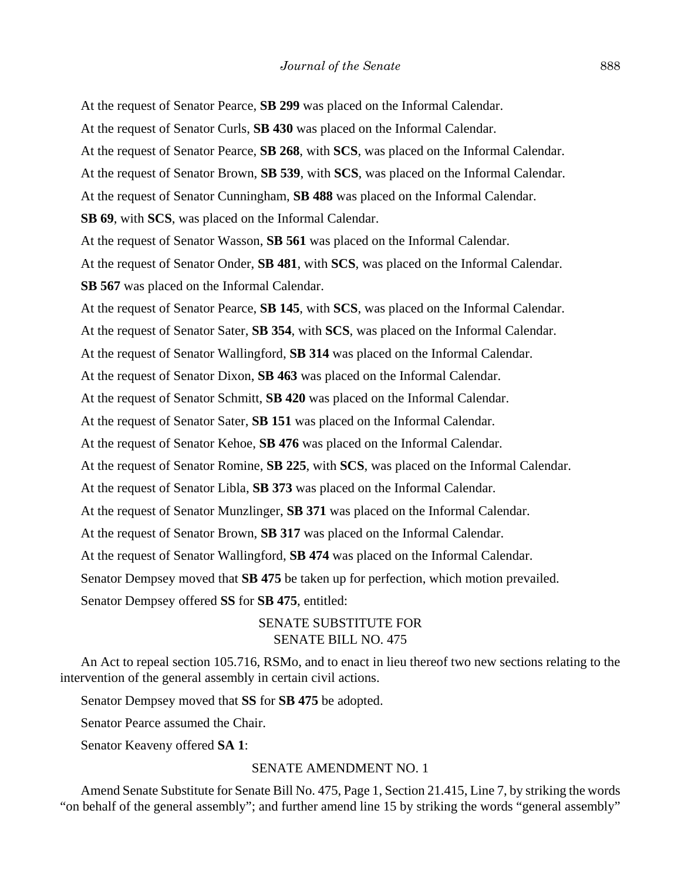At the request of Senator Pearce, **SB 299** was placed on the Informal Calendar.

At the request of Senator Curls, **SB 430** was placed on the Informal Calendar.

At the request of Senator Pearce, **SB 268**, with **SCS**, was placed on the Informal Calendar.

At the request of Senator Brown, **SB 539**, with **SCS**, was placed on the Informal Calendar.

At the request of Senator Cunningham, **SB 488** was placed on the Informal Calendar.

**SB 69**, with **SCS**, was placed on the Informal Calendar.

At the request of Senator Wasson, **SB 561** was placed on the Informal Calendar.

At the request of Senator Onder, **SB 481**, with **SCS**, was placed on the Informal Calendar.

**SB 567** was placed on the Informal Calendar.

At the request of Senator Pearce, **SB 145**, with **SCS**, was placed on the Informal Calendar.

At the request of Senator Sater, **SB 354**, with **SCS**, was placed on the Informal Calendar.

At the request of Senator Wallingford, **SB 314** was placed on the Informal Calendar.

At the request of Senator Dixon, **SB 463** was placed on the Informal Calendar.

At the request of Senator Schmitt, **SB 420** was placed on the Informal Calendar.

At the request of Senator Sater, **SB 151** was placed on the Informal Calendar.

At the request of Senator Kehoe, **SB 476** was placed on the Informal Calendar.

At the request of Senator Romine, **SB 225**, with **SCS**, was placed on the Informal Calendar.

At the request of Senator Libla, **SB 373** was placed on the Informal Calendar.

At the request of Senator Munzlinger, **SB 371** was placed on the Informal Calendar.

At the request of Senator Brown, **SB 317** was placed on the Informal Calendar.

At the request of Senator Wallingford, **SB 474** was placed on the Informal Calendar.

Senator Dempsey moved that **SB 475** be taken up for perfection, which motion prevailed.

Senator Dempsey offered **SS** for **SB 475**, entitled:

SENATE SUBSTITUTE FOR
SENATE BILL NO. 475

An Act to repeal section 105.716, RSMo, and to enact in lieu thereof two new sections relating to the intervention of the general assembly in certain civil actions.

Senator Dempsey moved that **SS** for **SB 475** be adopted.

Senator Pearce assumed the Chair.

Senator Keaveny offered **SA 1**:

SENATE AMENDMENT NO. 1

Amend Senate Substitute for Senate Bill No. 475, Page 1, Section 21.415, Line 7, by striking the words "on behalf of the general assembly"; and further amend line 15 by striking the words "general assembly"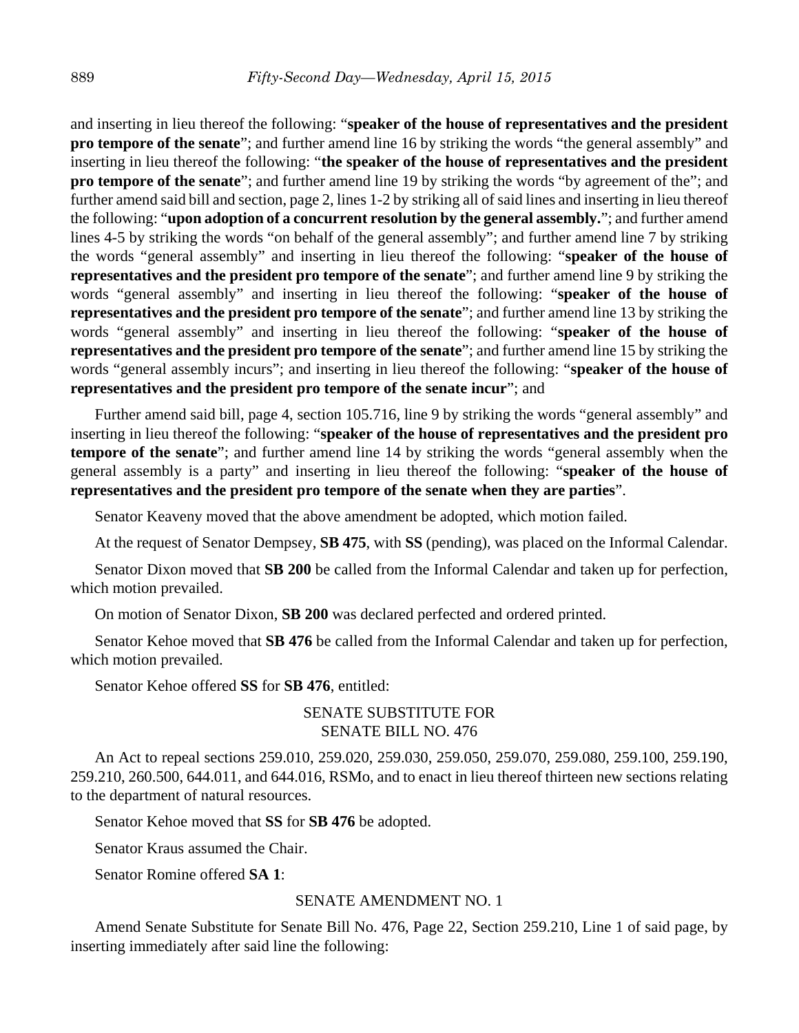and inserting in lieu thereof the following: "**speaker of the house of representatives and the president pro tempore of the senate**"; and further amend line 16 by striking the words "the general assembly" and inserting in lieu thereof the following: "**the speaker of the house of representatives and the president pro tempore of the senate**"; and further amend line 19 by striking the words "by agreement of the"; and further amend said bill and section, page 2, lines 1-2 by striking all of said lines and inserting in lieu thereof the following: "**upon adoption of a concurrent resolution by the general assembly.**"; and further amend lines 4-5 by striking the words "on behalf of the general assembly"; and further amend line 7 by striking the words "general assembly" and inserting in lieu thereof the following: "**speaker of the house of representatives and the president pro tempore of the senate**"; and further amend line 9 by striking the words "general assembly" and inserting in lieu thereof the following: "**speaker of the house of representatives and the president pro tempore of the senate**"; and further amend line 13 by striking the words "general assembly" and inserting in lieu thereof the following: "**speaker of the house of representatives and the president pro tempore of the senate**"; and further amend line 15 by striking the words "general assembly incurs"; and inserting in lieu thereof the following: "**speaker of the house of representatives and the president pro tempore of the senate incur**"; and

Further amend said bill, page 4, section 105.716, line 9 by striking the words "general assembly" and inserting in lieu thereof the following: "**speaker of the house of representatives and the president pro tempore of the senate**"; and further amend line 14 by striking the words "general assembly when the general assembly is a party" and inserting in lieu thereof the following: "**speaker of the house of representatives and the president pro tempore of the senate when they are parties**".

Senator Keaveny moved that the above amendment be adopted, which motion failed.

At the request of Senator Dempsey, **SB 475**, with **SS** (pending), was placed on the Informal Calendar.

Senator Dixon moved that **SB 200** be called from the Informal Calendar and taken up for perfection, which motion prevailed.

On motion of Senator Dixon, **SB 200** was declared perfected and ordered printed.

Senator Kehoe moved that **SB 476** be called from the Informal Calendar and taken up for perfection, which motion prevailed.

Senator Kehoe offered **SS** for **SB 476**, entitled:

SENATE SUBSTITUTE FOR
SENATE BILL NO. 476

An Act to repeal sections 259.010, 259.020, 259.030, 259.050, 259.070, 259.080, 259.100, 259.190, 259.210, 260.500, 644.011, and 644.016, RSMo, and to enact in lieu thereof thirteen new sections relating to the department of natural resources.

Senator Kehoe moved that **SS** for **SB 476** be adopted.

Senator Kraus assumed the Chair.

Senator Romine offered **SA 1**:

SENATE AMENDMENT NO. 1

Amend Senate Substitute for Senate Bill No. 476, Page 22, Section 259.210, Line 1 of said page, by inserting immediately after said line the following: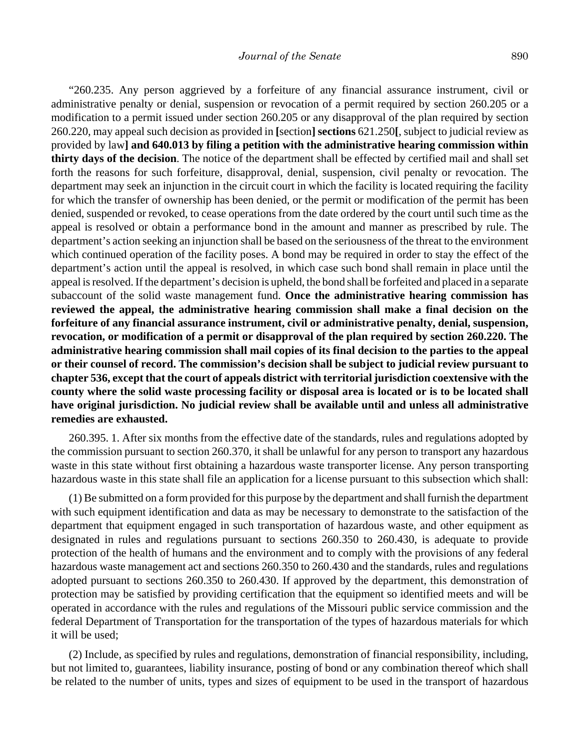"260.235. Any person aggrieved by a forfeiture of any financial assurance instrument, civil or administrative penalty or denial, suspension or revocation of a permit required by section 260.205 or a modification to a permit issued under section 260.205 or any disapproval of the plan required by section 260.220, may appeal such decision as provided in **[**section**]** **sections** 621.250**[**, subject to judicial review as provided by law**]** **and 640.013 by filing a petition with the administrative hearing commission within thirty days of the decision**. The notice of the department shall be effected by certified mail and shall set forth the reasons for such forfeiture, disapproval, denial, suspension, civil penalty or revocation. The department may seek an injunction in the circuit court in which the facility is located requiring the facility for which the transfer of ownership has been denied, or the permit or modification of the permit has been denied, suspended or revoked, to cease operations from the date ordered by the court until such time as the appeal is resolved or obtain a performance bond in the amount and manner as prescribed by rule. The department's action seeking an injunction shall be based on the seriousness of the threat to the environment which continued operation of the facility poses. A bond may be required in order to stay the effect of the department's action until the appeal is resolved, in which case such bond shall remain in place until the appeal is resolved. If the department's decision is upheld, the bond shall be forfeited and placed in a separate subaccount of the solid waste management fund. **Once the administrative hearing commission has reviewed the appeal, the administrative hearing commission shall make a final decision on the forfeiture of any financial assurance instrument, civil or administrative penalty, denial, suspension, revocation, or modification of a permit or disapproval of the plan required by section 260.220. The administrative hearing commission shall mail copies of its final decision to the parties to the appeal or their counsel of record. The commission's decision shall be subject to judicial review pursuant to chapter 536, except that the court of appeals district with territorial jurisdiction coextensive with the county where the solid waste processing facility or disposal area is located or is to be located shall have original jurisdiction. No judicial review shall be available until and unless all administrative remedies are exhausted.**

260.395. 1. After six months from the effective date of the standards, rules and regulations adopted by the commission pursuant to section 260.370, it shall be unlawful for any person to transport any hazardous waste in this state without first obtaining a hazardous waste transporter license. Any person transporting hazardous waste in this state shall file an application for a license pursuant to this subsection which shall:

(1) Be submitted on a form provided for this purpose by the department and shall furnish the department with such equipment identification and data as may be necessary to demonstrate to the satisfaction of the department that equipment engaged in such transportation of hazardous waste, and other equipment as designated in rules and regulations pursuant to sections 260.350 to 260.430, is adequate to provide protection of the health of humans and the environment and to comply with the provisions of any federal hazardous waste management act and sections 260.350 to 260.430 and the standards, rules and regulations adopted pursuant to sections 260.350 to 260.430. If approved by the department, this demonstration of protection may be satisfied by providing certification that the equipment so identified meets and will be operated in accordance with the rules and regulations of the Missouri public service commission and the federal Department of Transportation for the transportation of the types of hazardous materials for which it will be used;

(2) Include, as specified by rules and regulations, demonstration of financial responsibility, including, but not limited to, guarantees, liability insurance, posting of bond or any combination thereof which shall be related to the number of units, types and sizes of equipment to be used in the transport of hazardous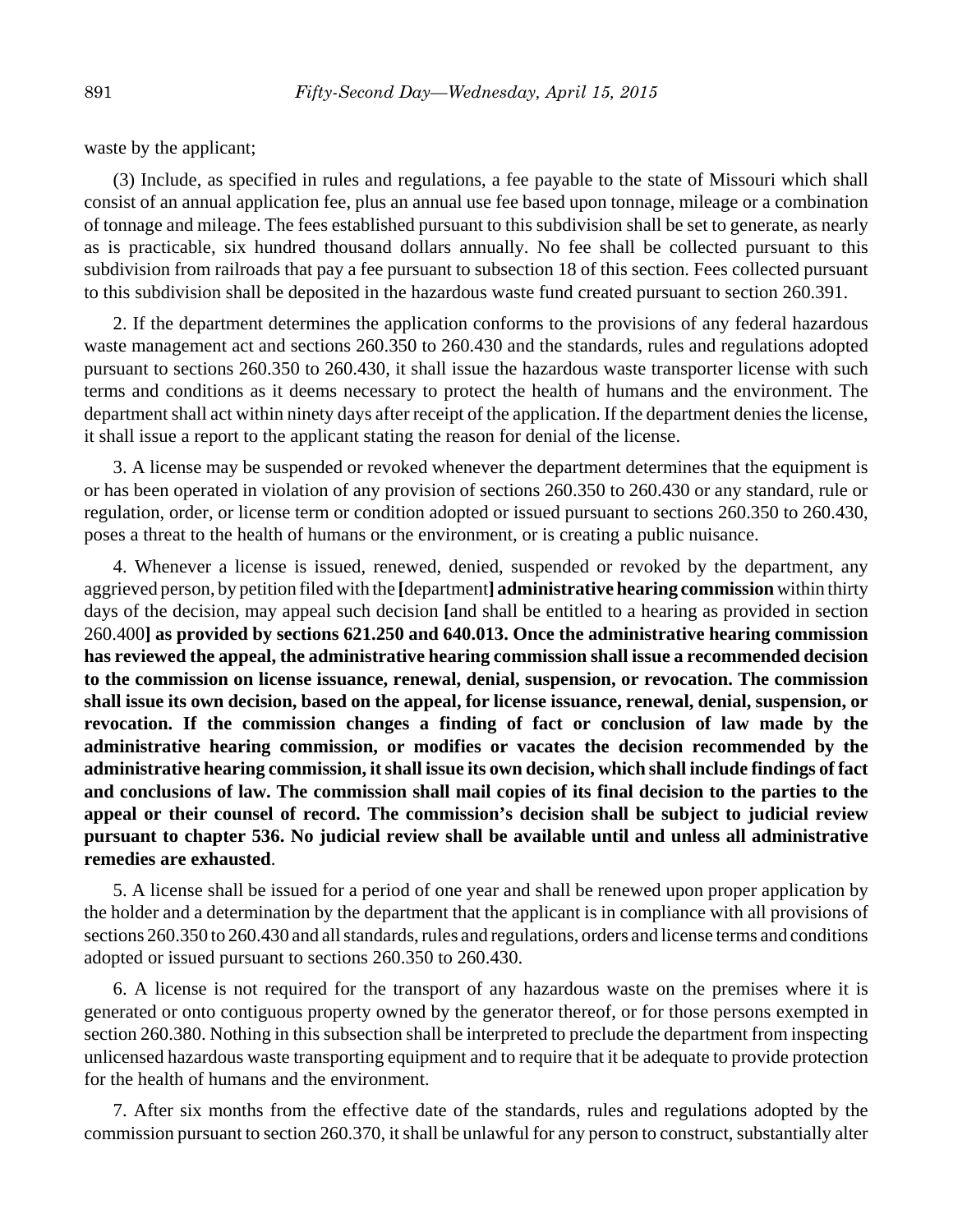waste by the applicant;

(3) Include, as specified in rules and regulations, a fee payable to the state of Missouri which shall consist of an annual application fee, plus an annual use fee based upon tonnage, mileage or a combination of tonnage and mileage. The fees established pursuant to this subdivision shall be set to generate, as nearly as is practicable, six hundred thousand dollars annually. No fee shall be collected pursuant to this subdivision from railroads that pay a fee pursuant to subsection 18 of this section. Fees collected pursuant to this subdivision shall be deposited in the hazardous waste fund created pursuant to section 260.391.

2. If the department determines the application conforms to the provisions of any federal hazardous waste management act and sections 260.350 to 260.430 and the standards, rules and regulations adopted pursuant to sections 260.350 to 260.430, it shall issue the hazardous waste transporter license with such terms and conditions as it deems necessary to protect the health of humans and the environment. The department shall act within ninety days after receipt of the application. If the department denies the license, it shall issue a report to the applicant stating the reason for denial of the license.

3. A license may be suspended or revoked whenever the department determines that the equipment is or has been operated in violation of any provision of sections 260.350 to 260.430 or any standard, rule or regulation, order, or license term or condition adopted or issued pursuant to sections 260.350 to 260.430, poses a threat to the health of humans or the environment, or is creating a public nuisance.

4. Whenever a license is issued, renewed, denied, suspended or revoked by the department, any aggrieved person, by petition filed with the **[**department**] administrative hearing commission** within thirty days of the decision, may appeal such decision **[**and shall be entitled to a hearing as provided in section 260.400**] as provided by sections 621.250 and 640.013. Once the administrative hearing commission has reviewed the appeal, the administrative hearing commission shall issue a recommended decision to the commission on license issuance, renewal, denial, suspension, or revocation. The commission shall issue its own decision, based on the appeal, for license issuance, renewal, denial, suspension, or revocation. If the commission changes a finding of fact or conclusion of law made by the administrative hearing commission, or modifies or vacates the decision recommended by the administrative hearing commission, it shall issue its own decision, which shall include findings of fact and conclusions of law. The commission shall mail copies of its final decision to the parties to the appeal or their counsel of record. The commission's decision shall be subject to judicial review pursuant to chapter 536. No judicial review shall be available until and unless all administrative remedies are exhausted**.

5. A license shall be issued for a period of one year and shall be renewed upon proper application by the holder and a determination by the department that the applicant is in compliance with all provisions of sections 260.350 to 260.430 and all standards, rules and regulations, orders and license terms and conditions adopted or issued pursuant to sections 260.350 to 260.430.

6. A license is not required for the transport of any hazardous waste on the premises where it is generated or onto contiguous property owned by the generator thereof, or for those persons exempted in section 260.380. Nothing in this subsection shall be interpreted to preclude the department from inspecting unlicensed hazardous waste transporting equipment and to require that it be adequate to provide protection for the health of humans and the environment.

7. After six months from the effective date of the standards, rules and regulations adopted by the commission pursuant to section 260.370, it shall be unlawful for any person to construct, substantially alter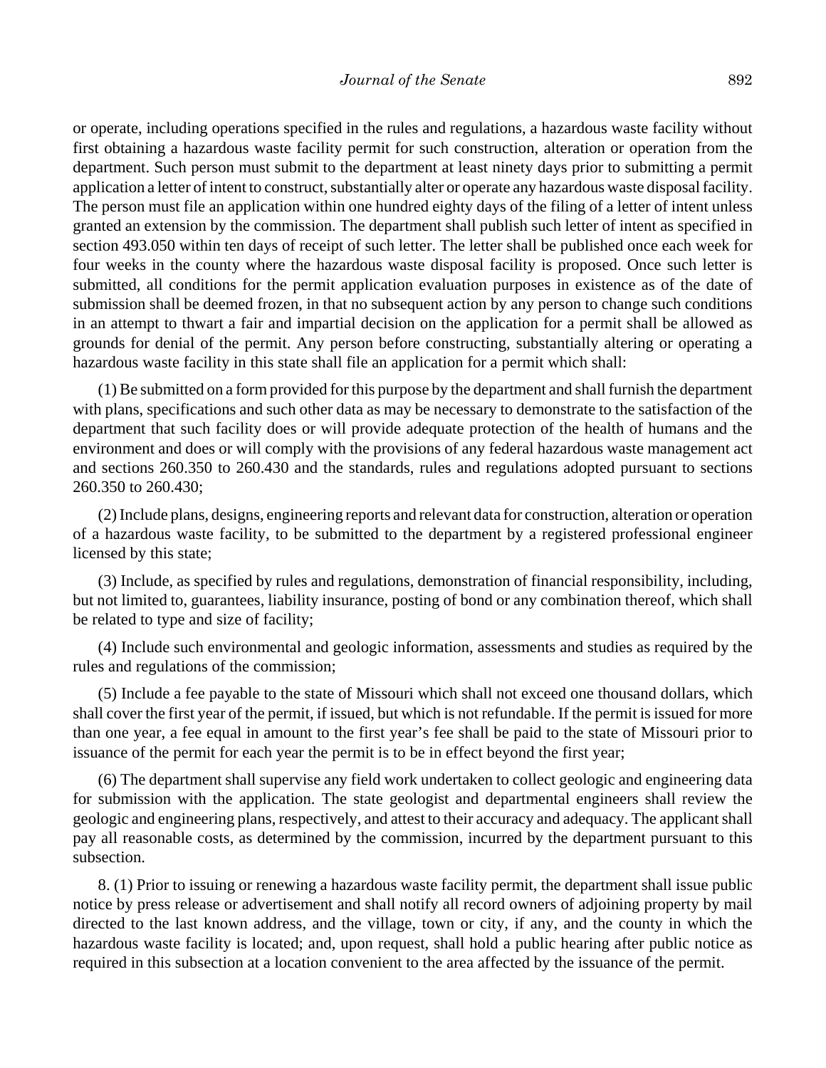or operate, including operations specified in the rules and regulations, a hazardous waste facility without first obtaining a hazardous waste facility permit for such construction, alteration or operation from the department. Such person must submit to the department at least ninety days prior to submitting a permit application a letter of intent to construct, substantially alter or operate any hazardous waste disposal facility. The person must file an application within one hundred eighty days of the filing of a letter of intent unless granted an extension by the commission. The department shall publish such letter of intent as specified in section 493.050 within ten days of receipt of such letter. The letter shall be published once each week for four weeks in the county where the hazardous waste disposal facility is proposed. Once such letter is submitted, all conditions for the permit application evaluation purposes in existence as of the date of submission shall be deemed frozen, in that no subsequent action by any person to change such conditions in an attempt to thwart a fair and impartial decision on the application for a permit shall be allowed as grounds for denial of the permit. Any person before constructing, substantially altering or operating a hazardous waste facility in this state shall file an application for a permit which shall:

(1) Be submitted on a form provided for this purpose by the department and shall furnish the department with plans, specifications and such other data as may be necessary to demonstrate to the satisfaction of the department that such facility does or will provide adequate protection of the health of humans and the environment and does or will comply with the provisions of any federal hazardous waste management act and sections 260.350 to 260.430 and the standards, rules and regulations adopted pursuant to sections 260.350 to 260.430;

(2) Include plans, designs, engineering reports and relevant data for construction, alteration or operation of a hazardous waste facility, to be submitted to the department by a registered professional engineer licensed by this state;

(3) Include, as specified by rules and regulations, demonstration of financial responsibility, including, but not limited to, guarantees, liability insurance, posting of bond or any combination thereof, which shall be related to type and size of facility;

(4) Include such environmental and geologic information, assessments and studies as required by the rules and regulations of the commission;

(5) Include a fee payable to the state of Missouri which shall not exceed one thousand dollars, which shall cover the first year of the permit, if issued, but which is not refundable. If the permit is issued for more than one year, a fee equal in amount to the first year's fee shall be paid to the state of Missouri prior to issuance of the permit for each year the permit is to be in effect beyond the first year;

(6) The department shall supervise any field work undertaken to collect geologic and engineering data for submission with the application. The state geologist and departmental engineers shall review the geologic and engineering plans, respectively, and attest to their accuracy and adequacy. The applicant shall pay all reasonable costs, as determined by the commission, incurred by the department pursuant to this subsection.

8. (1) Prior to issuing or renewing a hazardous waste facility permit, the department shall issue public notice by press release or advertisement and shall notify all record owners of adjoining property by mail directed to the last known address, and the village, town or city, if any, and the county in which the hazardous waste facility is located; and, upon request, shall hold a public hearing after public notice as required in this subsection at a location convenient to the area affected by the issuance of the permit.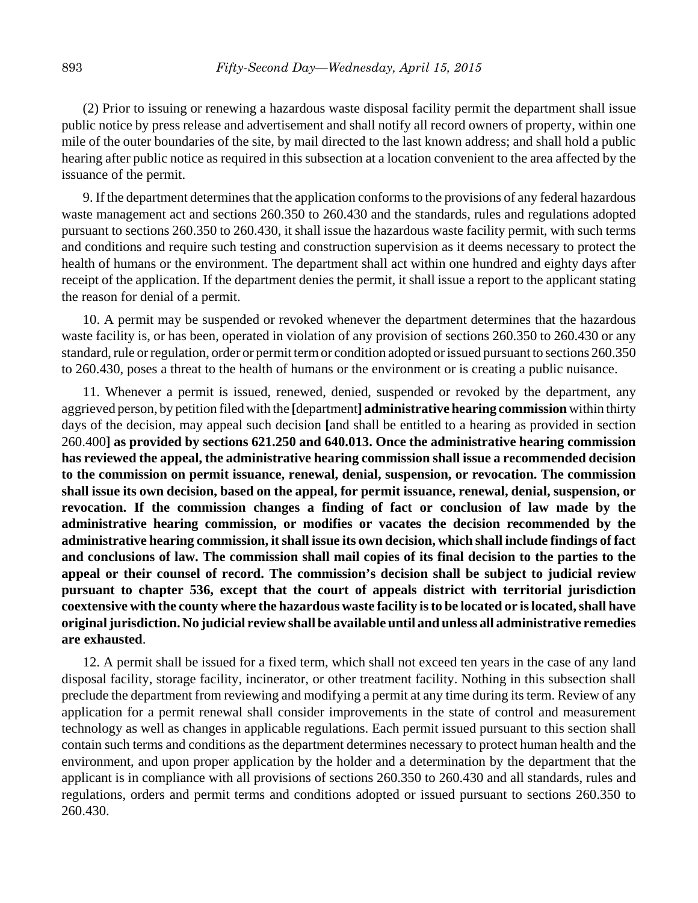(2) Prior to issuing or renewing a hazardous waste disposal facility permit the department shall issue public notice by press release and advertisement and shall notify all record owners of property, within one mile of the outer boundaries of the site, by mail directed to the last known address; and shall hold a public hearing after public notice as required in this subsection at a location convenient to the area affected by the issuance of the permit.

9. If the department determines that the application conforms to the provisions of any federal hazardous waste management act and sections 260.350 to 260.430 and the standards, rules and regulations adopted pursuant to sections 260.350 to 260.430, it shall issue the hazardous waste facility permit, with such terms and conditions and require such testing and construction supervision as it deems necessary to protect the health of humans or the environment. The department shall act within one hundred and eighty days after receipt of the application. If the department denies the permit, it shall issue a report to the applicant stating the reason for denial of a permit.

10. A permit may be suspended or revoked whenever the department determines that the hazardous waste facility is, or has been, operated in violation of any provision of sections 260.350 to 260.430 or any standard, rule or regulation, order or permit term or condition adopted or issued pursuant to sections 260.350 to 260.430, poses a threat to the health of humans or the environment or is creating a public nuisance.

11. Whenever a permit is issued, renewed, denied, suspended or revoked by the department, any aggrieved person, by petition filed with the **[**department**] administrative hearing commission** within thirty days of the decision, may appeal such decision **[**and shall be entitled to a hearing as provided in section 260.400**] as provided by sections 621.250 and 640.013. Once the administrative hearing commission has reviewed the appeal, the administrative hearing commission shall issue a recommended decision to the commission on permit issuance, renewal, denial, suspension, or revocation. The commission shall issue its own decision, based on the appeal, for permit issuance, renewal, denial, suspension, or revocation. If the commission changes a finding of fact or conclusion of law made by the administrative hearing commission, or modifies or vacates the decision recommended by the administrative hearing commission, it shall issue its own decision, which shall include findings of fact and conclusions of law. The commission shall mail copies of its final decision to the parties to the appeal or their counsel of record. The commission's decision shall be subject to judicial review pursuant to chapter 536, except that the court of appeals district with territorial jurisdiction coextensive with the county where the hazardous waste facility is to be located or is located, shall have original jurisdiction. No judicial review shall be available until and unless all administrative remedies are exhausted**.

12. A permit shall be issued for a fixed term, which shall not exceed ten years in the case of any land disposal facility, storage facility, incinerator, or other treatment facility. Nothing in this subsection shall preclude the department from reviewing and modifying a permit at any time during its term. Review of any application for a permit renewal shall consider improvements in the state of control and measurement technology as well as changes in applicable regulations. Each permit issued pursuant to this section shall contain such terms and conditions as the department determines necessary to protect human health and the environment, and upon proper application by the holder and a determination by the department that the applicant is in compliance with all provisions of sections 260.350 to 260.430 and all standards, rules and regulations, orders and permit terms and conditions adopted or issued pursuant to sections 260.350 to 260.430.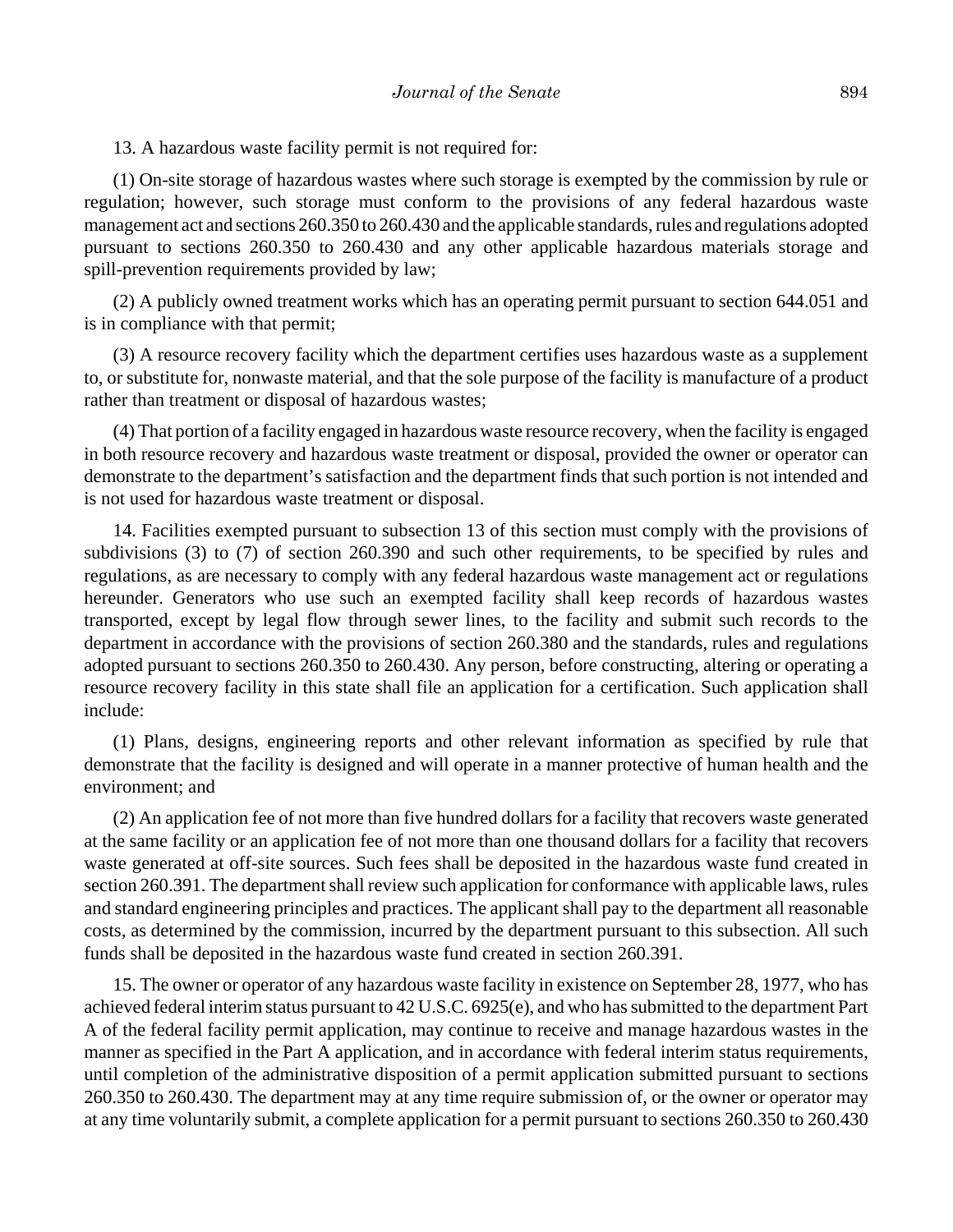13. A hazardous waste facility permit is not required for:

(1) On-site storage of hazardous wastes where such storage is exempted by the commission by rule or regulation; however, such storage must conform to the provisions of any federal hazardous waste management act and sections 260.350 to 260.430 and the applicable standards, rules and regulations adopted pursuant to sections 260.350 to 260.430 and any other applicable hazardous materials storage and spill-prevention requirements provided by law;

(2) A publicly owned treatment works which has an operating permit pursuant to section 644.051 and is in compliance with that permit;

(3) A resource recovery facility which the department certifies uses hazardous waste as a supplement to, or substitute for, nonwaste material, and that the sole purpose of the facility is manufacture of a product rather than treatment or disposal of hazardous wastes;

(4) That portion of a facility engaged in hazardous waste resource recovery, when the facility is engaged in both resource recovery and hazardous waste treatment or disposal, provided the owner or operator can demonstrate to the department's satisfaction and the department finds that such portion is not intended and is not used for hazardous waste treatment or disposal.

14. Facilities exempted pursuant to subsection 13 of this section must comply with the provisions of subdivisions (3) to (7) of section 260.390 and such other requirements, to be specified by rules and regulations, as are necessary to comply with any federal hazardous waste management act or regulations hereunder. Generators who use such an exempted facility shall keep records of hazardous wastes transported, except by legal flow through sewer lines, to the facility and submit such records to the department in accordance with the provisions of section 260.380 and the standards, rules and regulations adopted pursuant to sections 260.350 to 260.430. Any person, before constructing, altering or operating a resource recovery facility in this state shall file an application for a certification. Such application shall include:

(1) Plans, designs, engineering reports and other relevant information as specified by rule that demonstrate that the facility is designed and will operate in a manner protective of human health and the environment; and

(2) An application fee of not more than five hundred dollars for a facility that recovers waste generated at the same facility or an application fee of not more than one thousand dollars for a facility that recovers waste generated at off-site sources. Such fees shall be deposited in the hazardous waste fund created in section 260.391. The department shall review such application for conformance with applicable laws, rules and standard engineering principles and practices. The applicant shall pay to the department all reasonable costs, as determined by the commission, incurred by the department pursuant to this subsection. All such funds shall be deposited in the hazardous waste fund created in section 260.391.

15. The owner or operator of any hazardous waste facility in existence on September 28, 1977, who has achieved federal interim status pursuant to 42 U.S.C. 6925(e), and who has submitted to the department Part A of the federal facility permit application, may continue to receive and manage hazardous wastes in the manner as specified in the Part A application, and in accordance with federal interim status requirements, until completion of the administrative disposition of a permit application submitted pursuant to sections 260.350 to 260.430. The department may at any time require submission of, or the owner or operator may at any time voluntarily submit, a complete application for a permit pursuant to sections 260.350 to 260.430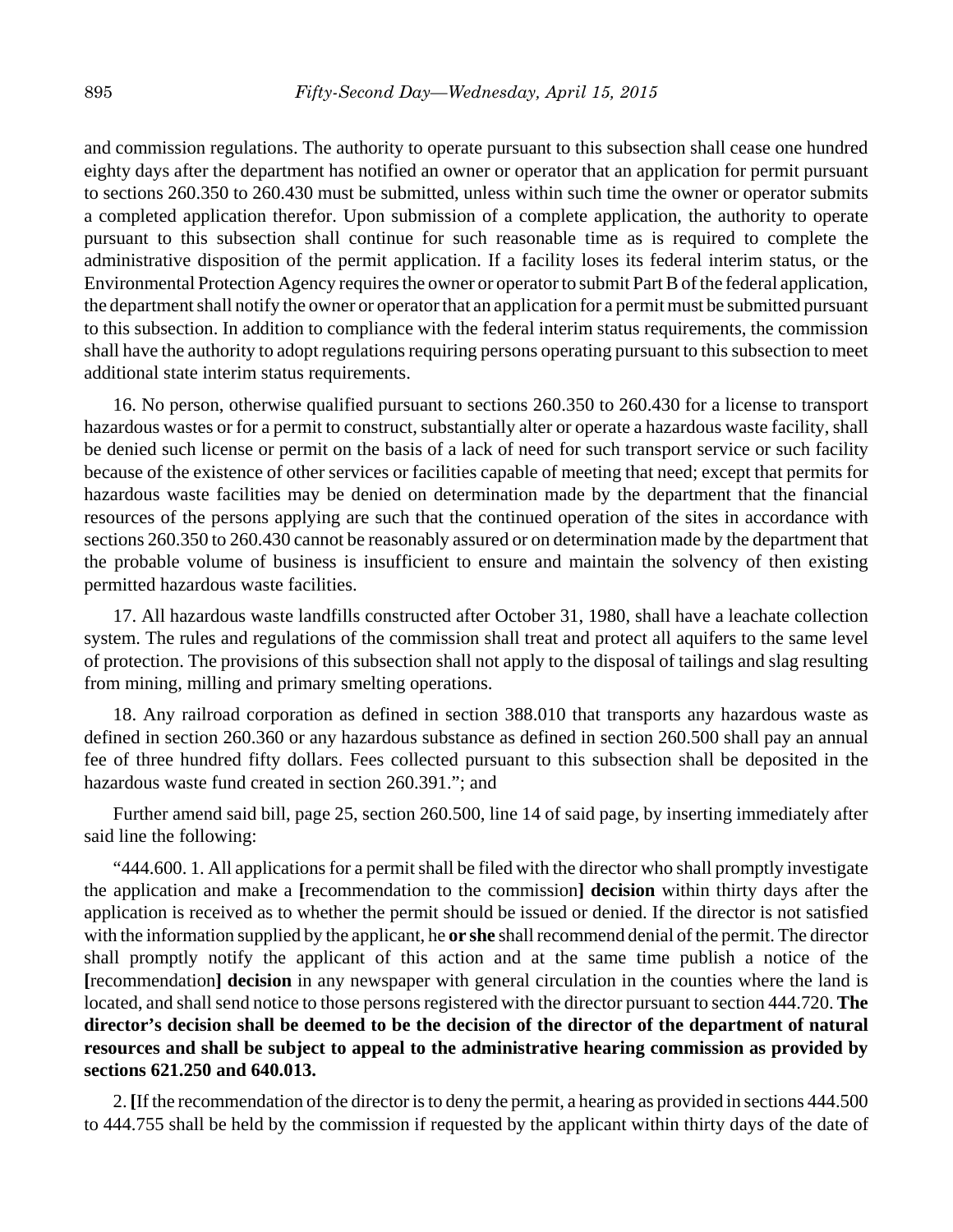and commission regulations. The authority to operate pursuant to this subsection shall cease one hundred eighty days after the department has notified an owner or operator that an application for permit pursuant to sections 260.350 to 260.430 must be submitted, unless within such time the owner or operator submits a completed application therefor. Upon submission of a complete application, the authority to operate pursuant to this subsection shall continue for such reasonable time as is required to complete the administrative disposition of the permit application. If a facility loses its federal interim status, or the Environmental Protection Agency requires the owner or operator to submit Part B of the federal application, the department shall notify the owner or operator that an application for a permit must be submitted pursuant to this subsection. In addition to compliance with the federal interim status requirements, the commission shall have the authority to adopt regulations requiring persons operating pursuant to this subsection to meet additional state interim status requirements.

16. No person, otherwise qualified pursuant to sections 260.350 to 260.430 for a license to transport hazardous wastes or for a permit to construct, substantially alter or operate a hazardous waste facility, shall be denied such license or permit on the basis of a lack of need for such transport service or such facility because of the existence of other services or facilities capable of meeting that need; except that permits for hazardous waste facilities may be denied on determination made by the department that the financial resources of the persons applying are such that the continued operation of the sites in accordance with sections 260.350 to 260.430 cannot be reasonably assured or on determination made by the department that the probable volume of business is insufficient to ensure and maintain the solvency of then existing permitted hazardous waste facilities.

17. All hazardous waste landfills constructed after October 31, 1980, shall have a leachate collection system. The rules and regulations of the commission shall treat and protect all aquifers to the same level of protection. The provisions of this subsection shall not apply to the disposal of tailings and slag resulting from mining, milling and primary smelting operations.

18. Any railroad corporation as defined in section 388.010 that transports any hazardous waste as defined in section 260.360 or any hazardous substance as defined in section 260.500 shall pay an annual fee of three hundred fifty dollars. Fees collected pursuant to this subsection shall be deposited in the hazardous waste fund created in section 260.391."; and

Further amend said bill, page 25, section 260.500, line 14 of said page, by inserting immediately after said line the following:

"444.600. 1. All applications for a permit shall be filed with the director who shall promptly investigate the application and make a **[**recommendation to the commission**]** **decision** within thirty days after the application is received as to whether the permit should be issued or denied. If the director is not satisfied with the information supplied by the applicant, he **or she** shall recommend denial of the permit. The director shall promptly notify the applicant of this action and at the same time publish a notice of the **[**recommendation**]** **decision** in any newspaper with general circulation in the counties where the land is located, and shall send notice to those persons registered with the director pursuant to section 444.720. **The director's decision shall be deemed to be the decision of the director of the department of natural resources and shall be subject to appeal to the administrative hearing commission as provided by sections 621.250 and 640.013.**

2. **[**If the recommendation of the director is to deny the permit, a hearing as provided in sections 444.500 to 444.755 shall be held by the commission if requested by the applicant within thirty days of the date of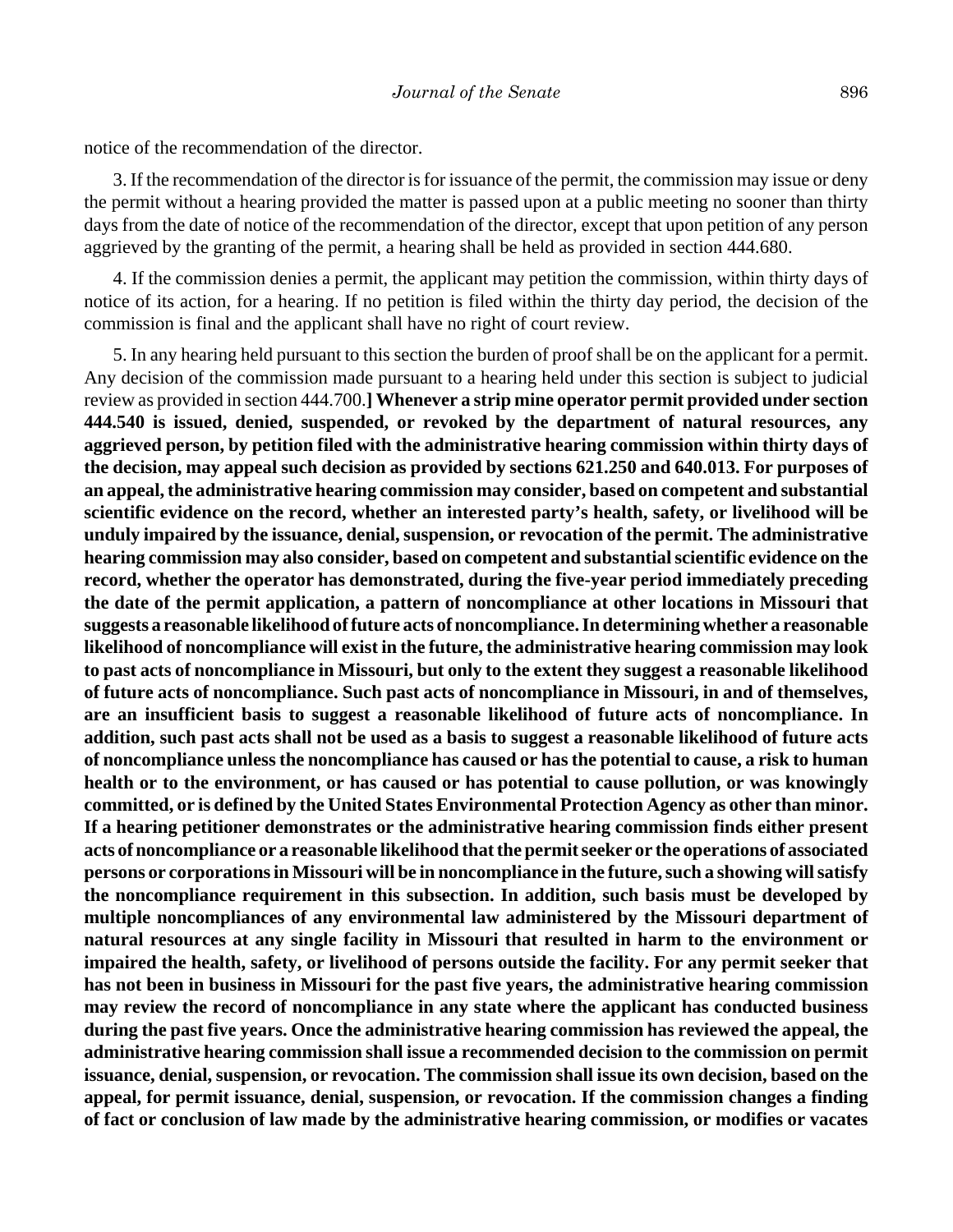notice of the recommendation of the director.

3. If the recommendation of the director is for issuance of the permit, the commission may issue or deny the permit without a hearing provided the matter is passed upon at a public meeting no sooner than thirty days from the date of notice of the recommendation of the director, except that upon petition of any person aggrieved by the granting of the permit, a hearing shall be held as provided in section 444.680.

4. If the commission denies a permit, the applicant may petition the commission, within thirty days of notice of its action, for a hearing. If no petition is filed within the thirty day period, the decision of the commission is final and the applicant shall have no right of court review.

5. In any hearing held pursuant to this section the burden of proof shall be on the applicant for a permit. Any decision of the commission made pursuant to a hearing held under this section is subject to judicial review as provided in section 444.700.**] Whenever a strip mine operator permit provided under section 444.540 is issued, denied, suspended, or revoked by the department of natural resources, any aggrieved person, by petition filed with the administrative hearing commission within thirty days of the decision, may appeal such decision as provided by sections 621.250 and 640.013. For purposes of an appeal, the administrative hearing commission may consider, based on competent and substantial scientific evidence on the record, whether an interested party's health, safety, or livelihood will be unduly impaired by the issuance, denial, suspension, or revocation of the permit. The administrative hearing commission may also consider, based on competent and substantial scientific evidence on the record, whether the operator has demonstrated, during the five-year period immediately preceding the date of the permit application, a pattern of noncompliance at other locations in Missouri that suggests a reasonable likelihood of future acts of noncompliance. In determining whether a reasonable likelihood of noncompliance will exist in the future, the administrative hearing commission may look to past acts of noncompliance in Missouri, but only to the extent they suggest a reasonable likelihood of future acts of noncompliance. Such past acts of noncompliance in Missouri, in and of themselves, are an insufficient basis to suggest a reasonable likelihood of future acts of noncompliance. In addition, such past acts shall not be used as a basis to suggest a reasonable likelihood of future acts of noncompliance unless the noncompliance has caused or has the potential to cause, a risk to human health or to the environment, or has caused or has potential to cause pollution, or was knowingly committed, or is defined by the United States Environmental Protection Agency as other than minor. If a hearing petitioner demonstrates or the administrative hearing commission finds either present acts of noncompliance or a reasonable likelihood that the permit seeker or the operations of associated persons or corporations in Missouri will be in noncompliance in the future, such a showing will satisfy the noncompliance requirement in this subsection. In addition, such basis must be developed by multiple noncompliances of any environmental law administered by the Missouri department of natural resources at any single facility in Missouri that resulted in harm to the environment or impaired the health, safety, or livelihood of persons outside the facility. For any permit seeker that has not been in business in Missouri for the past five years, the administrative hearing commission may review the record of noncompliance in any state where the applicant has conducted business during the past five years. Once the administrative hearing commission has reviewed the appeal, the administrative hearing commission shall issue a recommended decision to the commission on permit issuance, denial, suspension, or revocation. The commission shall issue its own decision, based on the appeal, for permit issuance, denial, suspension, or revocation. If the commission changes a finding of fact or conclusion of law made by the administrative hearing commission, or modifies or vacates**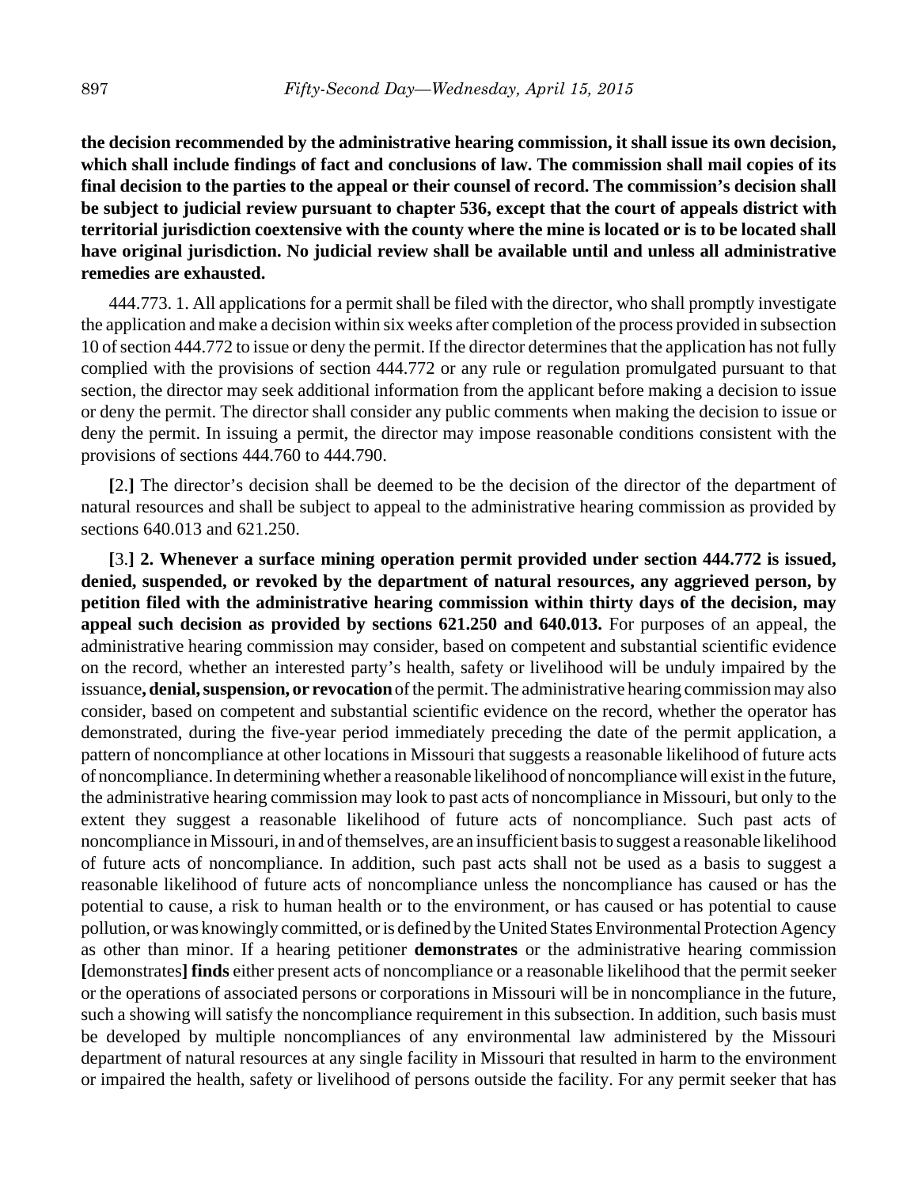**the decision recommended by the administrative hearing commission, it shall issue its own decision, which shall include findings of fact and conclusions of law. The commission shall mail copies of its final decision to the parties to the appeal or their counsel of record. The commission's decision shall be subject to judicial review pursuant to chapter 536, except that the court of appeals district with territorial jurisdiction coextensive with the county where the mine is located or is to be located shall have original jurisdiction. No judicial review shall be available until and unless all administrative remedies are exhausted.**

444.773. 1. All applications for a permit shall be filed with the director, who shall promptly investigate the application and make a decision within six weeks after completion of the process provided in subsection 10 of section 444.772 to issue or deny the permit. If the director determines that the application has not fully complied with the provisions of section 444.772 or any rule or regulation promulgated pursuant to that section, the director may seek additional information from the applicant before making a decision to issue or deny the permit. The director shall consider any public comments when making the decision to issue or deny the permit. In issuing a permit, the director may impose reasonable conditions consistent with the provisions of sections 444.760 to 444.790.

**[**2.**]** The director's decision shall be deemed to be the decision of the director of the department of natural resources and shall be subject to appeal to the administrative hearing commission as provided by sections 640.013 and 621.250.

**[**3.**] 2. Whenever a surface mining operation permit provided under section 444.772 is issued, denied, suspended, or revoked by the department of natural resources, any aggrieved person, by petition filed with the administrative hearing commission within thirty days of the decision, may appeal such decision as provided by sections 621.250 and 640.013.** For purposes of an appeal, the administrative hearing commission may consider, based on competent and substantial scientific evidence on the record, whether an interested party's health, safety or livelihood will be unduly impaired by the issuance**, denial, suspension, or revocation** of the permit. The administrative hearing commission may also consider, based on competent and substantial scientific evidence on the record, whether the operator has demonstrated, during the five-year period immediately preceding the date of the permit application, a pattern of noncompliance at other locations in Missouri that suggests a reasonable likelihood of future acts of noncompliance. In determining whether a reasonable likelihood of noncompliance will exist in the future, the administrative hearing commission may look to past acts of noncompliance in Missouri, but only to the extent they suggest a reasonable likelihood of future acts of noncompliance. Such past acts of noncompliance in Missouri, in and of themselves, are an insufficient basis to suggest a reasonable likelihood of future acts of noncompliance. In addition, such past acts shall not be used as a basis to suggest a reasonable likelihood of future acts of noncompliance unless the noncompliance has caused or has the potential to cause, a risk to human health or to the environment, or has caused or has potential to cause pollution, or was knowingly committed, or is defined by the United States Environmental Protection Agency as other than minor. If a hearing petitioner **demonstrates** or the administrative hearing commission **[**demonstrates**] finds** either present acts of noncompliance or a reasonable likelihood that the permit seeker or the operations of associated persons or corporations in Missouri will be in noncompliance in the future, such a showing will satisfy the noncompliance requirement in this subsection. In addition, such basis must be developed by multiple noncompliances of any environmental law administered by the Missouri department of natural resources at any single facility in Missouri that resulted in harm to the environment or impaired the health, safety or livelihood of persons outside the facility. For any permit seeker that has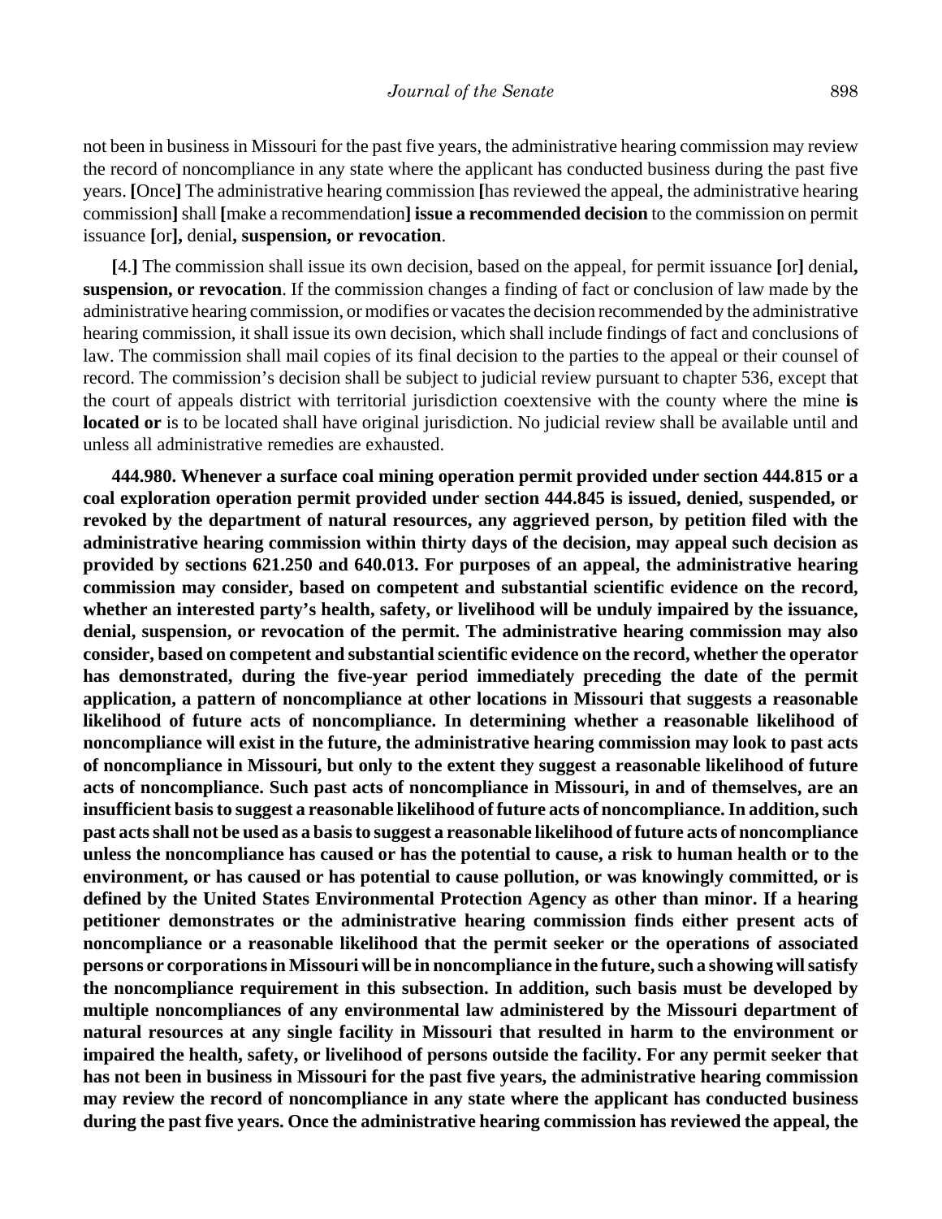not been in business in Missouri for the past five years, the administrative hearing commission may review the record of noncompliance in any state where the applicant has conducted business during the past five years. **[**Once**]** The administrative hearing commission **[**has reviewed the appeal, the administrative hearing commission**]** shall **[**make a recommendation**]** **issue a recommended decision** to the commission on permit issuance **[**or**],** denial**, suspension, or revocation**.

**[**4.**]** The commission shall issue its own decision, based on the appeal, for permit issuance **[**or**]** denial**, suspension, or revocation**. If the commission changes a finding of fact or conclusion of law made by the administrative hearing commission, or modifies or vacates the decision recommended by the administrative hearing commission, it shall issue its own decision, which shall include findings of fact and conclusions of law. The commission shall mail copies of its final decision to the parties to the appeal or their counsel of record. The commission's decision shall be subject to judicial review pursuant to chapter 536, except that the court of appeals district with territorial jurisdiction coextensive with the county where the mine **is located or** is to be located shall have original jurisdiction. No judicial review shall be available until and unless all administrative remedies are exhausted.

**444.980. Whenever a surface coal mining operation permit provided under section 444.815 or a coal exploration operation permit provided under section 444.845 is issued, denied, suspended, or revoked by the department of natural resources, any aggrieved person, by petition filed with the administrative hearing commission within thirty days of the decision, may appeal such decision as provided by sections 621.250 and 640.013. For purposes of an appeal, the administrative hearing commission may consider, based on competent and substantial scientific evidence on the record, whether an interested party's health, safety, or livelihood will be unduly impaired by the issuance, denial, suspension, or revocation of the permit. The administrative hearing commission may also consider, based on competent and substantial scientific evidence on the record, whether the operator has demonstrated, during the five-year period immediately preceding the date of the permit application, a pattern of noncompliance at other locations in Missouri that suggests a reasonable likelihood of future acts of noncompliance. In determining whether a reasonable likelihood of noncompliance will exist in the future, the administrative hearing commission may look to past acts of noncompliance in Missouri, but only to the extent they suggest a reasonable likelihood of future acts of noncompliance. Such past acts of noncompliance in Missouri, in and of themselves, are an insufficient basis to suggest a reasonable likelihood of future acts of noncompliance. In addition, such past acts shall not be used as a basis to suggest a reasonable likelihood of future acts of noncompliance unless the noncompliance has caused or has the potential to cause, a risk to human health or to the environment, or has caused or has potential to cause pollution, or was knowingly committed, or is defined by the United States Environmental Protection Agency as other than minor. If a hearing petitioner demonstrates or the administrative hearing commission finds either present acts of noncompliance or a reasonable likelihood that the permit seeker or the operations of associated persons or corporations in Missouri will be in noncompliance in the future, such a showing will satisfy the noncompliance requirement in this subsection. In addition, such basis must be developed by multiple noncompliances of any environmental law administered by the Missouri department of natural resources at any single facility in Missouri that resulted in harm to the environment or impaired the health, safety, or livelihood of persons outside the facility. For any permit seeker that has not been in business in Missouri for the past five years, the administrative hearing commission may review the record of noncompliance in any state where the applicant has conducted business during the past five years. Once the administrative hearing commission has reviewed the appeal, the**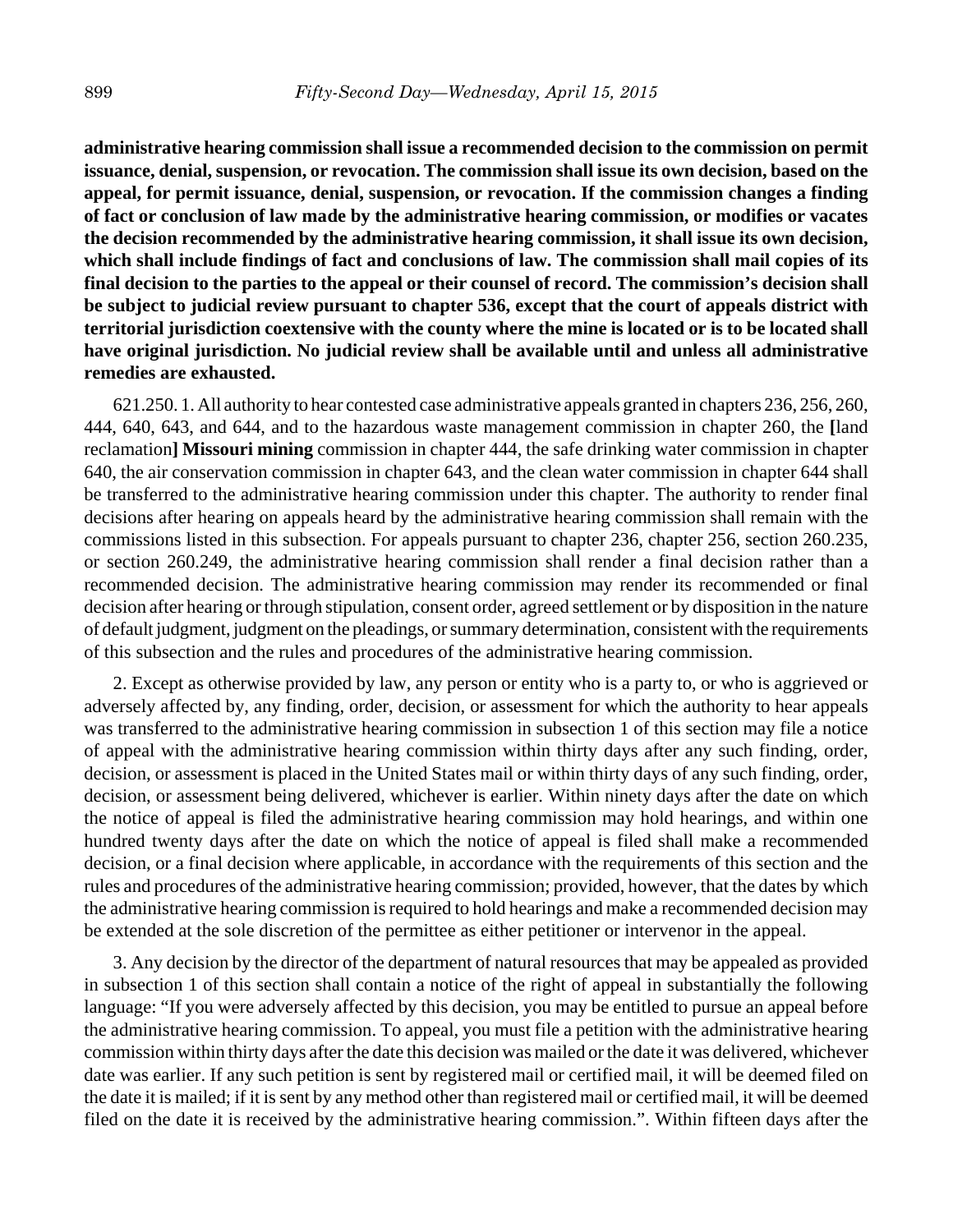**administrative hearing commission shall issue a recommended decision to the commission on permit issuance, denial, suspension, or revocation. The commission shall issue its own decision, based on the appeal, for permit issuance, denial, suspension, or revocation. If the commission changes a finding of fact or conclusion of law made by the administrative hearing commission, or modifies or vacates the decision recommended by the administrative hearing commission, it shall issue its own decision, which shall include findings of fact and conclusions of law. The commission shall mail copies of its final decision to the parties to the appeal or their counsel of record. The commission's decision shall be subject to judicial review pursuant to chapter 536, except that the court of appeals district with territorial jurisdiction coextensive with the county where the mine is located or is to be located shall have original jurisdiction. No judicial review shall be available until and unless all administrative remedies are exhausted.**

621.250. 1. All authority to hear contested case administrative appeals granted in chapters 236, 256, 260, 444, 640, 643, and 644, and to the hazardous waste management commission in chapter 260, the **[**land reclamation**] Missouri mining** commission in chapter 444, the safe drinking water commission in chapter 640, the air conservation commission in chapter 643, and the clean water commission in chapter 644 shall be transferred to the administrative hearing commission under this chapter. The authority to render final decisions after hearing on appeals heard by the administrative hearing commission shall remain with the commissions listed in this subsection. For appeals pursuant to chapter 236, chapter 256, section 260.235, or section 260.249, the administrative hearing commission shall render a final decision rather than a recommended decision. The administrative hearing commission may render its recommended or final decision after hearing or through stipulation, consent order, agreed settlement or by disposition in the nature of default judgment, judgment on the pleadings, or summary determination, consistent with the requirements of this subsection and the rules and procedures of the administrative hearing commission.

2. Except as otherwise provided by law, any person or entity who is a party to, or who is aggrieved or adversely affected by, any finding, order, decision, or assessment for which the authority to hear appeals was transferred to the administrative hearing commission in subsection 1 of this section may file a notice of appeal with the administrative hearing commission within thirty days after any such finding, order, decision, or assessment is placed in the United States mail or within thirty days of any such finding, order, decision, or assessment being delivered, whichever is earlier. Within ninety days after the date on which the notice of appeal is filed the administrative hearing commission may hold hearings, and within one hundred twenty days after the date on which the notice of appeal is filed shall make a recommended decision, or a final decision where applicable, in accordance with the requirements of this section and the rules and procedures of the administrative hearing commission; provided, however, that the dates by which the administrative hearing commission is required to hold hearings and make a recommended decision may be extended at the sole discretion of the permittee as either petitioner or intervenor in the appeal.

3. Any decision by the director of the department of natural resources that may be appealed as provided in subsection 1 of this section shall contain a notice of the right of appeal in substantially the following language: "If you were adversely affected by this decision, you may be entitled to pursue an appeal before the administrative hearing commission. To appeal, you must file a petition with the administrative hearing commission within thirty days after the date this decision was mailed or the date it was delivered, whichever date was earlier. If any such petition is sent by registered mail or certified mail, it will be deemed filed on the date it is mailed; if it is sent by any method other than registered mail or certified mail, it will be deemed filed on the date it is received by the administrative hearing commission.". Within fifteen days after the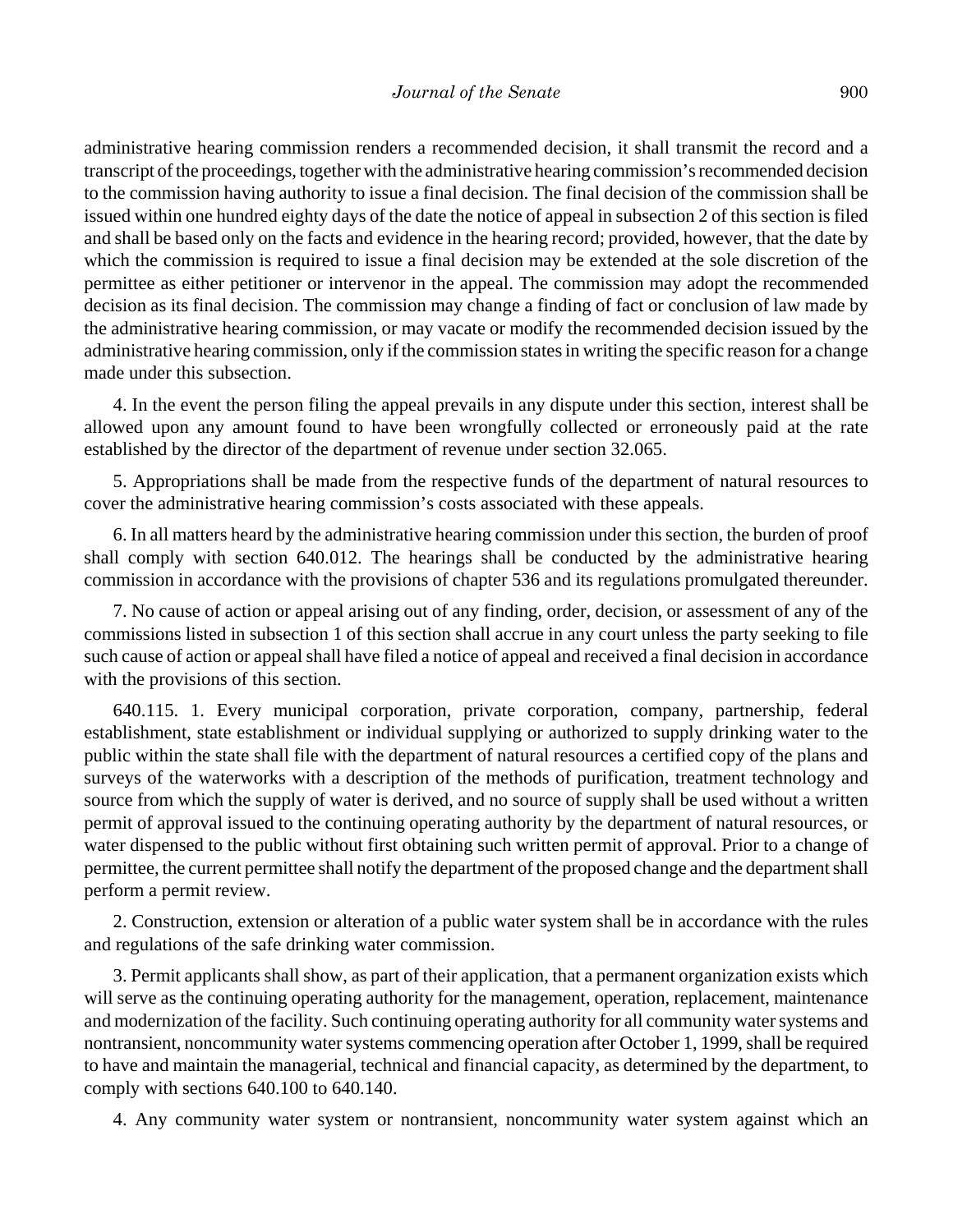administrative hearing commission renders a recommended decision, it shall transmit the record and a transcript of the proceedings, together with the administrative hearing commission's recommended decision to the commission having authority to issue a final decision. The final decision of the commission shall be issued within one hundred eighty days of the date the notice of appeal in subsection 2 of this section is filed and shall be based only on the facts and evidence in the hearing record; provided, however, that the date by which the commission is required to issue a final decision may be extended at the sole discretion of the permittee as either petitioner or intervenor in the appeal. The commission may adopt the recommended decision as its final decision. The commission may change a finding of fact or conclusion of law made by the administrative hearing commission, or may vacate or modify the recommended decision issued by the administrative hearing commission, only if the commission states in writing the specific reason for a change made under this subsection.

4. In the event the person filing the appeal prevails in any dispute under this section, interest shall be allowed upon any amount found to have been wrongfully collected or erroneously paid at the rate established by the director of the department of revenue under section 32.065.

5. Appropriations shall be made from the respective funds of the department of natural resources to cover the administrative hearing commission's costs associated with these appeals.

6. In all matters heard by the administrative hearing commission under this section, the burden of proof shall comply with section 640.012. The hearings shall be conducted by the administrative hearing commission in accordance with the provisions of chapter 536 and its regulations promulgated thereunder.

7. No cause of action or appeal arising out of any finding, order, decision, or assessment of any of the commissions listed in subsection 1 of this section shall accrue in any court unless the party seeking to file such cause of action or appeal shall have filed a notice of appeal and received a final decision in accordance with the provisions of this section.

640.115. 1. Every municipal corporation, private corporation, company, partnership, federal establishment, state establishment or individual supplying or authorized to supply drinking water to the public within the state shall file with the department of natural resources a certified copy of the plans and surveys of the waterworks with a description of the methods of purification, treatment technology and source from which the supply of water is derived, and no source of supply shall be used without a written permit of approval issued to the continuing operating authority by the department of natural resources, or water dispensed to the public without first obtaining such written permit of approval. Prior to a change of permittee, the current permittee shall notify the department of the proposed change and the department shall perform a permit review.

2. Construction, extension or alteration of a public water system shall be in accordance with the rules and regulations of the safe drinking water commission.

3. Permit applicants shall show, as part of their application, that a permanent organization exists which will serve as the continuing operating authority for the management, operation, replacement, maintenance and modernization of the facility. Such continuing operating authority for all community water systems and nontransient, noncommunity water systems commencing operation after October 1, 1999, shall be required to have and maintain the managerial, technical and financial capacity, as determined by the department, to comply with sections 640.100 to 640.140.

4. Any community water system or nontransient, noncommunity water system against which an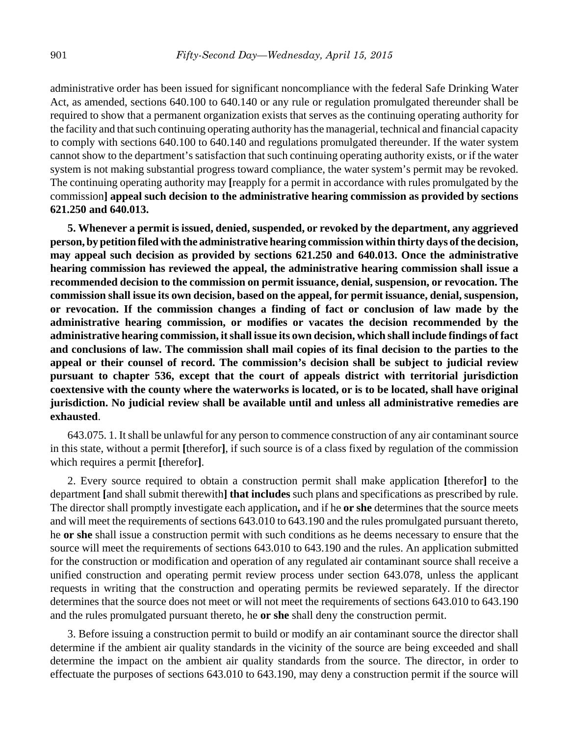administrative order has been issued for significant noncompliance with the federal Safe Drinking Water Act, as amended, sections 640.100 to 640.140 or any rule or regulation promulgated thereunder shall be required to show that a permanent organization exists that serves as the continuing operating authority for the facility and that such continuing operating authority has the managerial, technical and financial capacity to comply with sections 640.100 to 640.140 and regulations promulgated thereunder. If the water system cannot show to the department's satisfaction that such continuing operating authority exists, or if the water system is not making substantial progress toward compliance, the water system's permit may be revoked. The continuing operating authority may **[**reapply for a permit in accordance with rules promulgated by the commission**] appeal such decision to the administrative hearing commission as provided by sections 621.250 and 640.013.**

**5. Whenever a permit is issued, denied, suspended, or revoked by the department, any aggrieved person, by petition filed with the administrative hearing commission within thirty days of the decision, may appeal such decision as provided by sections 621.250 and 640.013. Once the administrative hearing commission has reviewed the appeal, the administrative hearing commission shall issue a recommended decision to the commission on permit issuance, denial, suspension, or revocation. The commission shall issue its own decision, based on the appeal, for permit issuance, denial, suspension, or revocation. If the commission changes a finding of fact or conclusion of law made by the administrative hearing commission, or modifies or vacates the decision recommended by the administrative hearing commission, it shall issue its own decision, which shall include findings of fact and conclusions of law. The commission shall mail copies of its final decision to the parties to the appeal or their counsel of record. The commission's decision shall be subject to judicial review pursuant to chapter 536, except that the court of appeals district with territorial jurisdiction coextensive with the county where the waterworks is located, or is to be located, shall have original jurisdiction. No judicial review shall be available until and unless all administrative remedies are exhausted**.

643.075. 1. It shall be unlawful for any person to commence construction of any air contaminant source in this state, without a permit **[**therefor**]**, if such source is of a class fixed by regulation of the commission which requires a permit **[**therefor**]**.

2. Every source required to obtain a construction permit shall make application **[**therefor**]** to the department **[**and shall submit therewith**] that includes** such plans and specifications as prescribed by rule. The director shall promptly investigate each application**,** and if he **or she** determines that the source meets and will meet the requirements of sections 643.010 to 643.190 and the rules promulgated pursuant thereto, he **or she** shall issue a construction permit with such conditions as he deems necessary to ensure that the source will meet the requirements of sections 643.010 to 643.190 and the rules. An application submitted for the construction or modification and operation of any regulated air contaminant source shall receive a unified construction and operating permit review process under section 643.078, unless the applicant requests in writing that the construction and operating permits be reviewed separately. If the director determines that the source does not meet or will not meet the requirements of sections 643.010 to 643.190 and the rules promulgated pursuant thereto, he **or she** shall deny the construction permit.

3. Before issuing a construction permit to build or modify an air contaminant source the director shall determine if the ambient air quality standards in the vicinity of the source are being exceeded and shall determine the impact on the ambient air quality standards from the source. The director, in order to effectuate the purposes of sections 643.010 to 643.190, may deny a construction permit if the source will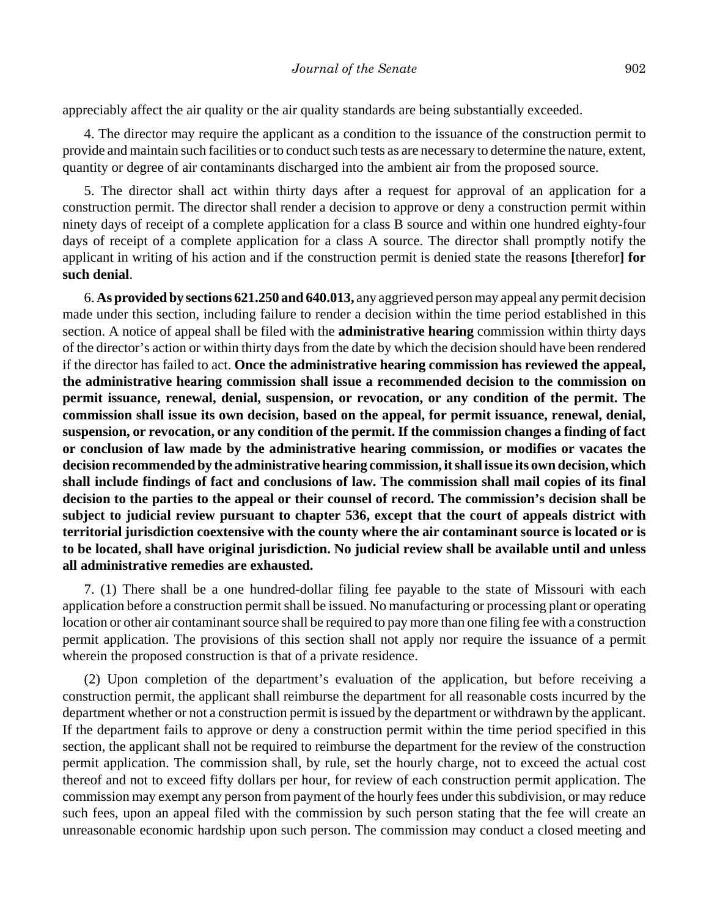appreciably affect the air quality or the air quality standards are being substantially exceeded.

4. The director may require the applicant as a condition to the issuance of the construction permit to provide and maintain such facilities or to conduct such tests as are necessary to determine the nature, extent, quantity or degree of air contaminants discharged into the ambient air from the proposed source.

5. The director shall act within thirty days after a request for approval of an application for a construction permit. The director shall render a decision to approve or deny a construction permit within ninety days of receipt of a complete application for a class B source and within one hundred eighty-four days of receipt of a complete application for a class A source. The director shall promptly notify the applicant in writing of his action and if the construction permit is denied state the reasons **[**therefor**] for such denial**.

6. **As provided by sections 621.250 and 640.013,** any aggrieved person may appeal any permit decision made under this section, including failure to render a decision within the time period established in this section. A notice of appeal shall be filed with the **administrative hearing** commission within thirty days of the director's action or within thirty days from the date by which the decision should have been rendered if the director has failed to act. **Once the administrative hearing commission has reviewed the appeal, the administrative hearing commission shall issue a recommended decision to the commission on permit issuance, renewal, denial, suspension, or revocation, or any condition of the permit. The commission shall issue its own decision, based on the appeal, for permit issuance, renewal, denial, suspension, or revocation, or any condition of the permit. If the commission changes a finding of fact or conclusion of law made by the administrative hearing commission, or modifies or vacates the decision recommended by the administrative hearing commission, it shall issue its own decision, which shall include findings of fact and conclusions of law. The commission shall mail copies of its final decision to the parties to the appeal or their counsel of record. The commission's decision shall be subject to judicial review pursuant to chapter 536, except that the court of appeals district with territorial jurisdiction coextensive with the county where the air contaminant source is located or is to be located, shall have original jurisdiction. No judicial review shall be available until and unless all administrative remedies are exhausted.**

7. (1) There shall be a one hundred-dollar filing fee payable to the state of Missouri with each application before a construction permit shall be issued. No manufacturing or processing plant or operating location or other air contaminant source shall be required to pay more than one filing fee with a construction permit application. The provisions of this section shall not apply nor require the issuance of a permit wherein the proposed construction is that of a private residence.

(2) Upon completion of the department's evaluation of the application, but before receiving a construction permit, the applicant shall reimburse the department for all reasonable costs incurred by the department whether or not a construction permit is issued by the department or withdrawn by the applicant. If the department fails to approve or deny a construction permit within the time period specified in this section, the applicant shall not be required to reimburse the department for the review of the construction permit application. The commission shall, by rule, set the hourly charge, not to exceed the actual cost thereof and not to exceed fifty dollars per hour, for review of each construction permit application. The commission may exempt any person from payment of the hourly fees under this subdivision, or may reduce such fees, upon an appeal filed with the commission by such person stating that the fee will create an unreasonable economic hardship upon such person. The commission may conduct a closed meeting and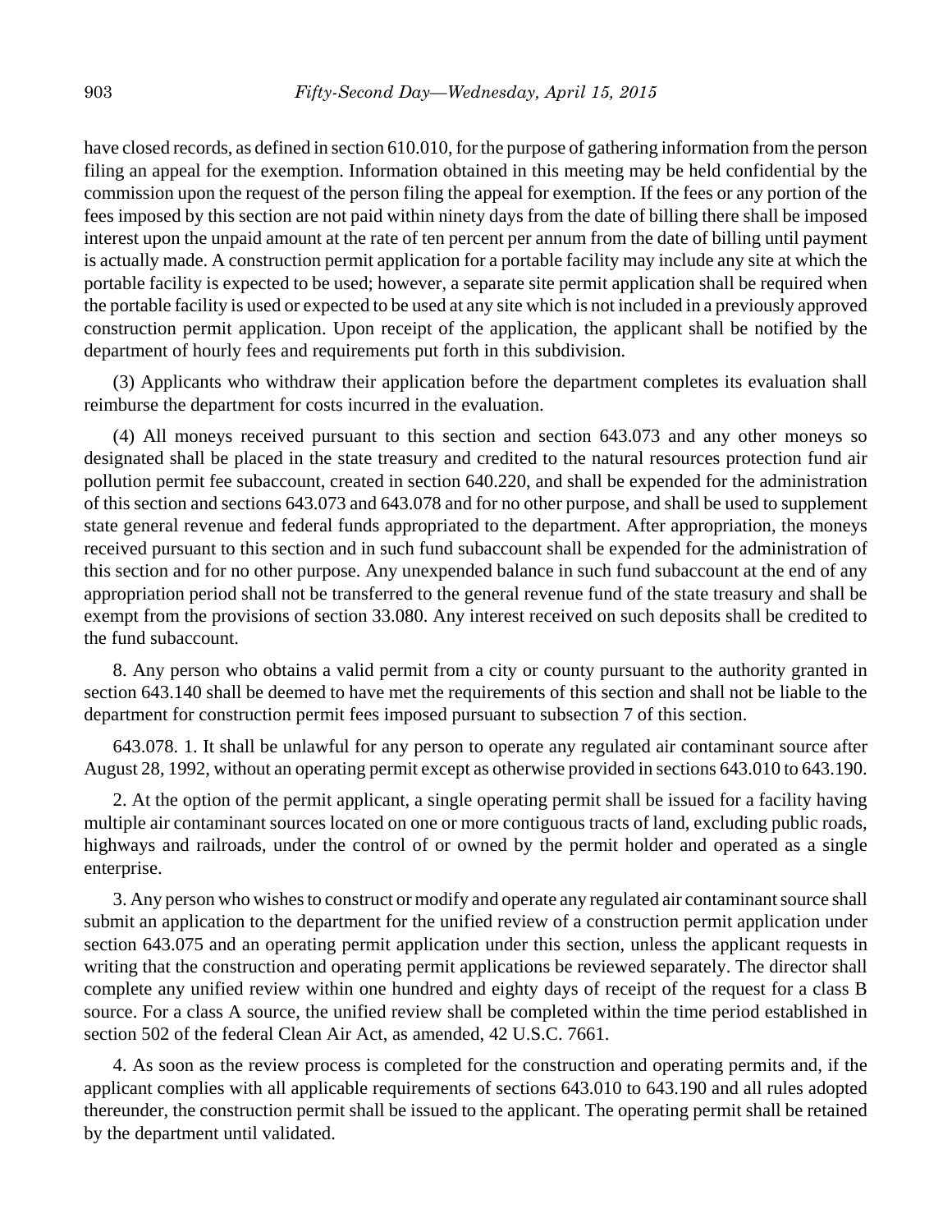have closed records, as defined in section 610.010, for the purpose of gathering information from the person filing an appeal for the exemption. Information obtained in this meeting may be held confidential by the commission upon the request of the person filing the appeal for exemption. If the fees or any portion of the fees imposed by this section are not paid within ninety days from the date of billing there shall be imposed interest upon the unpaid amount at the rate of ten percent per annum from the date of billing until payment is actually made. A construction permit application for a portable facility may include any site at which the portable facility is expected to be used; however, a separate site permit application shall be required when the portable facility is used or expected to be used at any site which is not included in a previously approved construction permit application. Upon receipt of the application, the applicant shall be notified by the department of hourly fees and requirements put forth in this subdivision.

(3) Applicants who withdraw their application before the department completes its evaluation shall reimburse the department for costs incurred in the evaluation.

(4) All moneys received pursuant to this section and section 643.073 and any other moneys so designated shall be placed in the state treasury and credited to the natural resources protection fund air pollution permit fee subaccount, created in section 640.220, and shall be expended for the administration of this section and sections 643.073 and 643.078 and for no other purpose, and shall be used to supplement state general revenue and federal funds appropriated to the department. After appropriation, the moneys received pursuant to this section and in such fund subaccount shall be expended for the administration of this section and for no other purpose. Any unexpended balance in such fund subaccount at the end of any appropriation period shall not be transferred to the general revenue fund of the state treasury and shall be exempt from the provisions of section 33.080. Any interest received on such deposits shall be credited to the fund subaccount.

8. Any person who obtains a valid permit from a city or county pursuant to the authority granted in section 643.140 shall be deemed to have met the requirements of this section and shall not be liable to the department for construction permit fees imposed pursuant to subsection 7 of this section.

643.078. 1. It shall be unlawful for any person to operate any regulated air contaminant source after August 28, 1992, without an operating permit except as otherwise provided in sections 643.010 to 643.190.

2. At the option of the permit applicant, a single operating permit shall be issued for a facility having multiple air contaminant sources located on one or more contiguous tracts of land, excluding public roads, highways and railroads, under the control of or owned by the permit holder and operated as a single enterprise.

3. Any person who wishes to construct or modify and operate any regulated air contaminant source shall submit an application to the department for the unified review of a construction permit application under section 643.075 and an operating permit application under this section, unless the applicant requests in writing that the construction and operating permit applications be reviewed separately. The director shall complete any unified review within one hundred and eighty days of receipt of the request for a class B source. For a class A source, the unified review shall be completed within the time period established in section 502 of the federal Clean Air Act, as amended, 42 U.S.C. 7661.

4. As soon as the review process is completed for the construction and operating permits and, if the applicant complies with all applicable requirements of sections 643.010 to 643.190 and all rules adopted thereunder, the construction permit shall be issued to the applicant. The operating permit shall be retained by the department until validated.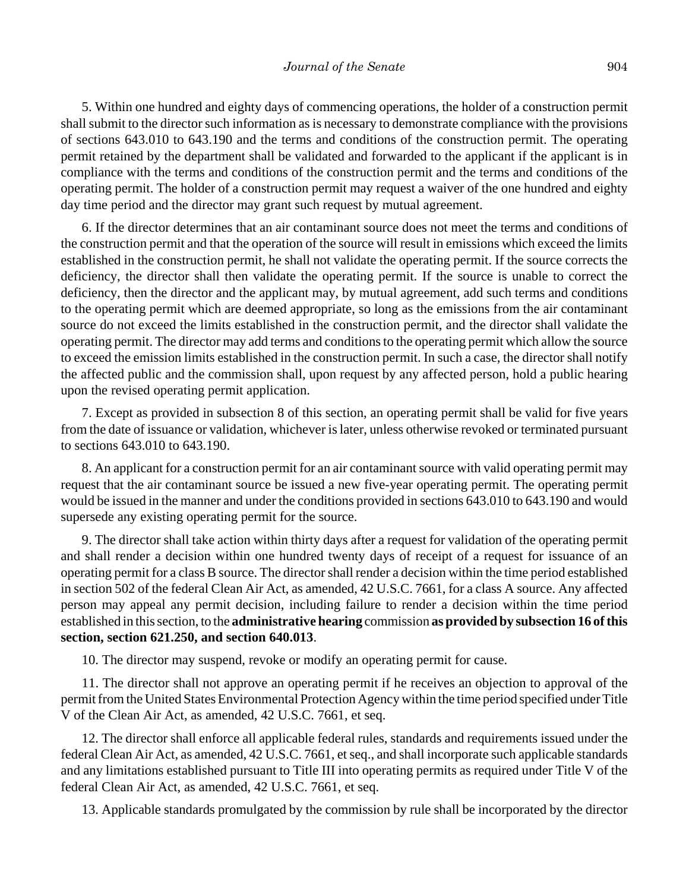5. Within one hundred and eighty days of commencing operations, the holder of a construction permit shall submit to the director such information as is necessary to demonstrate compliance with the provisions of sections 643.010 to 643.190 and the terms and conditions of the construction permit. The operating permit retained by the department shall be validated and forwarded to the applicant if the applicant is in compliance with the terms and conditions of the construction permit and the terms and conditions of the operating permit. The holder of a construction permit may request a waiver of the one hundred and eighty day time period and the director may grant such request by mutual agreement.

6. If the director determines that an air contaminant source does not meet the terms and conditions of the construction permit and that the operation of the source will result in emissions which exceed the limits established in the construction permit, he shall not validate the operating permit. If the source corrects the deficiency, the director shall then validate the operating permit. If the source is unable to correct the deficiency, then the director and the applicant may, by mutual agreement, add such terms and conditions to the operating permit which are deemed appropriate, so long as the emissions from the air contaminant source do not exceed the limits established in the construction permit, and the director shall validate the operating permit. The director may add terms and conditions to the operating permit which allow the source to exceed the emission limits established in the construction permit. In such a case, the director shall notify the affected public and the commission shall, upon request by any affected person, hold a public hearing upon the revised operating permit application.

7. Except as provided in subsection 8 of this section, an operating permit shall be valid for five years from the date of issuance or validation, whichever is later, unless otherwise revoked or terminated pursuant to sections 643.010 to 643.190.

8. An applicant for a construction permit for an air contaminant source with valid operating permit may request that the air contaminant source be issued a new five-year operating permit. The operating permit would be issued in the manner and under the conditions provided in sections 643.010 to 643.190 and would supersede any existing operating permit for the source.

9. The director shall take action within thirty days after a request for validation of the operating permit and shall render a decision within one hundred twenty days of receipt of a request for issuance of an operating permit for a class B source. The director shall render a decision within the time period established in section 502 of the federal Clean Air Act, as amended, 42 U.S.C. 7661, for a class A source. Any affected person may appeal any permit decision, including failure to render a decision within the time period established in this section, to the **administrative hearing** commission **as provided by subsection 16 of this section, section 621.250, and section 640.013**.

10. The director may suspend, revoke or modify an operating permit for cause.

11. The director shall not approve an operating permit if he receives an objection to approval of the permit from the United States Environmental Protection Agency within the time period specified under Title V of the Clean Air Act, as amended, 42 U.S.C. 7661, et seq.

12. The director shall enforce all applicable federal rules, standards and requirements issued under the federal Clean Air Act, as amended, 42 U.S.C. 7661, et seq., and shall incorporate such applicable standards and any limitations established pursuant to Title III into operating permits as required under Title V of the federal Clean Air Act, as amended, 42 U.S.C. 7661, et seq.

13. Applicable standards promulgated by the commission by rule shall be incorporated by the director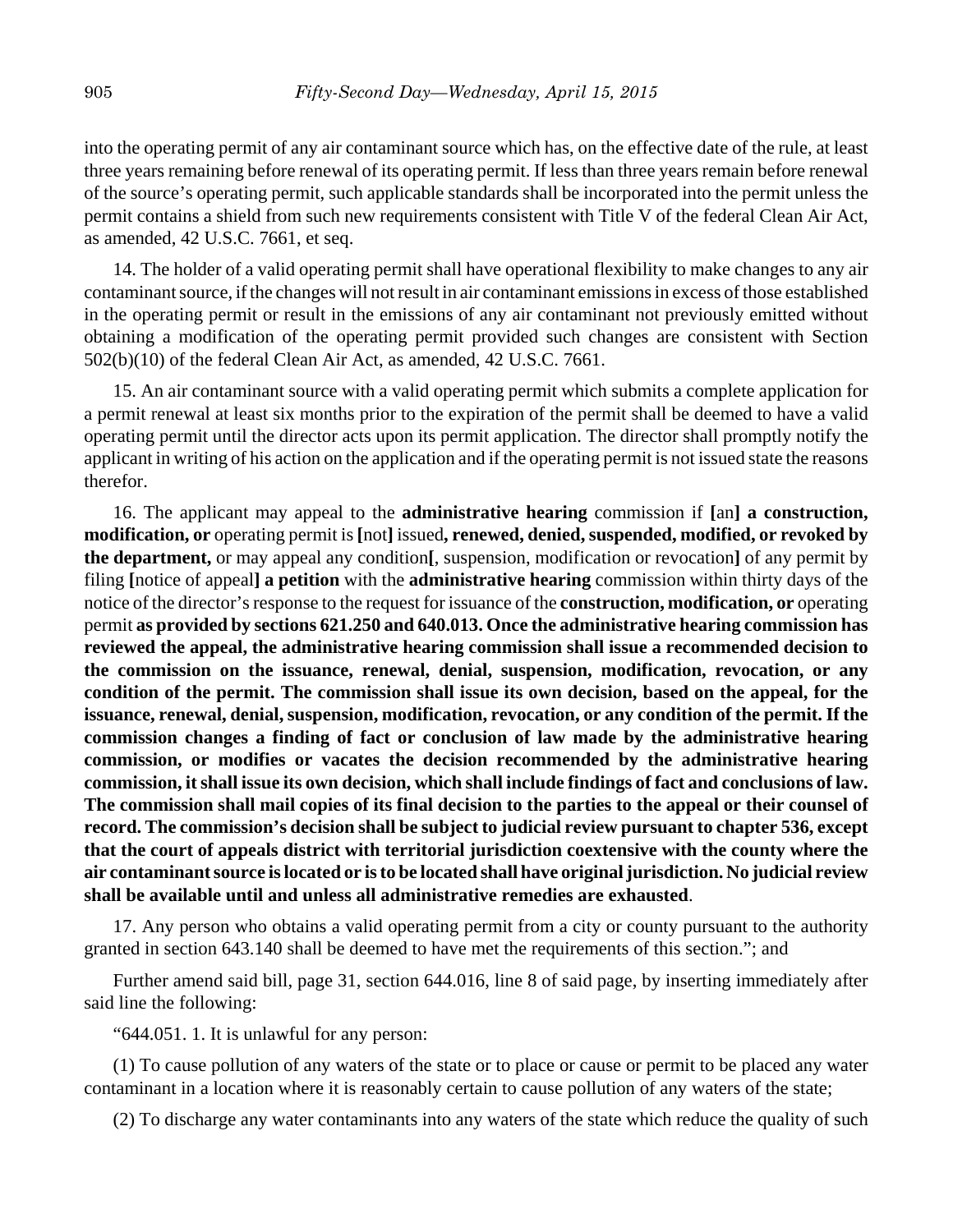into the operating permit of any air contaminant source which has, on the effective date of the rule, at least three years remaining before renewal of its operating permit. If less than three years remain before renewal of the source's operating permit, such applicable standards shall be incorporated into the permit unless the permit contains a shield from such new requirements consistent with Title V of the federal Clean Air Act, as amended, 42 U.S.C. 7661, et seq.

14. The holder of a valid operating permit shall have operational flexibility to make changes to any air contaminant source, if the changes will not result in air contaminant emissions in excess of those established in the operating permit or result in the emissions of any air contaminant not previously emitted without obtaining a modification of the operating permit provided such changes are consistent with Section 502(b)(10) of the federal Clean Air Act, as amended, 42 U.S.C. 7661.

15. An air contaminant source with a valid operating permit which submits a complete application for a permit renewal at least six months prior to the expiration of the permit shall be deemed to have a valid operating permit until the director acts upon its permit application. The director shall promptly notify the applicant in writing of his action on the application and if the operating permit is not issued state the reasons therefor.

16. The applicant may appeal to the **administrative hearing** commission if **[**an**] a construction, modification, or** operating permit is **[**not**]** issued**, renewed, denied, suspended, modified, or revoked by the department,** or may appeal any condition**[**, suspension, modification or revocation**]** of any permit by filing **[**notice of appeal**] a petition** with the **administrative hearing** commission within thirty days of the notice of the director's response to the request for issuance of the **construction, modification, or** operating permit **as provided by sections 621.250 and 640.013. Once the administrative hearing commission has reviewed the appeal, the administrative hearing commission shall issue a recommended decision to the commission on the issuance, renewal, denial, suspension, modification, revocation, or any condition of the permit. The commission shall issue its own decision, based on the appeal, for the issuance, renewal, denial, suspension, modification, revocation, or any condition of the permit. If the commission changes a finding of fact or conclusion of law made by the administrative hearing commission, or modifies or vacates the decision recommended by the administrative hearing commission, it shall issue its own decision, which shall include findings of fact and conclusions of law. The commission shall mail copies of its final decision to the parties to the appeal or their counsel of record. The commission's decision shall be subject to judicial review pursuant to chapter 536, except that the court of appeals district with territorial jurisdiction coextensive with the county where the air contaminant source is located or is to be located shall have original jurisdiction. No judicial review shall be available until and unless all administrative remedies are exhausted**.

17. Any person who obtains a valid operating permit from a city or county pursuant to the authority granted in section 643.140 shall be deemed to have met the requirements of this section."; and

Further amend said bill, page 31, section 644.016, line 8 of said page, by inserting immediately after said line the following:

"644.051. 1. It is unlawful for any person:

(1) To cause pollution of any waters of the state or to place or cause or permit to be placed any water contaminant in a location where it is reasonably certain to cause pollution of any waters of the state;

(2) To discharge any water contaminants into any waters of the state which reduce the quality of such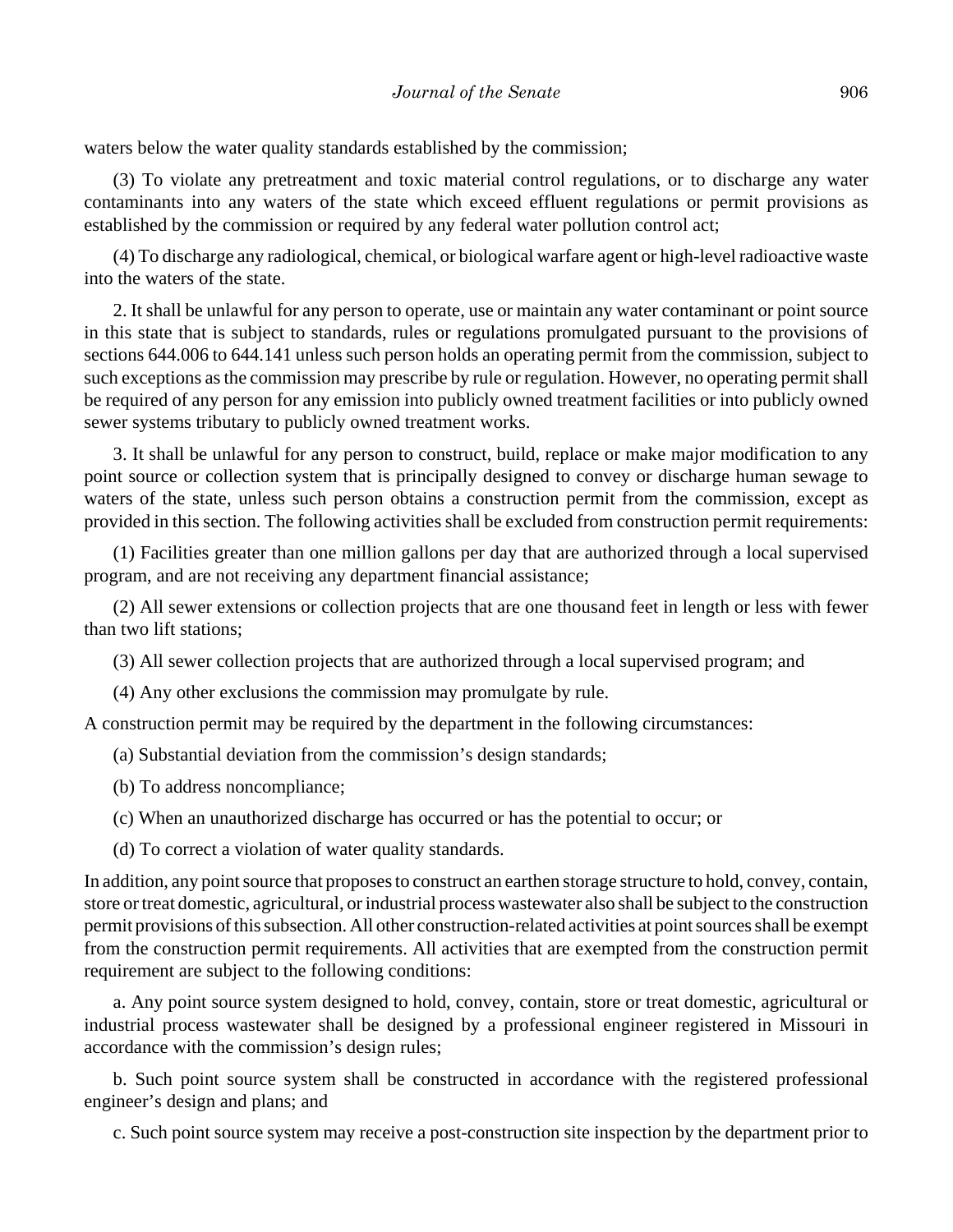waters below the water quality standards established by the commission;

(3) To violate any pretreatment and toxic material control regulations, or to discharge any water contaminants into any waters of the state which exceed effluent regulations or permit provisions as established by the commission or required by any federal water pollution control act;

(4) To discharge any radiological, chemical, or biological warfare agent or high-level radioactive waste into the waters of the state.

2. It shall be unlawful for any person to operate, use or maintain any water contaminant or point source in this state that is subject to standards, rules or regulations promulgated pursuant to the provisions of sections 644.006 to 644.141 unless such person holds an operating permit from the commission, subject to such exceptions as the commission may prescribe by rule or regulation. However, no operating permit shall be required of any person for any emission into publicly owned treatment facilities or into publicly owned sewer systems tributary to publicly owned treatment works.

3. It shall be unlawful for any person to construct, build, replace or make major modification to any point source or collection system that is principally designed to convey or discharge human sewage to waters of the state, unless such person obtains a construction permit from the commission, except as provided in this section. The following activities shall be excluded from construction permit requirements:

(1) Facilities greater than one million gallons per day that are authorized through a local supervised program, and are not receiving any department financial assistance;

(2) All sewer extensions or collection projects that are one thousand feet in length or less with fewer than two lift stations;

(3) All sewer collection projects that are authorized through a local supervised program; and

(4) Any other exclusions the commission may promulgate by rule.

A construction permit may be required by the department in the following circumstances:

(a) Substantial deviation from the commission's design standards;

(b) To address noncompliance;

(c) When an unauthorized discharge has occurred or has the potential to occur; or

(d) To correct a violation of water quality standards.

In addition, any point source that proposes to construct an earthen storage structure to hold, convey, contain, store or treat domestic, agricultural, or industrial process wastewater also shall be subject to the construction permit provisions of this subsection. All other construction-related activities at point sources shall be exempt from the construction permit requirements. All activities that are exempted from the construction permit requirement are subject to the following conditions:

a. Any point source system designed to hold, convey, contain, store or treat domestic, agricultural or industrial process wastewater shall be designed by a professional engineer registered in Missouri in accordance with the commission's design rules;

b. Such point source system shall be constructed in accordance with the registered professional engineer's design and plans; and

c. Such point source system may receive a post-construction site inspection by the department prior to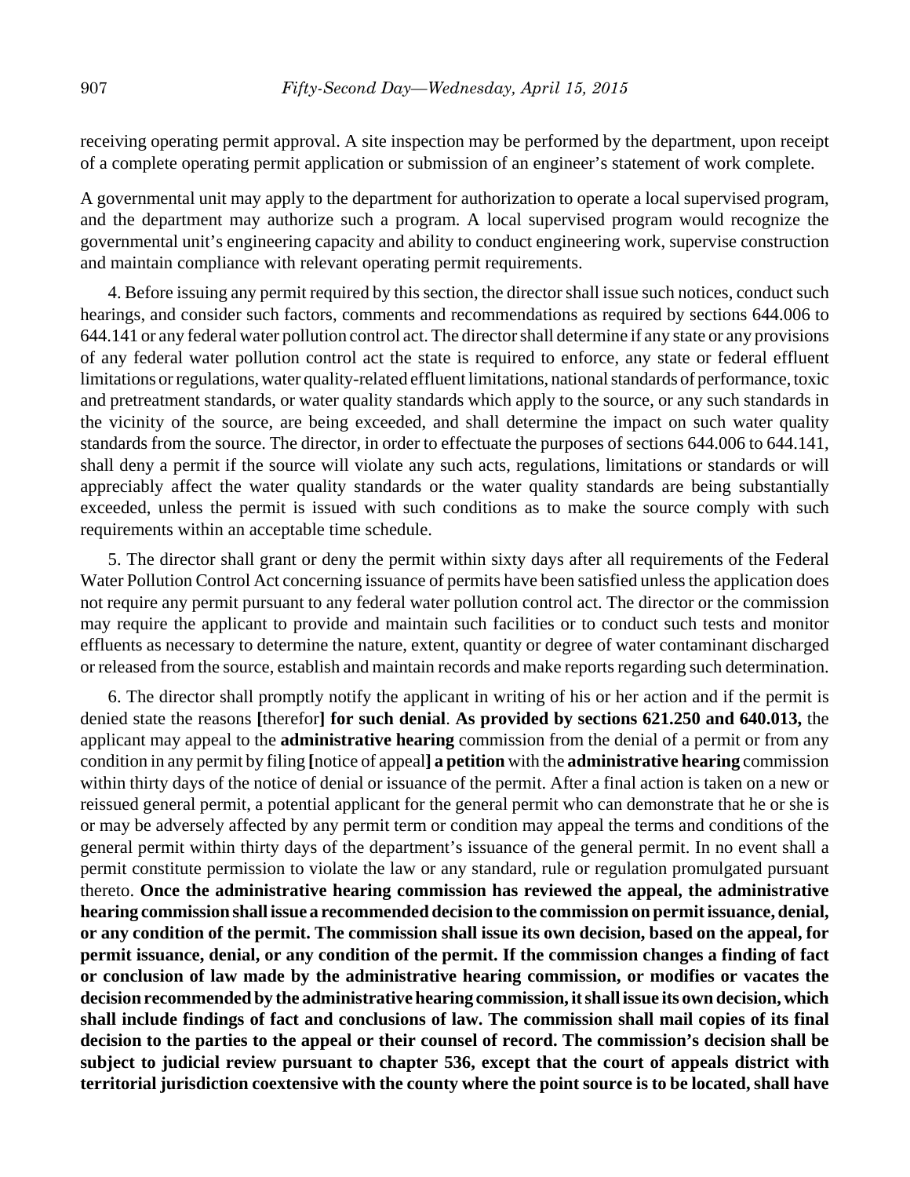receiving operating permit approval. A site inspection may be performed by the department, upon receipt of a complete operating permit application or submission of an engineer's statement of work complete.

A governmental unit may apply to the department for authorization to operate a local supervised program, and the department may authorize such a program. A local supervised program would recognize the governmental unit's engineering capacity and ability to conduct engineering work, supervise construction and maintain compliance with relevant operating permit requirements.

4. Before issuing any permit required by this section, the director shall issue such notices, conduct such hearings, and consider such factors, comments and recommendations as required by sections 644.006 to 644.141 or any federal water pollution control act. The director shall determine if any state or any provisions of any federal water pollution control act the state is required to enforce, any state or federal effluent limitations or regulations, water quality-related effluent limitations, national standards of performance, toxic and pretreatment standards, or water quality standards which apply to the source, or any such standards in the vicinity of the source, are being exceeded, and shall determine the impact on such water quality standards from the source. The director, in order to effectuate the purposes of sections 644.006 to 644.141, shall deny a permit if the source will violate any such acts, regulations, limitations or standards or will appreciably affect the water quality standards or the water quality standards are being substantially exceeded, unless the permit is issued with such conditions as to make the source comply with such requirements within an acceptable time schedule.

5. The director shall grant or deny the permit within sixty days after all requirements of the Federal Water Pollution Control Act concerning issuance of permits have been satisfied unless the application does not require any permit pursuant to any federal water pollution control act. The director or the commission may require the applicant to provide and maintain such facilities or to conduct such tests and monitor effluents as necessary to determine the nature, extent, quantity or degree of water contaminant discharged or released from the source, establish and maintain records and make reports regarding such determination.

6. The director shall promptly notify the applicant in writing of his or her action and if the permit is denied state the reasons **[**therefor**] for such denial**. **As provided by sections 621.250 and 640.013,** the applicant may appeal to the **administrative hearing** commission from the denial of a permit or from any condition in any permit by filing **[**notice of appeal**] a petition** with the **administrative hearing** commission within thirty days of the notice of denial or issuance of the permit. After a final action is taken on a new or reissued general permit, a potential applicant for the general permit who can demonstrate that he or she is or may be adversely affected by any permit term or condition may appeal the terms and conditions of the general permit within thirty days of the department's issuance of the general permit. In no event shall a permit constitute permission to violate the law or any standard, rule or regulation promulgated pursuant thereto. **Once the administrative hearing commission has reviewed the appeal, the administrative hearing commission shall issue a recommended decision to the commission on permit issuance, denial, or any condition of the permit. The commission shall issue its own decision, based on the appeal, for permit issuance, denial, or any condition of the permit. If the commission changes a finding of fact or conclusion of law made by the administrative hearing commission, or modifies or vacates the decision recommended by the administrative hearing commission, it shall issue its own decision, which shall include findings of fact and conclusions of law. The commission shall mail copies of its final decision to the parties to the appeal or their counsel of record. The commission's decision shall be subject to judicial review pursuant to chapter 536, except that the court of appeals district with territorial jurisdiction coextensive with the county where the point source is to be located, shall have**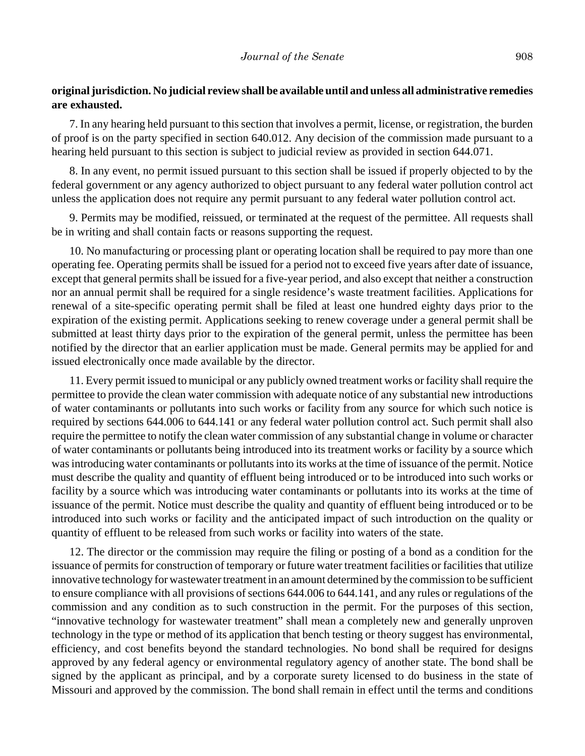**original jurisdiction. No judicial review shall be available until and unless all administrative remedies are exhausted.**

7. In any hearing held pursuant to this section that involves a permit, license, or registration, the burden of proof is on the party specified in section 640.012. Any decision of the commission made pursuant to a hearing held pursuant to this section is subject to judicial review as provided in section 644.071.

8. In any event, no permit issued pursuant to this section shall be issued if properly objected to by the federal government or any agency authorized to object pursuant to any federal water pollution control act unless the application does not require any permit pursuant to any federal water pollution control act.

9. Permits may be modified, reissued, or terminated at the request of the permittee. All requests shall be in writing and shall contain facts or reasons supporting the request.

10. No manufacturing or processing plant or operating location shall be required to pay more than one operating fee. Operating permits shall be issued for a period not to exceed five years after date of issuance, except that general permits shall be issued for a five-year period, and also except that neither a construction nor an annual permit shall be required for a single residence's waste treatment facilities. Applications for renewal of a site-specific operating permit shall be filed at least one hundred eighty days prior to the expiration of the existing permit. Applications seeking to renew coverage under a general permit shall be submitted at least thirty days prior to the expiration of the general permit, unless the permittee has been notified by the director that an earlier application must be made. General permits may be applied for and issued electronically once made available by the director.

11. Every permit issued to municipal or any publicly owned treatment works or facility shall require the permittee to provide the clean water commission with adequate notice of any substantial new introductions of water contaminants or pollutants into such works or facility from any source for which such notice is required by sections 644.006 to 644.141 or any federal water pollution control act. Such permit shall also require the permittee to notify the clean water commission of any substantial change in volume or character of water contaminants or pollutants being introduced into its treatment works or facility by a source which was introducing water contaminants or pollutants into its works at the time of issuance of the permit. Notice must describe the quality and quantity of effluent being introduced or to be introduced into such works or facility by a source which was introducing water contaminants or pollutants into its works at the time of issuance of the permit. Notice must describe the quality and quantity of effluent being introduced or to be introduced into such works or facility and the anticipated impact of such introduction on the quality or quantity of effluent to be released from such works or facility into waters of the state.

12. The director or the commission may require the filing or posting of a bond as a condition for the issuance of permits for construction of temporary or future water treatment facilities or facilities that utilize innovative technology for wastewater treatment in an amount determined by the commission to be sufficient to ensure compliance with all provisions of sections 644.006 to 644.141, and any rules or regulations of the commission and any condition as to such construction in the permit. For the purposes of this section, "innovative technology for wastewater treatment" shall mean a completely new and generally unproven technology in the type or method of its application that bench testing or theory suggest has environmental, efficiency, and cost benefits beyond the standard technologies. No bond shall be required for designs approved by any federal agency or environmental regulatory agency of another state. The bond shall be signed by the applicant as principal, and by a corporate surety licensed to do business in the state of Missouri and approved by the commission. The bond shall remain in effect until the terms and conditions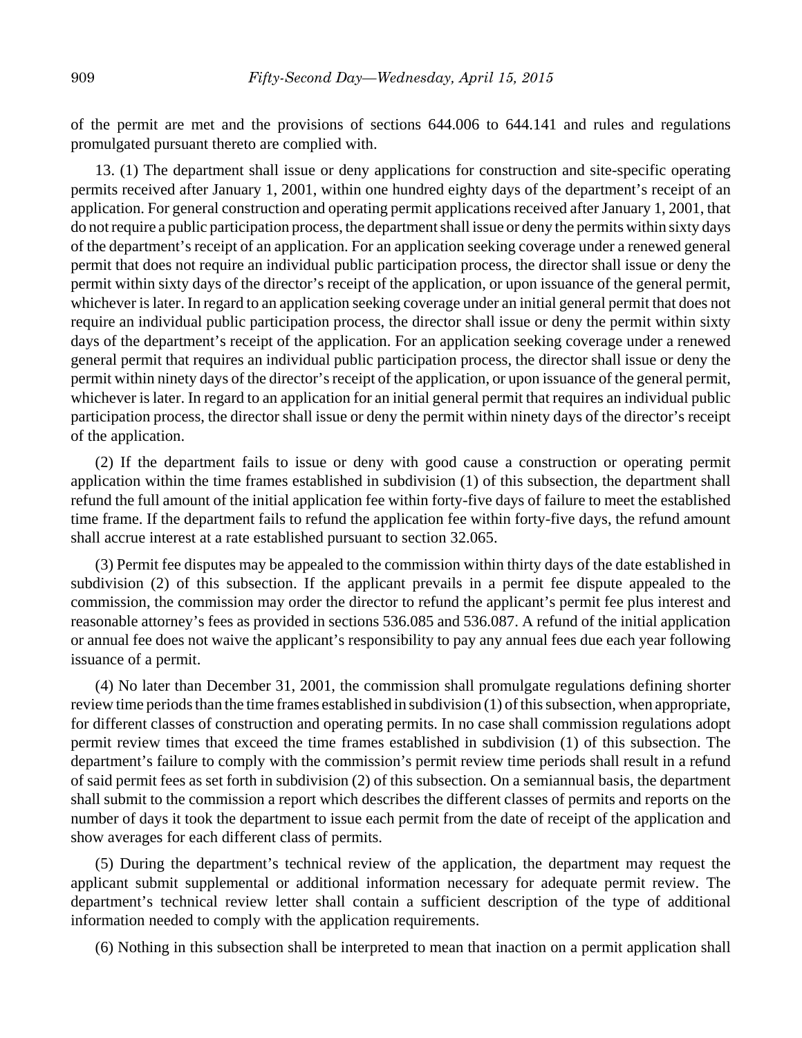of the permit are met and the provisions of sections 644.006 to 644.141 and rules and regulations promulgated pursuant thereto are complied with.

13. (1) The department shall issue or deny applications for construction and site-specific operating permits received after January 1, 2001, within one hundred eighty days of the department's receipt of an application. For general construction and operating permit applications received after January 1, 2001, that do not require a public participation process, the department shall issue or deny the permits within sixty days of the department's receipt of an application. For an application seeking coverage under a renewed general permit that does not require an individual public participation process, the director shall issue or deny the permit within sixty days of the director's receipt of the application, or upon issuance of the general permit, whichever is later. In regard to an application seeking coverage under an initial general permit that does not require an individual public participation process, the director shall issue or deny the permit within sixty days of the department's receipt of the application. For an application seeking coverage under a renewed general permit that requires an individual public participation process, the director shall issue or deny the permit within ninety days of the director's receipt of the application, or upon issuance of the general permit, whichever is later. In regard to an application for an initial general permit that requires an individual public participation process, the director shall issue or deny the permit within ninety days of the director's receipt of the application.

(2) If the department fails to issue or deny with good cause a construction or operating permit application within the time frames established in subdivision (1) of this subsection, the department shall refund the full amount of the initial application fee within forty-five days of failure to meet the established time frame. If the department fails to refund the application fee within forty-five days, the refund amount shall accrue interest at a rate established pursuant to section 32.065.

(3) Permit fee disputes may be appealed to the commission within thirty days of the date established in subdivision (2) of this subsection. If the applicant prevails in a permit fee dispute appealed to the commission, the commission may order the director to refund the applicant's permit fee plus interest and reasonable attorney's fees as provided in sections 536.085 and 536.087. A refund of the initial application or annual fee does not waive the applicant's responsibility to pay any annual fees due each year following issuance of a permit.

(4) No later than December 31, 2001, the commission shall promulgate regulations defining shorter review time periods than the time frames established in subdivision (1) of this subsection, when appropriate, for different classes of construction and operating permits. In no case shall commission regulations adopt permit review times that exceed the time frames established in subdivision (1) of this subsection. The department's failure to comply with the commission's permit review time periods shall result in a refund of said permit fees as set forth in subdivision (2) of this subsection. On a semiannual basis, the department shall submit to the commission a report which describes the different classes of permits and reports on the number of days it took the department to issue each permit from the date of receipt of the application and show averages for each different class of permits.

(5) During the department's technical review of the application, the department may request the applicant submit supplemental or additional information necessary for adequate permit review. The department's technical review letter shall contain a sufficient description of the type of additional information needed to comply with the application requirements.

(6) Nothing in this subsection shall be interpreted to mean that inaction on a permit application shall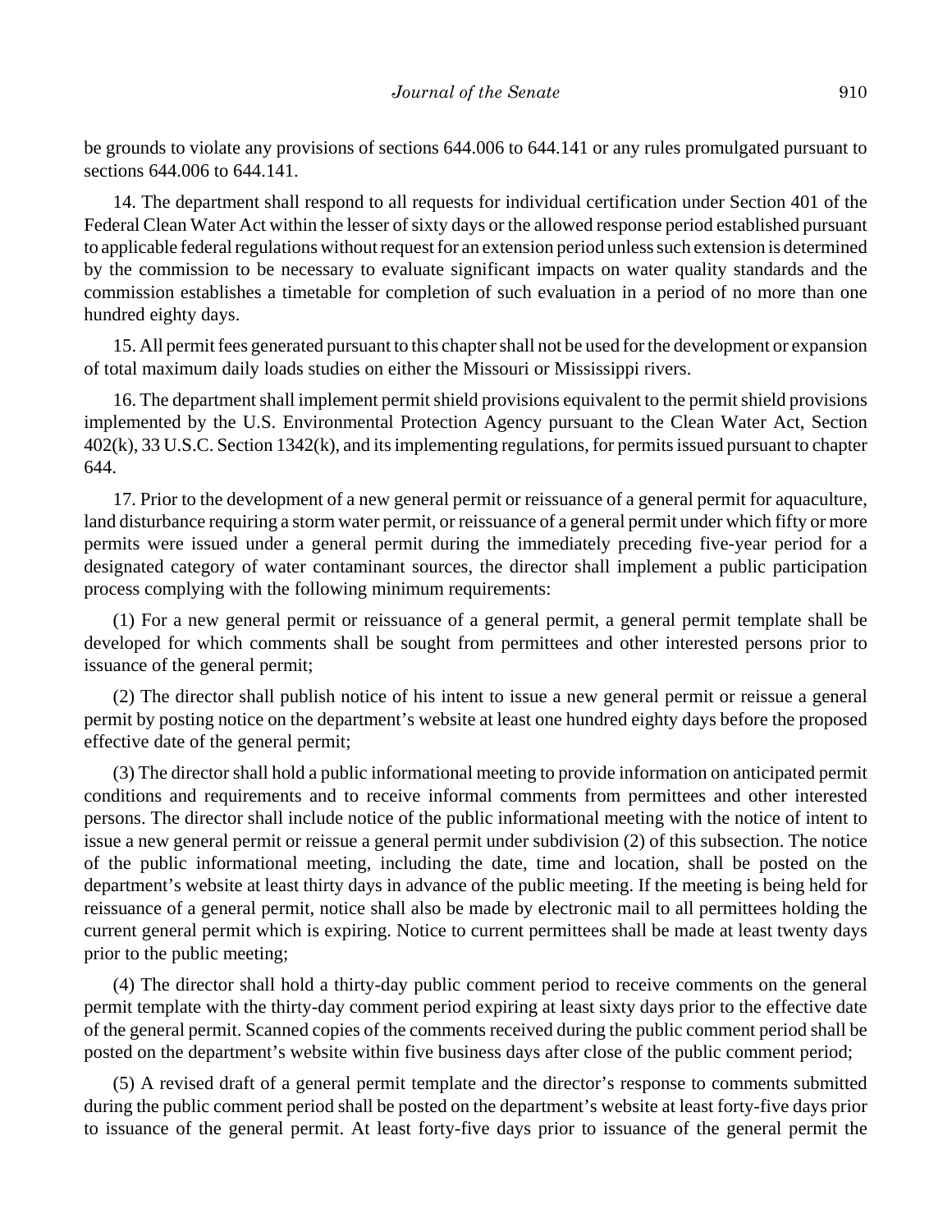be grounds to violate any provisions of sections 644.006 to 644.141 or any rules promulgated pursuant to sections 644.006 to 644.141.

14. The department shall respond to all requests for individual certification under Section 401 of the Federal Clean Water Act within the lesser of sixty days or the allowed response period established pursuant to applicable federal regulations without request for an extension period unless such extension is determined by the commission to be necessary to evaluate significant impacts on water quality standards and the commission establishes a timetable for completion of such evaluation in a period of no more than one hundred eighty days.

15. All permit fees generated pursuant to this chapter shall not be used for the development or expansion of total maximum daily loads studies on either the Missouri or Mississippi rivers.

16. The department shall implement permit shield provisions equivalent to the permit shield provisions implemented by the U.S. Environmental Protection Agency pursuant to the Clean Water Act, Section 402(k), 33 U.S.C. Section 1342(k), and its implementing regulations, for permits issued pursuant to chapter 644.

17. Prior to the development of a new general permit or reissuance of a general permit for aquaculture, land disturbance requiring a storm water permit, or reissuance of a general permit under which fifty or more permits were issued under a general permit during the immediately preceding five-year period for a designated category of water contaminant sources, the director shall implement a public participation process complying with the following minimum requirements:

(1) For a new general permit or reissuance of a general permit, a general permit template shall be developed for which comments shall be sought from permittees and other interested persons prior to issuance of the general permit;

(2) The director shall publish notice of his intent to issue a new general permit or reissue a general permit by posting notice on the department's website at least one hundred eighty days before the proposed effective date of the general permit;

(3) The director shall hold a public informational meeting to provide information on anticipated permit conditions and requirements and to receive informal comments from permittees and other interested persons. The director shall include notice of the public informational meeting with the notice of intent to issue a new general permit or reissue a general permit under subdivision (2) of this subsection. The notice of the public informational meeting, including the date, time and location, shall be posted on the department's website at least thirty days in advance of the public meeting. If the meeting is being held for reissuance of a general permit, notice shall also be made by electronic mail to all permittees holding the current general permit which is expiring. Notice to current permittees shall be made at least twenty days prior to the public meeting;

(4) The director shall hold a thirty-day public comment period to receive comments on the general permit template with the thirty-day comment period expiring at least sixty days prior to the effective date of the general permit. Scanned copies of the comments received during the public comment period shall be posted on the department's website within five business days after close of the public comment period;

(5) A revised draft of a general permit template and the director's response to comments submitted during the public comment period shall be posted on the department's website at least forty-five days prior to issuance of the general permit. At least forty-five days prior to issuance of the general permit the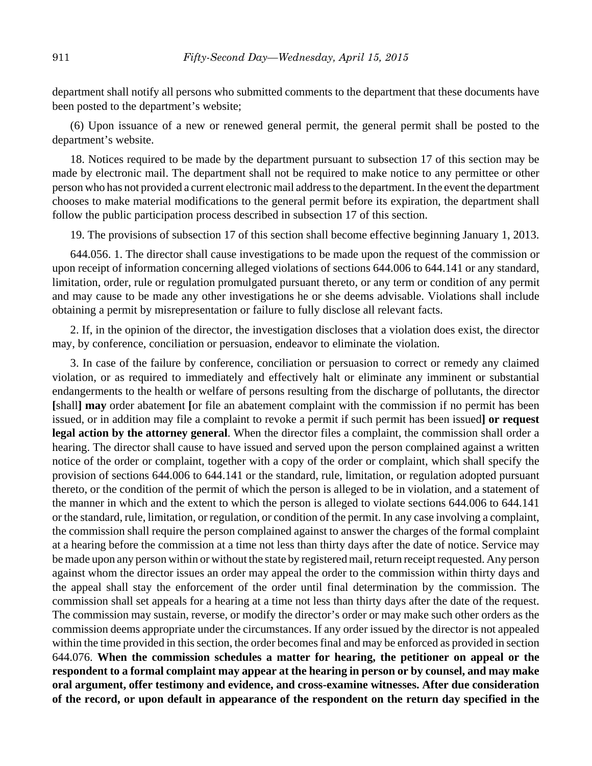department shall notify all persons who submitted comments to the department that these documents have been posted to the department's website;

(6) Upon issuance of a new or renewed general permit, the general permit shall be posted to the department's website.

18. Notices required to be made by the department pursuant to subsection 17 of this section may be made by electronic mail. The department shall not be required to make notice to any permittee or other person who has not provided a current electronic mail address to the department. In the event the department chooses to make material modifications to the general permit before its expiration, the department shall follow the public participation process described in subsection 17 of this section.

19. The provisions of subsection 17 of this section shall become effective beginning January 1, 2013.

644.056. 1. The director shall cause investigations to be made upon the request of the commission or upon receipt of information concerning alleged violations of sections 644.006 to 644.141 or any standard, limitation, order, rule or regulation promulgated pursuant thereto, or any term or condition of any permit and may cause to be made any other investigations he or she deems advisable. Violations shall include obtaining a permit by misrepresentation or failure to fully disclose all relevant facts.

2. If, in the opinion of the director, the investigation discloses that a violation does exist, the director may, by conference, conciliation or persuasion, endeavor to eliminate the violation.

3. In case of the failure by conference, conciliation or persuasion to correct or remedy any claimed violation, or as required to immediately and effectively halt or eliminate any imminent or substantial endangerments to the health or welfare of persons resulting from the discharge of pollutants, the director **[**shall**] may** order abatement **[**or file an abatement complaint with the commission if no permit has been issued, or in addition may file a complaint to revoke a permit if such permit has been issued**] or request legal action by the attorney general**. When the director files a complaint, the commission shall order a hearing. The director shall cause to have issued and served upon the person complained against a written notice of the order or complaint, together with a copy of the order or complaint, which shall specify the provision of sections 644.006 to 644.141 or the standard, rule, limitation, or regulation adopted pursuant thereto, or the condition of the permit of which the person is alleged to be in violation, and a statement of the manner in which and the extent to which the person is alleged to violate sections 644.006 to 644.141 or the standard, rule, limitation, or regulation, or condition of the permit. In any case involving a complaint, the commission shall require the person complained against to answer the charges of the formal complaint at a hearing before the commission at a time not less than thirty days after the date of notice. Service may be made upon any person within or without the state by registered mail, return receipt requested. Any person against whom the director issues an order may appeal the order to the commission within thirty days and the appeal shall stay the enforcement of the order until final determination by the commission. The commission shall set appeals for a hearing at a time not less than thirty days after the date of the request. The commission may sustain, reverse, or modify the director's order or may make such other orders as the commission deems appropriate under the circumstances. If any order issued by the director is not appealed within the time provided in this section, the order becomes final and may be enforced as provided in section 644.076. **When the commission schedules a matter for hearing, the petitioner on appeal or the respondent to a formal complaint may appear at the hearing in person or by counsel, and may make oral argument, offer testimony and evidence, and cross-examine witnesses. After due consideration of the record, or upon default in appearance of the respondent on the return day specified in the**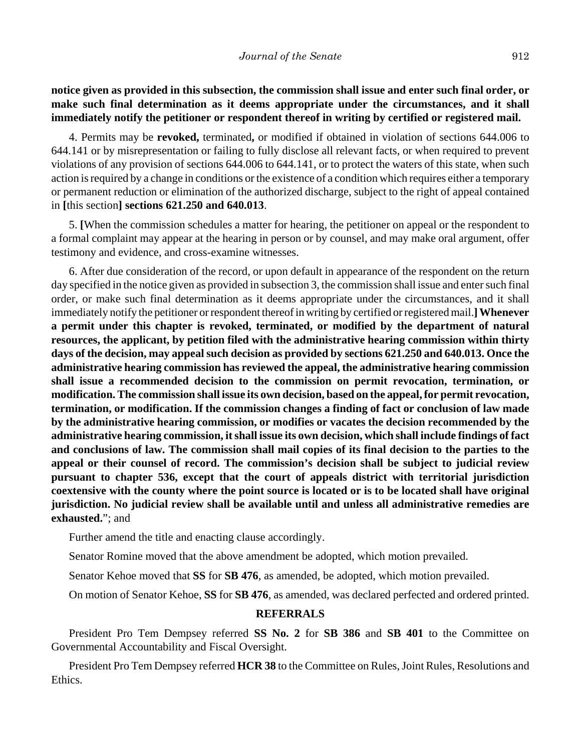**notice given as provided in this subsection, the commission shall issue and enter such final order, or make such final determination as it deems appropriate under the circumstances, and it shall immediately notify the petitioner or respondent thereof in writing by certified or registered mail.**

4. Permits may be **revoked,** terminated**,** or modified if obtained in violation of sections 644.006 to 644.141 or by misrepresentation or failing to fully disclose all relevant facts, or when required to prevent violations of any provision of sections 644.006 to 644.141, or to protect the waters of this state, when such action is required by a change in conditions or the existence of a condition which requires either a temporary or permanent reduction or elimination of the authorized discharge, subject to the right of appeal contained in **[**this section**] sections 621.250 and 640.013**.

5. **[**When the commission schedules a matter for hearing, the petitioner on appeal or the respondent to a formal complaint may appear at the hearing in person or by counsel, and may make oral argument, offer testimony and evidence, and cross-examine witnesses.

6. After due consideration of the record, or upon default in appearance of the respondent on the return day specified in the notice given as provided in subsection 3, the commission shall issue and enter such final order, or make such final determination as it deems appropriate under the circumstances, and it shall immediately notify the petitioner or respondent thereof in writing by certified or registered mail.**] Whenever a permit under this chapter is revoked, terminated, or modified by the department of natural resources, the applicant, by petition filed with the administrative hearing commission within thirty days of the decision, may appeal such decision as provided by sections 621.250 and 640.013. Once the administrative hearing commission has reviewed the appeal, the administrative hearing commission shall issue a recommended decision to the commission on permit revocation, termination, or modification. The commission shall issue its own decision, based on the appeal, for permit revocation, termination, or modification. If the commission changes a finding of fact or conclusion of law made by the administrative hearing commission, or modifies or vacates the decision recommended by the administrative hearing commission, it shall issue its own decision, which shall include findings of fact and conclusions of law. The commission shall mail copies of its final decision to the parties to the appeal or their counsel of record. The commission's decision shall be subject to judicial review pursuant to chapter 536, except that the court of appeals district with territorial jurisdiction coextensive with the county where the point source is located or is to be located shall have original jurisdiction. No judicial review shall be available until and unless all administrative remedies are exhausted.**"; and

Further amend the title and enacting clause accordingly.

Senator Romine moved that the above amendment be adopted, which motion prevailed.

Senator Kehoe moved that **SS** for **SB 476**, as amended, be adopted, which motion prevailed.

On motion of Senator Kehoe, **SS** for **SB 476**, as amended, was declared perfected and ordered printed.

## REFERRALS

President Pro Tem Dempsey referred **SS No. 2** for **SB 386** and **SB 401** to the Committee on Governmental Accountability and Fiscal Oversight.

President Pro Tem Dempsey referred **HCR 38** to the Committee on Rules, Joint Rules, Resolutions and Ethics.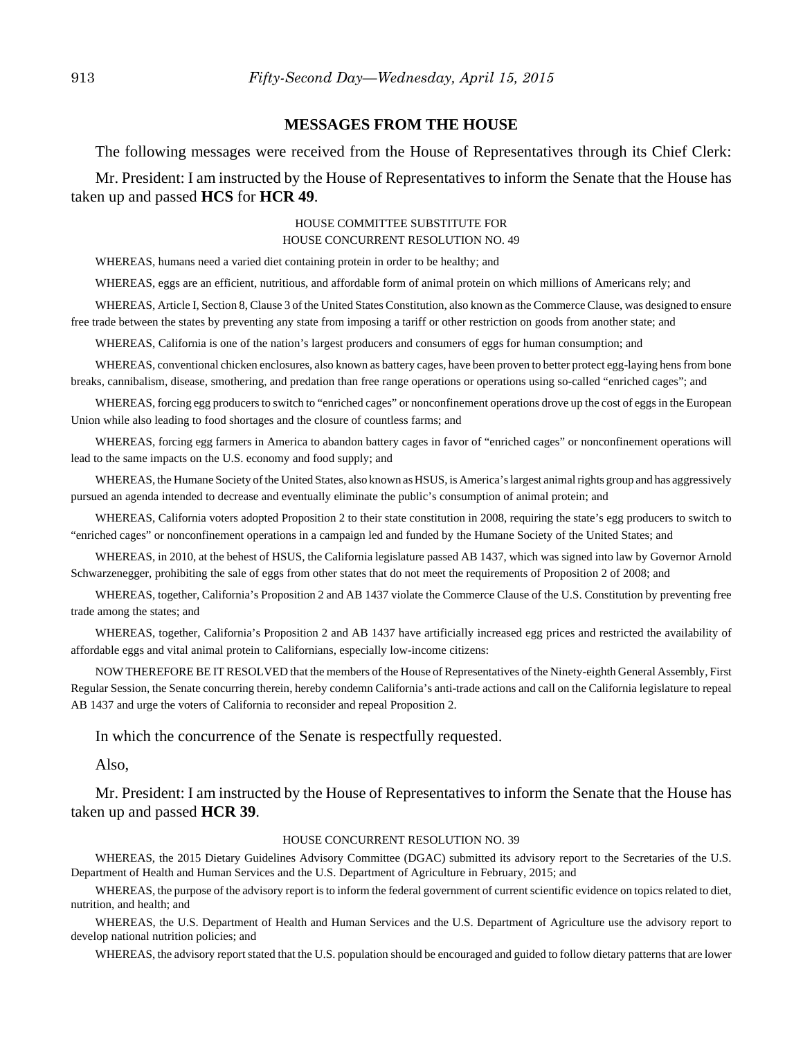## MESSAGES FROM THE HOUSE

The following messages were received from the House of Representatives through its Chief Clerk:

Mr. President: I am instructed by the House of Representatives to inform the Senate that the House has taken up and passed **HCS** for **HCR 49**.

HOUSE COMMITTEE SUBSTITUTE FOR
HOUSE CONCURRENT RESOLUTION NO. 49

WHEREAS, humans need a varied diet containing protein in order to be healthy; and

WHEREAS, eggs are an efficient, nutritious, and affordable form of animal protein on which millions of Americans rely; and

WHEREAS, Article I, Section 8, Clause 3 of the United States Constitution, also known as the Commerce Clause, was designed to ensure free trade between the states by preventing any state from imposing a tariff or other restriction on goods from another state; and

WHEREAS, California is one of the nation's largest producers and consumers of eggs for human consumption; and

WHEREAS, conventional chicken enclosures, also known as battery cages, have been proven to better protect egg-laying hens from bone breaks, cannibalism, disease, smothering, and predation than free range operations or operations using so-called "enriched cages"; and

WHEREAS, forcing egg producers to switch to "enriched cages" or nonconfinement operations drove up the cost of eggs in the European Union while also leading to food shortages and the closure of countless farms; and

WHEREAS, forcing egg farmers in America to abandon battery cages in favor of "enriched cages" or nonconfinement operations will lead to the same impacts on the U.S. economy and food supply; and

WHEREAS, the Humane Society of the United States, also known as HSUS, is America's largest animal rights group and has aggressively pursued an agenda intended to decrease and eventually eliminate the public's consumption of animal protein; and

WHEREAS, California voters adopted Proposition 2 to their state constitution in 2008, requiring the state's egg producers to switch to "enriched cages" or nonconfinement operations in a campaign led and funded by the Humane Society of the United States; and

WHEREAS, in 2010, at the behest of HSUS, the California legislature passed AB 1437, which was signed into law by Governor Arnold Schwarzenegger, prohibiting the sale of eggs from other states that do not meet the requirements of Proposition 2 of 2008; and

WHEREAS, together, California's Proposition 2 and AB 1437 violate the Commerce Clause of the U.S. Constitution by preventing free trade among the states; and

WHEREAS, together, California's Proposition 2 and AB 1437 have artificially increased egg prices and restricted the availability of affordable eggs and vital animal protein to Californians, especially low-income citizens:

NOW THEREFORE BE IT RESOLVED that the members of the House of Representatives of the Ninety-eighth General Assembly, First Regular Session, the Senate concurring therein, hereby condemn California's anti-trade actions and call on the California legislature to repeal AB 1437 and urge the voters of California to reconsider and repeal Proposition 2.

In which the concurrence of the Senate is respectfully requested.

Also,

Mr. President: I am instructed by the House of Representatives to inform the Senate that the House has taken up and passed **HCR 39**.

HOUSE CONCURRENT RESOLUTION NO. 39

WHEREAS, the 2015 Dietary Guidelines Advisory Committee (DGAC) submitted its advisory report to the Secretaries of the U.S. Department of Health and Human Services and the U.S. Department of Agriculture in February, 2015; and

WHEREAS, the purpose of the advisory report is to inform the federal government of current scientific evidence on topics related to diet, nutrition, and health; and

WHEREAS, the U.S. Department of Health and Human Services and the U.S. Department of Agriculture use the advisory report to develop national nutrition policies; and

WHEREAS, the advisory report stated that the U.S. population should be encouraged and guided to follow dietary patterns that are lower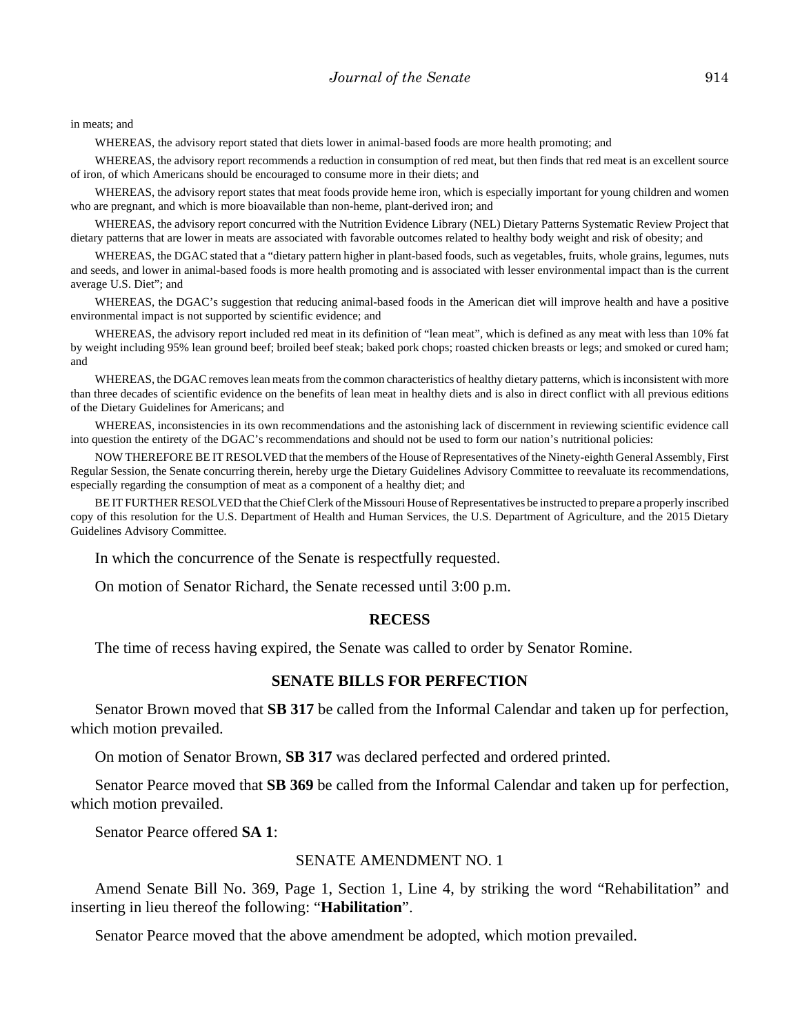in meats; and

WHEREAS, the advisory report stated that diets lower in animal-based foods are more health promoting; and

WHEREAS, the advisory report recommends a reduction in consumption of red meat, but then finds that red meat is an excellent source of iron, of which Americans should be encouraged to consume more in their diets; and

WHEREAS, the advisory report states that meat foods provide heme iron, which is especially important for young children and women who are pregnant, and which is more bioavailable than non-heme, plant-derived iron; and

WHEREAS, the advisory report concurred with the Nutrition Evidence Library (NEL) Dietary Patterns Systematic Review Project that dietary patterns that are lower in meats are associated with favorable outcomes related to healthy body weight and risk of obesity; and

WHEREAS, the DGAC stated that a "dietary pattern higher in plant-based foods, such as vegetables, fruits, whole grains, legumes, nuts and seeds, and lower in animal-based foods is more health promoting and is associated with lesser environmental impact than is the current average U.S. Diet"; and

WHEREAS, the DGAC's suggestion that reducing animal-based foods in the American diet will improve health and have a positive environmental impact is not supported by scientific evidence; and

WHEREAS, the advisory report included red meat in its definition of "lean meat", which is defined as any meat with less than 10% fat by weight including 95% lean ground beef; broiled beef steak; baked pork chops; roasted chicken breasts or legs; and smoked or cured ham; and

WHEREAS, the DGAC removes lean meats from the common characteristics of healthy dietary patterns, which is inconsistent with more than three decades of scientific evidence on the benefits of lean meat in healthy diets and is also in direct conflict with all previous editions of the Dietary Guidelines for Americans; and

WHEREAS, inconsistencies in its own recommendations and the astonishing lack of discernment in reviewing scientific evidence call into question the entirety of the DGAC's recommendations and should not be used to form our nation's nutritional policies:

NOW THEREFORE BE IT RESOLVED that the members of the House of Representatives of the Ninety-eighth General Assembly, First Regular Session, the Senate concurring therein, hereby urge the Dietary Guidelines Advisory Committee to reevaluate its recommendations, especially regarding the consumption of meat as a component of a healthy diet; and

BE IT FURTHER RESOLVED that the Chief Clerk of the Missouri House of Representatives be instructed to prepare a properly inscribed copy of this resolution for the U.S. Department of Health and Human Services, the U.S. Department of Agriculture, and the 2015 Dietary Guidelines Advisory Committee.

In which the concurrence of the Senate is respectfully requested.

On motion of Senator Richard, the Senate recessed until 3:00 p.m.

## RECESS

The time of recess having expired, the Senate was called to order by Senator Romine.

## SENATE BILLS FOR PERFECTION

Senator Brown moved that **SB 317** be called from the Informal Calendar and taken up for perfection, which motion prevailed.

On motion of Senator Brown, **SB 317** was declared perfected and ordered printed.

Senator Pearce moved that **SB 369** be called from the Informal Calendar and taken up for perfection, which motion prevailed.

Senator Pearce offered **SA 1**:

SENATE AMENDMENT NO. 1

Amend Senate Bill No. 369, Page 1, Section 1, Line 4, by striking the word "Rehabilitation" and inserting in lieu thereof the following: "**Habilitation**".

Senator Pearce moved that the above amendment be adopted, which motion prevailed.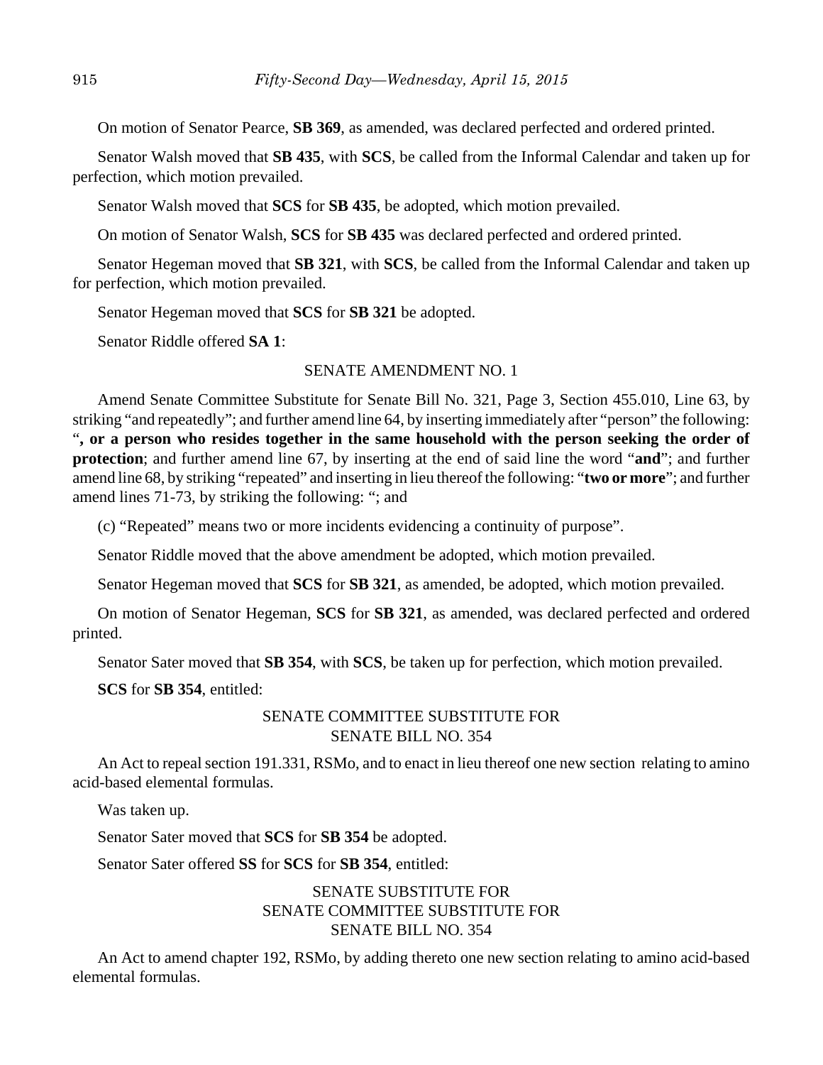On motion of Senator Pearce, **SB 369**, as amended, was declared perfected and ordered printed.

Senator Walsh moved that **SB 435**, with **SCS**, be called from the Informal Calendar and taken up for perfection, which motion prevailed.

Senator Walsh moved that **SCS** for **SB 435**, be adopted, which motion prevailed.

On motion of Senator Walsh, **SCS** for **SB 435** was declared perfected and ordered printed.

Senator Hegeman moved that **SB 321**, with **SCS**, be called from the Informal Calendar and taken up for perfection, which motion prevailed.

Senator Hegeman moved that **SCS** for **SB 321** be adopted.

Senator Riddle offered **SA 1**:

SENATE AMENDMENT NO. 1

Amend Senate Committee Substitute for Senate Bill No. 321, Page 3, Section 455.010, Line 63, by striking "and repeatedly"; and further amend line 64, by inserting immediately after "person" the following: "**, or a person who resides together in the same household with the person seeking the order of protection**; and further amend line 67, by inserting at the end of said line the word "**and**"; and further amend line 68, by striking "repeated" and inserting in lieu thereof the following: "**two or more**"; and further amend lines 71-73, by striking the following: "; and

(c) "Repeated" means two or more incidents evidencing a continuity of purpose".

Senator Riddle moved that the above amendment be adopted, which motion prevailed.

Senator Hegeman moved that **SCS** for **SB 321**, as amended, be adopted, which motion prevailed.

On motion of Senator Hegeman, **SCS** for **SB 321**, as amended, was declared perfected and ordered printed.

Senator Sater moved that **SB 354**, with **SCS**, be taken up for perfection, which motion prevailed.

**SCS** for **SB 354**, entitled:

SENATE COMMITTEE SUBSTITUTE FOR
SENATE BILL NO. 354

An Act to repeal section 191.331, RSMo, and to enact in lieu thereof one new section relating to amino acid-based elemental formulas.

Was taken up.

Senator Sater moved that **SCS** for **SB 354** be adopted.

Senator Sater offered **SS** for **SCS** for **SB 354**, entitled:

SENATE SUBSTITUTE FOR
SENATE COMMITTEE SUBSTITUTE FOR
SENATE BILL NO. 354

An Act to amend chapter 192, RSMo, by adding thereto one new section relating to amino acid-based elemental formulas.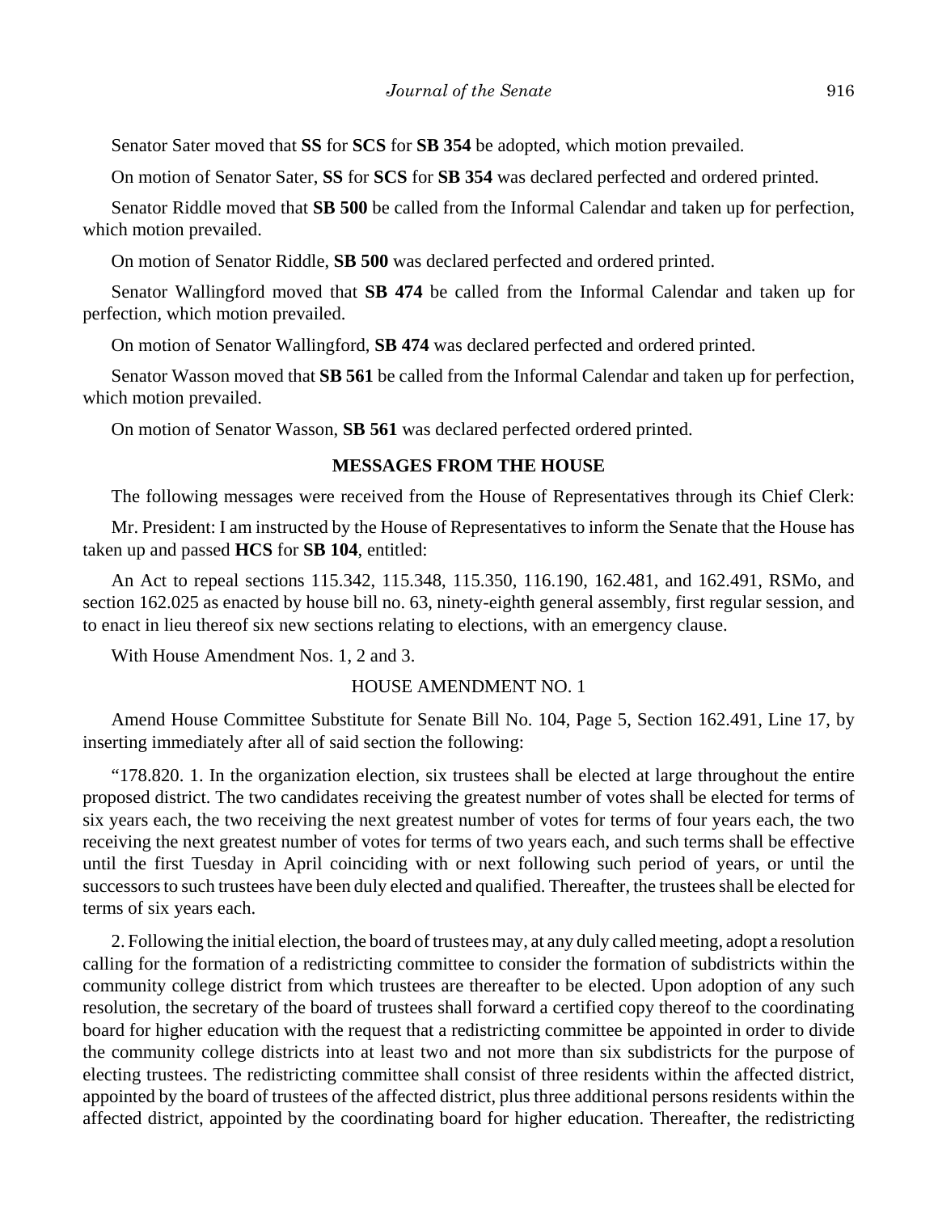Senator Sater moved that **SS** for **SCS** for **SB 354** be adopted, which motion prevailed.

On motion of Senator Sater, **SS** for **SCS** for **SB 354** was declared perfected and ordered printed.

Senator Riddle moved that **SB 500** be called from the Informal Calendar and taken up for perfection, which motion prevailed.

On motion of Senator Riddle, **SB 500** was declared perfected and ordered printed.

Senator Wallingford moved that **SB 474** be called from the Informal Calendar and taken up for perfection, which motion prevailed.

On motion of Senator Wallingford, **SB 474** was declared perfected and ordered printed.

Senator Wasson moved that **SB 561** be called from the Informal Calendar and taken up for perfection, which motion prevailed.

On motion of Senator Wasson, **SB 561** was declared perfected ordered printed.

## MESSAGES FROM THE HOUSE

The following messages were received from the House of Representatives through its Chief Clerk:

Mr. President: I am instructed by the House of Representatives to inform the Senate that the House has taken up and passed **HCS** for **SB 104**, entitled:

An Act to repeal sections 115.342, 115.348, 115.350, 116.190, 162.481, and 162.491, RSMo, and section 162.025 as enacted by house bill no. 63, ninety-eighth general assembly, first regular session, and to enact in lieu thereof six new sections relating to elections, with an emergency clause.

With House Amendment Nos. 1, 2 and 3.

HOUSE AMENDMENT NO. 1

Amend House Committee Substitute for Senate Bill No. 104, Page 5, Section 162.491, Line 17, by inserting immediately after all of said section the following:

"178.820. 1. In the organization election, six trustees shall be elected at large throughout the entire proposed district. The two candidates receiving the greatest number of votes shall be elected for terms of six years each, the two receiving the next greatest number of votes for terms of four years each, the two receiving the next greatest number of votes for terms of two years each, and such terms shall be effective until the first Tuesday in April coinciding with or next following such period of years, or until the successors to such trustees have been duly elected and qualified. Thereafter, the trustees shall be elected for terms of six years each.

2. Following the initial election, the board of trustees may, at any duly called meeting, adopt a resolution calling for the formation of a redistricting committee to consider the formation of subdistricts within the community college district from which trustees are thereafter to be elected. Upon adoption of any such resolution, the secretary of the board of trustees shall forward a certified copy thereof to the coordinating board for higher education with the request that a redistricting committee be appointed in order to divide the community college districts into at least two and not more than six subdistricts for the purpose of electing trustees. The redistricting committee shall consist of three residents within the affected district, appointed by the board of trustees of the affected district, plus three additional persons residents within the affected district, appointed by the coordinating board for higher education. Thereafter, the redistricting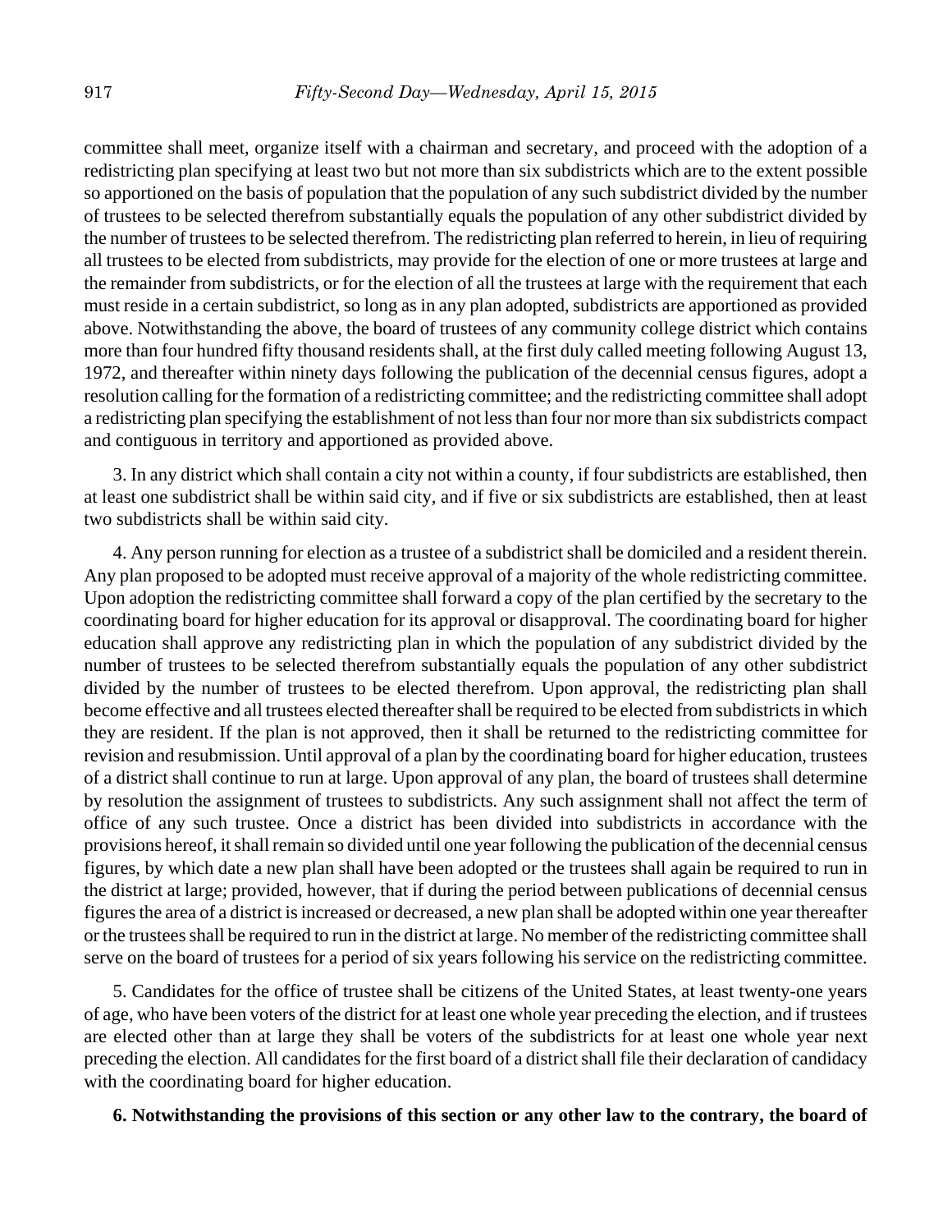committee shall meet, organize itself with a chairman and secretary, and proceed with the adoption of a redistricting plan specifying at least two but not more than six subdistricts which are to the extent possible so apportioned on the basis of population that the population of any such subdistrict divided by the number of trustees to be selected therefrom substantially equals the population of any other subdistrict divided by the number of trustees to be selected therefrom. The redistricting plan referred to herein, in lieu of requiring all trustees to be elected from subdistricts, may provide for the election of one or more trustees at large and the remainder from subdistricts, or for the election of all the trustees at large with the requirement that each must reside in a certain subdistrict, so long as in any plan adopted, subdistricts are apportioned as provided above. Notwithstanding the above, the board of trustees of any community college district which contains more than four hundred fifty thousand residents shall, at the first duly called meeting following August 13, 1972, and thereafter within ninety days following the publication of the decennial census figures, adopt a resolution calling for the formation of a redistricting committee; and the redistricting committee shall adopt a redistricting plan specifying the establishment of not less than four nor more than six subdistricts compact and contiguous in territory and apportioned as provided above.

3. In any district which shall contain a city not within a county, if four subdistricts are established, then at least one subdistrict shall be within said city, and if five or six subdistricts are established, then at least two subdistricts shall be within said city.

4. Any person running for election as a trustee of a subdistrict shall be domiciled and a resident therein. Any plan proposed to be adopted must receive approval of a majority of the whole redistricting committee. Upon adoption the redistricting committee shall forward a copy of the plan certified by the secretary to the coordinating board for higher education for its approval or disapproval. The coordinating board for higher education shall approve any redistricting plan in which the population of any subdistrict divided by the number of trustees to be selected therefrom substantially equals the population of any other subdistrict divided by the number of trustees to be elected therefrom. Upon approval, the redistricting plan shall become effective and all trustees elected thereafter shall be required to be elected from subdistricts in which they are resident. If the plan is not approved, then it shall be returned to the redistricting committee for revision and resubmission. Until approval of a plan by the coordinating board for higher education, trustees of a district shall continue to run at large. Upon approval of any plan, the board of trustees shall determine by resolution the assignment of trustees to subdistricts. Any such assignment shall not affect the term of office of any such trustee. Once a district has been divided into subdistricts in accordance with the provisions hereof, it shall remain so divided until one year following the publication of the decennial census figures, by which date a new plan shall have been adopted or the trustees shall again be required to run in the district at large; provided, however, that if during the period between publications of decennial census figures the area of a district is increased or decreased, a new plan shall be adopted within one year thereafter or the trustees shall be required to run in the district at large. No member of the redistricting committee shall serve on the board of trustees for a period of six years following his service on the redistricting committee.

5. Candidates for the office of trustee shall be citizens of the United States, at least twenty-one years of age, who have been voters of the district for at least one whole year preceding the election, and if trustees are elected other than at large they shall be voters of the subdistricts for at least one whole year next preceding the election. All candidates for the first board of a district shall file their declaration of candidacy with the coordinating board for higher education.

**6. Notwithstanding the provisions of this section or any other law to the contrary, the board of**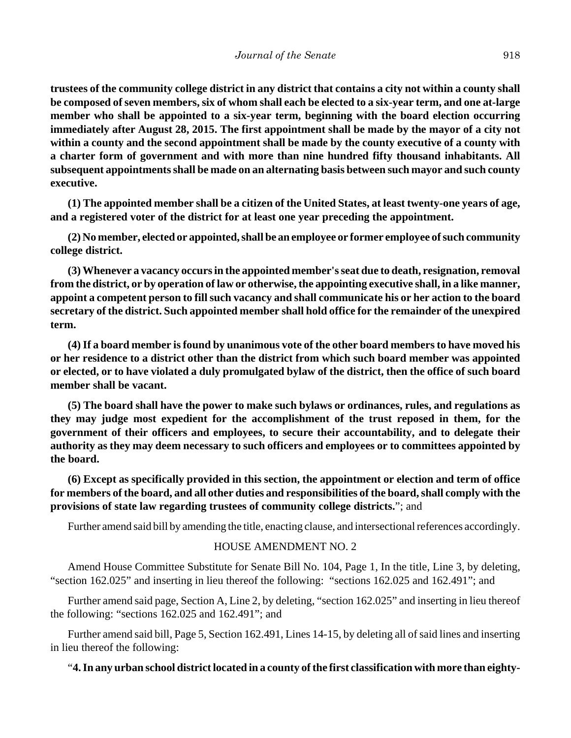**trustees of the community college district in any district that contains a city not within a county shall be composed of seven members, six of whom shall each be elected to a six-year term, and one at-large member who shall be appointed to a six-year term, beginning with the board election occurring immediately after August 28, 2015. The first appointment shall be made by the mayor of a city not within a county and the second appointment shall be made by the county executive of a county with a charter form of government and with more than nine hundred fifty thousand inhabitants. All subsequent appointments shall be made on an alternating basis between such mayor and such county executive.**

**(1) The appointed member shall be a citizen of the United States, at least twenty-one years of age, and a registered voter of the district for at least one year preceding the appointment.**

**(2) No member, elected or appointed, shall be an employee or former employee of such community college district.**

**(3) Whenever a vacancy occurs in the appointed member's seat due to death, resignation, removal from the district, or by operation of law or otherwise, the appointing executive shall, in a like manner, appoint a competent person to fill such vacancy and shall communicate his or her action to the board secretary of the district. Such appointed member shall hold office for the remainder of the unexpired term.**

**(4) If a board member is found by unanimous vote of the other board members to have moved his or her residence to a district other than the district from which such board member was appointed or elected, or to have violated a duly promulgated bylaw of the district, then the office of such board member shall be vacant.**

**(5) The board shall have the power to make such bylaws or ordinances, rules, and regulations as they may judge most expedient for the accomplishment of the trust reposed in them, for the government of their officers and employees, to secure their accountability, and to delegate their authority as they may deem necessary to such officers and employees or to committees appointed by the board.**

**(6) Except as specifically provided in this section, the appointment or election and term of office for members of the board, and all other duties and responsibilities of the board, shall comply with the provisions of state law regarding trustees of community college districts.**"; and

Further amend said bill by amending the title, enacting clause, and intersectional references accordingly.

HOUSE AMENDMENT NO. 2

Amend House Committee Substitute for Senate Bill No. 104, Page 1, In the title, Line 3, by deleting, "section 162.025" and inserting in lieu thereof the following: "sections 162.025 and 162.491"; and

Further amend said page, Section A, Line 2, by deleting, "section 162.025" and inserting in lieu thereof the following: "sections 162.025 and 162.491"; and

Further amend said bill, Page 5, Section 162.491, Lines 14-15, by deleting all of said lines and inserting in lieu thereof the following:

"**4. In any urban school district located in a county of the first classification with more than eighty-**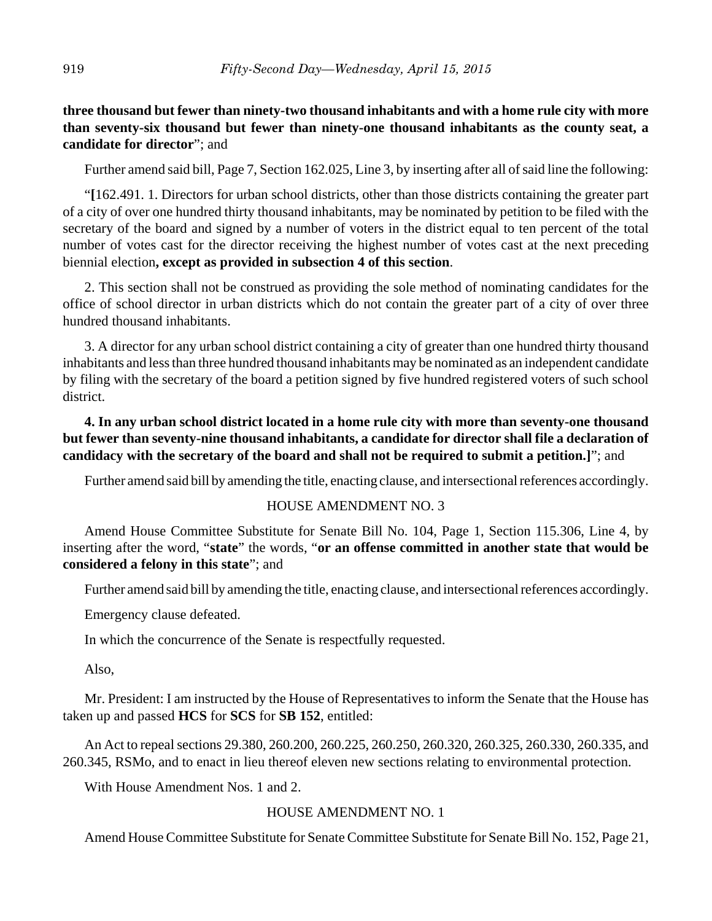**three thousand but fewer than ninety-two thousand inhabitants and with a home rule city with more than seventy-six thousand but fewer than ninety-one thousand inhabitants as the county seat, a candidate for director**"; and

Further amend said bill, Page 7, Section 162.025, Line 3, by inserting after all of said line the following:

"**[**162.491. 1. Directors for urban school districts, other than those districts containing the greater part of a city of over one hundred thirty thousand inhabitants, may be nominated by petition to be filed with the secretary of the board and signed by a number of voters in the district equal to ten percent of the total number of votes cast for the director receiving the highest number of votes cast at the next preceding biennial election**, except as provided in subsection 4 of this section**.

2. This section shall not be construed as providing the sole method of nominating candidates for the office of school director in urban districts which do not contain the greater part of a city of over three hundred thousand inhabitants.

3. A director for any urban school district containing a city of greater than one hundred thirty thousand inhabitants and less than three hundred thousand inhabitants may be nominated as an independent candidate by filing with the secretary of the board a petition signed by five hundred registered voters of such school district.

**4. In any urban school district located in a home rule city with more than seventy-one thousand but fewer than seventy-nine thousand inhabitants, a candidate for director shall file a declaration of candidacy with the secretary of the board and shall not be required to submit a petition.]**"; and

Further amend said bill by amending the title, enacting clause, and intersectional references accordingly.

HOUSE AMENDMENT NO. 3

Amend House Committee Substitute for Senate Bill No. 104, Page 1, Section 115.306, Line 4, by inserting after the word, "**state**" the words, "**or an offense committed in another state that would be considered a felony in this state**"; and

Further amend said bill by amending the title, enacting clause, and intersectional references accordingly.

Emergency clause defeated.

In which the concurrence of the Senate is respectfully requested.

Also,

Mr. President: I am instructed by the House of Representatives to inform the Senate that the House has taken up and passed **HCS** for **SCS** for **SB 152**, entitled:

An Act to repeal sections 29.380, 260.200, 260.225, 260.250, 260.320, 260.325, 260.330, 260.335, and 260.345, RSMo, and to enact in lieu thereof eleven new sections relating to environmental protection.

With House Amendment Nos. 1 and 2.

HOUSE AMENDMENT NO. 1

Amend House Committee Substitute for Senate Committee Substitute for Senate Bill No. 152, Page 21,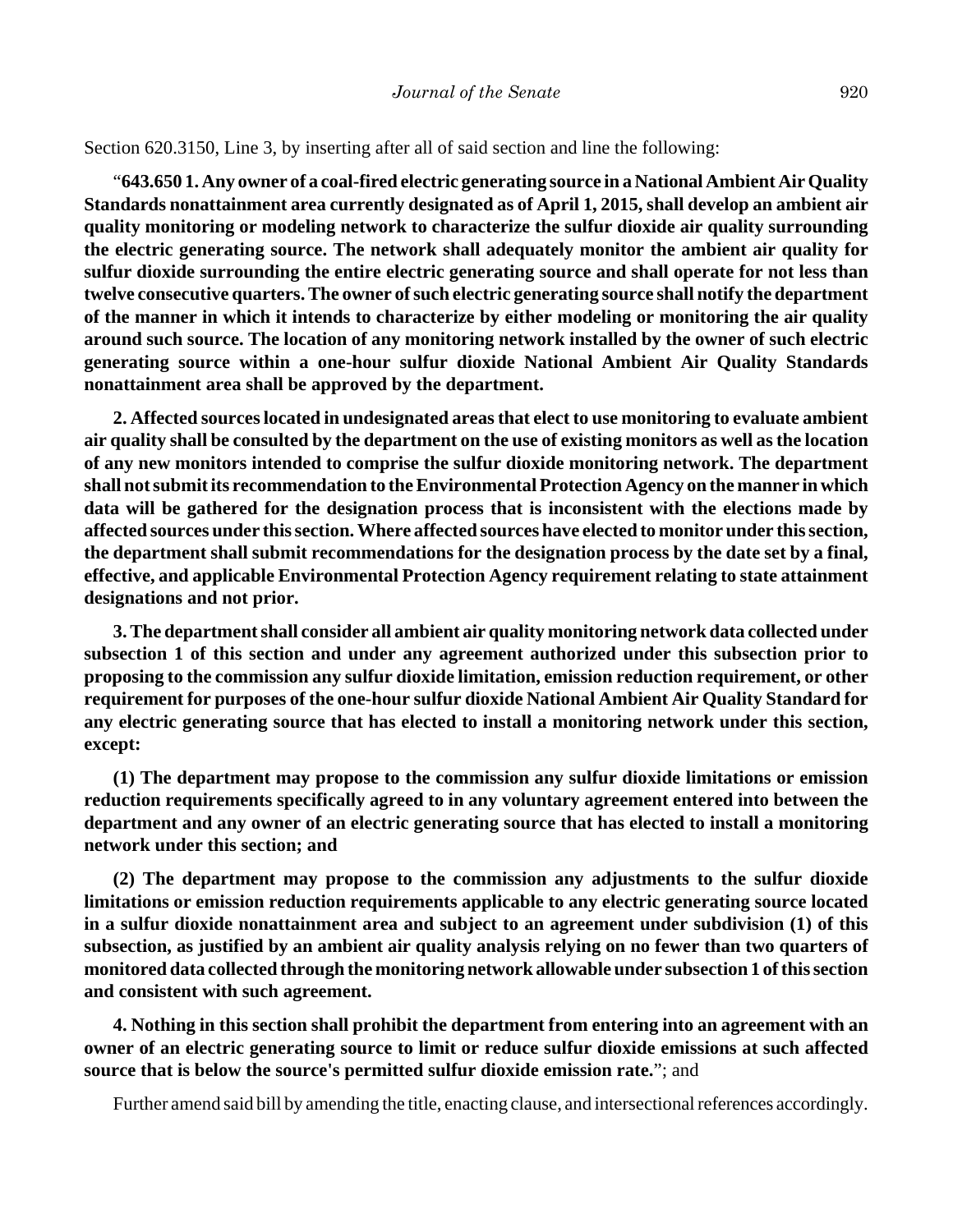Section 620.3150, Line 3, by inserting after all of said section and line the following:

"**643.650 1. Any owner of a coal-fired electric generating source in a National Ambient Air Quality Standards nonattainment area currently designated as of April 1, 2015, shall develop an ambient air quality monitoring or modeling network to characterize the sulfur dioxide air quality surrounding the electric generating source. The network shall adequately monitor the ambient air quality for sulfur dioxide surrounding the entire electric generating source and shall operate for not less than twelve consecutive quarters. The owner of such electric generating source shall notify the department of the manner in which it intends to characterize by either modeling or monitoring the air quality around such source. The location of any monitoring network installed by the owner of such electric generating source within a one-hour sulfur dioxide National Ambient Air Quality Standards nonattainment area shall be approved by the department.**

**2. Affected sources located in undesignated areas that elect to use monitoring to evaluate ambient air quality shall be consulted by the department on the use of existing monitors as well as the location of any new monitors intended to comprise the sulfur dioxide monitoring network. The department shall not submit its recommendation to the Environmental Protection Agency on the manner in which data will be gathered for the designation process that is inconsistent with the elections made by affected sources under this section. Where affected sources have elected to monitor under this section, the department shall submit recommendations for the designation process by the date set by a final, effective, and applicable Environmental Protection Agency requirement relating to state attainment designations and not prior.**

**3. The department shall consider all ambient air quality monitoring network data collected under subsection 1 of this section and under any agreement authorized under this subsection prior to proposing to the commission any sulfur dioxide limitation, emission reduction requirement, or other requirement for purposes of the one-hour sulfur dioxide National Ambient Air Quality Standard for any electric generating source that has elected to install a monitoring network under this section, except:**

**(1) The department may propose to the commission any sulfur dioxide limitations or emission reduction requirements specifically agreed to in any voluntary agreement entered into between the department and any owner of an electric generating source that has elected to install a monitoring network under this section; and**

**(2) The department may propose to the commission any adjustments to the sulfur dioxide limitations or emission reduction requirements applicable to any electric generating source located in a sulfur dioxide nonattainment area and subject to an agreement under subdivision (1) of this subsection, as justified by an ambient air quality analysis relying on no fewer than two quarters of monitored data collected through the monitoring network allowable under subsection 1 of this section and consistent with such agreement.**

**4. Nothing in this section shall prohibit the department from entering into an agreement with an owner of an electric generating source to limit or reduce sulfur dioxide emissions at such affected source that is below the source's permitted sulfur dioxide emission rate.**"; and

Further amend said bill by amending the title, enacting clause, and intersectional references accordingly.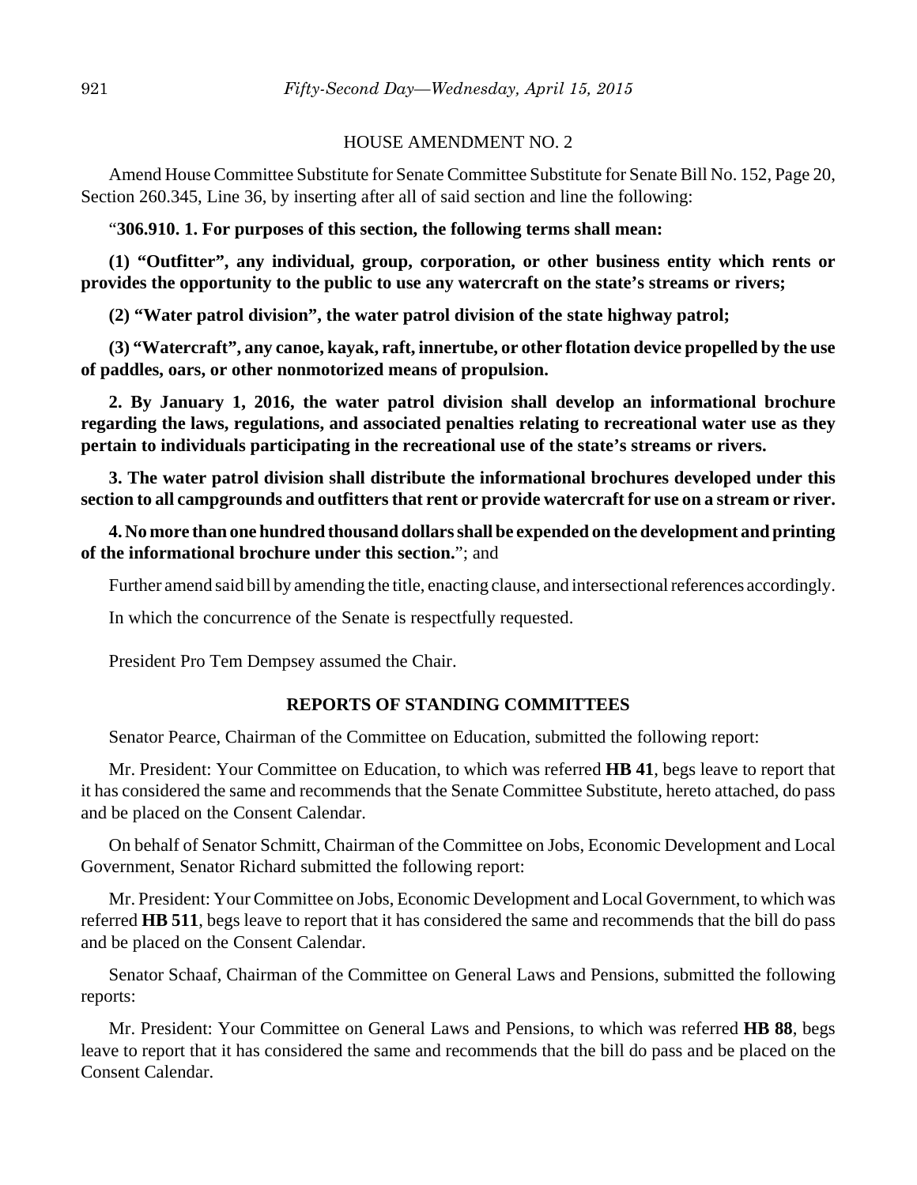HOUSE AMENDMENT NO. 2

Amend House Committee Substitute for Senate Committee Substitute for Senate Bill No. 152, Page 20, Section 260.345, Line 36, by inserting after all of said section and line the following:

"**306.910. 1. For purposes of this section, the following terms shall mean:**

**(1) "Outfitter", any individual, group, corporation, or other business entity which rents or provides the opportunity to the public to use any watercraft on the state's streams or rivers;**

**(2) "Water patrol division", the water patrol division of the state highway patrol;**

**(3) "Watercraft", any canoe, kayak, raft, innertube, or other flotation device propelled by the use of paddles, oars, or other nonmotorized means of propulsion.**

**2. By January 1, 2016, the water patrol division shall develop an informational brochure regarding the laws, regulations, and associated penalties relating to recreational water use as they pertain to individuals participating in the recreational use of the state's streams or rivers.**

**3. The water patrol division shall distribute the informational brochures developed under this section to all campgrounds and outfitters that rent or provide watercraft for use on a stream or river.**

**4. No more than one hundred thousand dollars shall be expended on the development and printing of the informational brochure under this section.**"; and

Further amend said bill by amending the title, enacting clause, and intersectional references accordingly.

In which the concurrence of the Senate is respectfully requested.

President Pro Tem Dempsey assumed the Chair.

## REPORTS OF STANDING COMMITTEES

Senator Pearce, Chairman of the Committee on Education, submitted the following report:

Mr. President: Your Committee on Education, to which was referred **HB 41**, begs leave to report that it has considered the same and recommends that the Senate Committee Substitute, hereto attached, do pass and be placed on the Consent Calendar.

On behalf of Senator Schmitt, Chairman of the Committee on Jobs, Economic Development and Local Government, Senator Richard submitted the following report:

Mr. President: Your Committee on Jobs, Economic Development and Local Government, to which was referred **HB 511**, begs leave to report that it has considered the same and recommends that the bill do pass and be placed on the Consent Calendar.

Senator Schaaf, Chairman of the Committee on General Laws and Pensions, submitted the following reports:

Mr. President: Your Committee on General Laws and Pensions, to which was referred **HB 88**, begs leave to report that it has considered the same and recommends that the bill do pass and be placed on the Consent Calendar.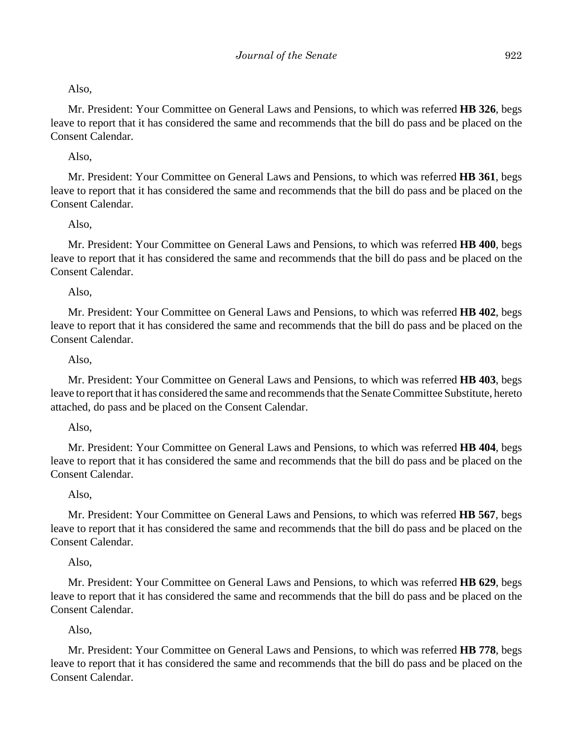Also,

Mr. President: Your Committee on General Laws and Pensions, to which was referred **HB 326**, begs leave to report that it has considered the same and recommends that the bill do pass and be placed on the Consent Calendar.

Also,

Mr. President: Your Committee on General Laws and Pensions, to which was referred **HB 361**, begs leave to report that it has considered the same and recommends that the bill do pass and be placed on the Consent Calendar.

Also,

Mr. President: Your Committee on General Laws and Pensions, to which was referred **HB 400**, begs leave to report that it has considered the same and recommends that the bill do pass and be placed on the Consent Calendar.

Also,

Mr. President: Your Committee on General Laws and Pensions, to which was referred **HB 402**, begs leave to report that it has considered the same and recommends that the bill do pass and be placed on the Consent Calendar.

Also,

Mr. President: Your Committee on General Laws and Pensions, to which was referred **HB 403**, begs leave to report that it has considered the same and recommends that the Senate Committee Substitute, hereto attached, do pass and be placed on the Consent Calendar.

Also,

Mr. President: Your Committee on General Laws and Pensions, to which was referred **HB 404**, begs leave to report that it has considered the same and recommends that the bill do pass and be placed on the Consent Calendar.

Also,

Mr. President: Your Committee on General Laws and Pensions, to which was referred **HB 567**, begs leave to report that it has considered the same and recommends that the bill do pass and be placed on the Consent Calendar.

Also,

Mr. President: Your Committee on General Laws and Pensions, to which was referred **HB 629**, begs leave to report that it has considered the same and recommends that the bill do pass and be placed on the Consent Calendar.

Also,

Mr. President: Your Committee on General Laws and Pensions, to which was referred **HB 778**, begs leave to report that it has considered the same and recommends that the bill do pass and be placed on the Consent Calendar.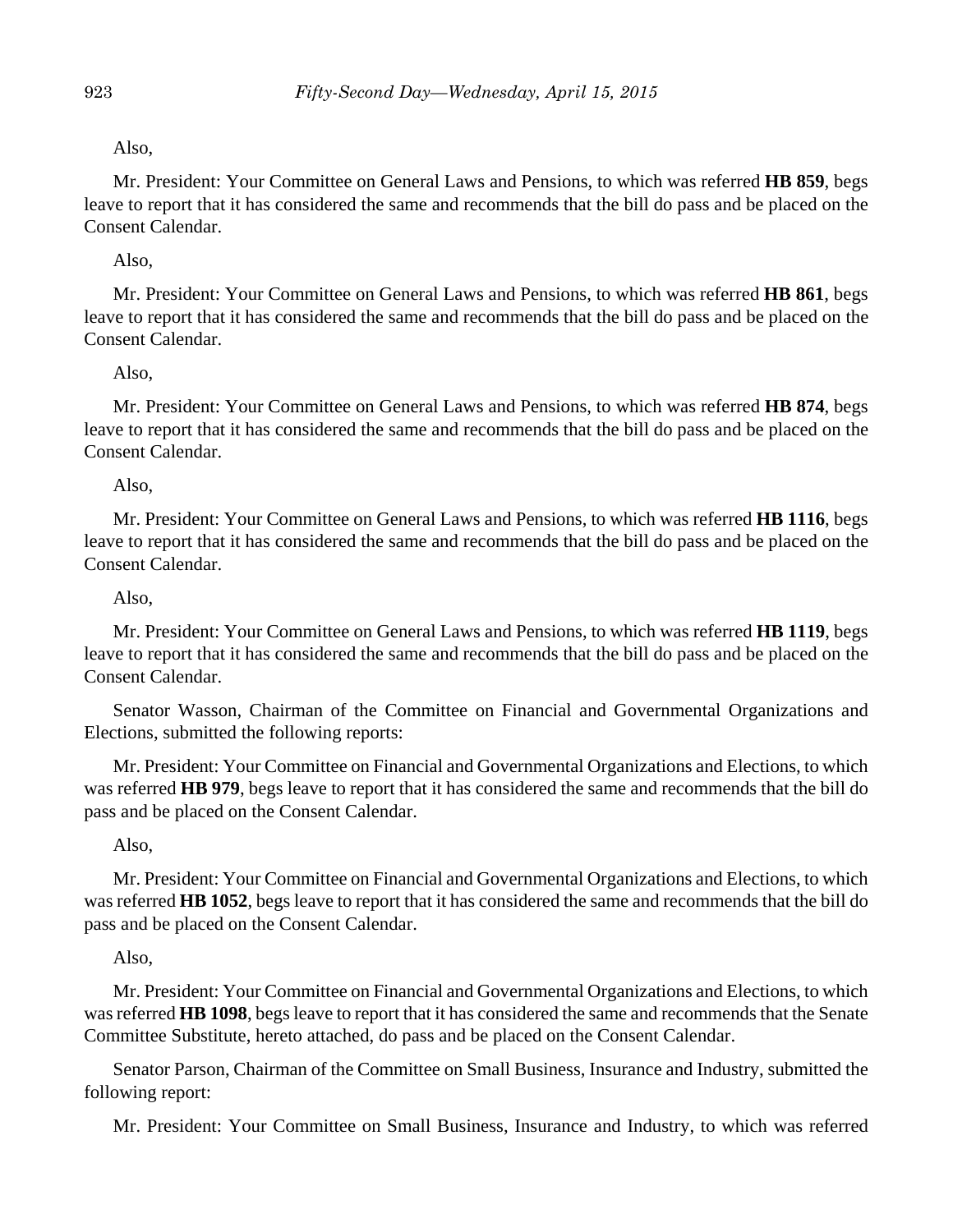Also,

Mr. President: Your Committee on General Laws and Pensions, to which was referred **HB 859**, begs leave to report that it has considered the same and recommends that the bill do pass and be placed on the Consent Calendar.

Also,

Mr. President: Your Committee on General Laws and Pensions, to which was referred **HB 861**, begs leave to report that it has considered the same and recommends that the bill do pass and be placed on the Consent Calendar.

Also,

Mr. President: Your Committee on General Laws and Pensions, to which was referred **HB 874**, begs leave to report that it has considered the same and recommends that the bill do pass and be placed on the Consent Calendar.

Also,

Mr. President: Your Committee on General Laws and Pensions, to which was referred **HB 1116**, begs leave to report that it has considered the same and recommends that the bill do pass and be placed on the Consent Calendar.

Also,

Mr. President: Your Committee on General Laws and Pensions, to which was referred **HB 1119**, begs leave to report that it has considered the same and recommends that the bill do pass and be placed on the Consent Calendar.

Senator Wasson, Chairman of the Committee on Financial and Governmental Organizations and Elections, submitted the following reports:

Mr. President: Your Committee on Financial and Governmental Organizations and Elections, to which was referred **HB 979**, begs leave to report that it has considered the same and recommends that the bill do pass and be placed on the Consent Calendar.

Also,

Mr. President: Your Committee on Financial and Governmental Organizations and Elections, to which was referred **HB 1052**, begs leave to report that it has considered the same and recommends that the bill do pass and be placed on the Consent Calendar.

Also,

Mr. President: Your Committee on Financial and Governmental Organizations and Elections, to which was referred **HB 1098**, begs leave to report that it has considered the same and recommends that the Senate Committee Substitute, hereto attached, do pass and be placed on the Consent Calendar.

Senator Parson, Chairman of the Committee on Small Business, Insurance and Industry, submitted the following report:

Mr. President: Your Committee on Small Business, Insurance and Industry, to which was referred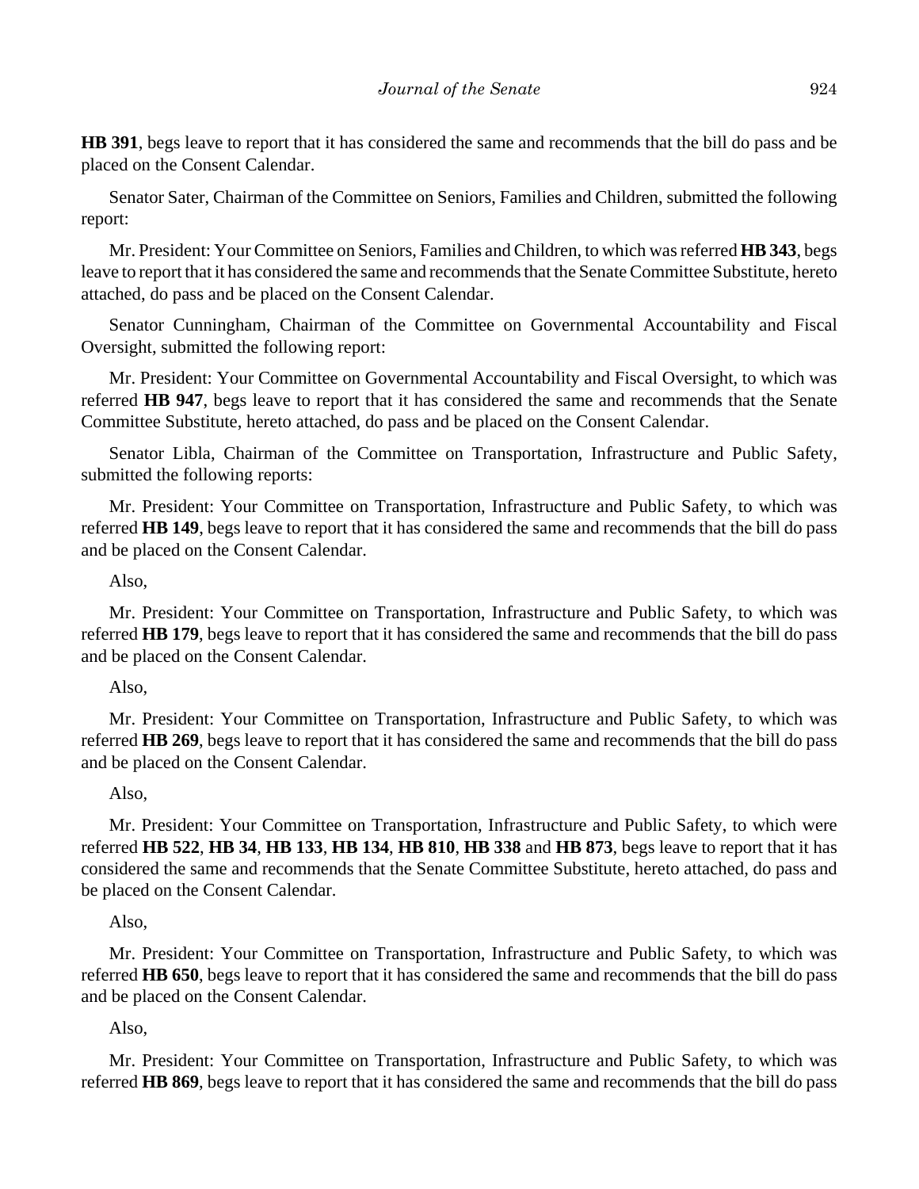**HB 391**, begs leave to report that it has considered the same and recommends that the bill do pass and be placed on the Consent Calendar.

Senator Sater, Chairman of the Committee on Seniors, Families and Children, submitted the following report:

Mr. President: Your Committee on Seniors, Families and Children, to which was referred **HB 343**, begs leave to report that it has considered the same and recommends that the Senate Committee Substitute, hereto attached, do pass and be placed on the Consent Calendar.

Senator Cunningham, Chairman of the Committee on Governmental Accountability and Fiscal Oversight, submitted the following report:

Mr. President: Your Committee on Governmental Accountability and Fiscal Oversight, to which was referred **HB 947**, begs leave to report that it has considered the same and recommends that the Senate Committee Substitute, hereto attached, do pass and be placed on the Consent Calendar.

Senator Libla, Chairman of the Committee on Transportation, Infrastructure and Public Safety, submitted the following reports:

Mr. President: Your Committee on Transportation, Infrastructure and Public Safety, to which was referred **HB 149**, begs leave to report that it has considered the same and recommends that the bill do pass and be placed on the Consent Calendar.

Also,

Mr. President: Your Committee on Transportation, Infrastructure and Public Safety, to which was referred **HB 179**, begs leave to report that it has considered the same and recommends that the bill do pass and be placed on the Consent Calendar.

Also,

Mr. President: Your Committee on Transportation, Infrastructure and Public Safety, to which was referred **HB 269**, begs leave to report that it has considered the same and recommends that the bill do pass and be placed on the Consent Calendar.

Also,

Mr. President: Your Committee on Transportation, Infrastructure and Public Safety, to which were referred **HB 522**, **HB 34**, **HB 133**, **HB 134**, **HB 810**, **HB 338** and **HB 873**, begs leave to report that it has considered the same and recommends that the Senate Committee Substitute, hereto attached, do pass and be placed on the Consent Calendar.

Also,

Mr. President: Your Committee on Transportation, Infrastructure and Public Safety, to which was referred **HB 650**, begs leave to report that it has considered the same and recommends that the bill do pass and be placed on the Consent Calendar.

Also,

Mr. President: Your Committee on Transportation, Infrastructure and Public Safety, to which was referred **HB 869**, begs leave to report that it has considered the same and recommends that the bill do pass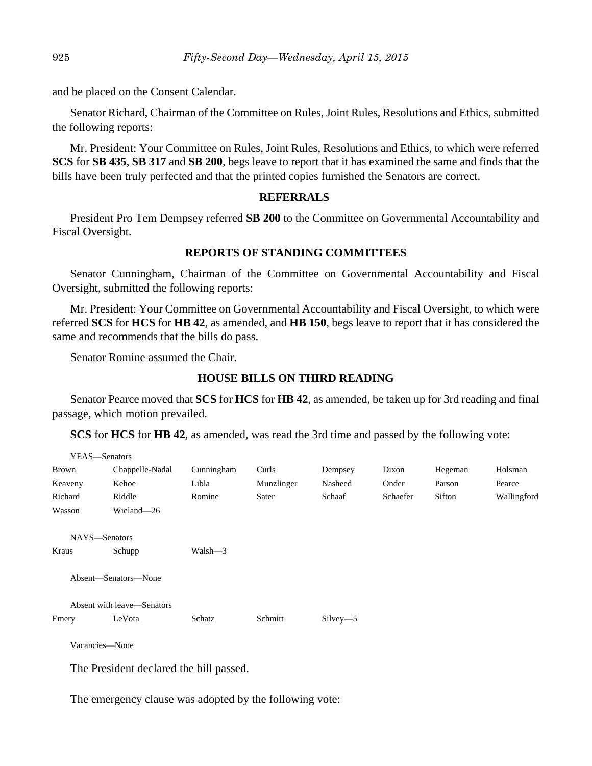and be placed on the Consent Calendar.

Senator Richard, Chairman of the Committee on Rules, Joint Rules, Resolutions and Ethics, submitted the following reports:

Mr. President: Your Committee on Rules, Joint Rules, Resolutions and Ethics, to which were referred **SCS** for **SB 435**, **SB 317** and **SB 200**, begs leave to report that it has examined the same and finds that the bills have been truly perfected and that the printed copies furnished the Senators are correct.

## REFERRALS

President Pro Tem Dempsey referred **SB 200** to the Committee on Governmental Accountability and Fiscal Oversight.

## REPORTS OF STANDING COMMITTEES

Senator Cunningham, Chairman of the Committee on Governmental Accountability and Fiscal Oversight, submitted the following reports:

Mr. President: Your Committee on Governmental Accountability and Fiscal Oversight, to which were referred **SCS** for **HCS** for **HB 42**, as amended, and **HB 150**, begs leave to report that it has considered the same and recommends that the bills do pass.

Senator Romine assumed the Chair.

## HOUSE BILLS ON THIRD READING

Senator Pearce moved that **SCS** for **HCS** for **HB 42**, as amended, be taken up for 3rd reading and final passage, which motion prevailed.

**SCS** for **HCS** for **HB 42**, as amended, was read the 3rd time and passed by the following vote:

YEAS—Senators

| | | | | | | | |
|---|---|---|---|---|---|---|---|
| Brown | Chappelle-Nadal | Cunningham | Curls | Dempsey | Dixon | Hegeman | Holsman |
| Keaveny | Kehoe | Libla | Munzlinger | Nasheed | Onder | Parson | Pearce |
| Richard | Riddle | Romine | Sater | Schaaf | Schaefer | Sifton | Wallingford |
| Wasson | Wieland—26 | | | | | | |

NAYS—Senators

| | | |
|---|---|---|
| Kraus | Schupp | Walsh—3 |

Absent—Senators—None

Absent with leave—Senators

| | | | | |
|---|---|---|---|---|
| Emery | LeVota | Schatz | Schmitt | Silvey—5 |

Vacancies—None

The President declared the bill passed.

The emergency clause was adopted by the following vote: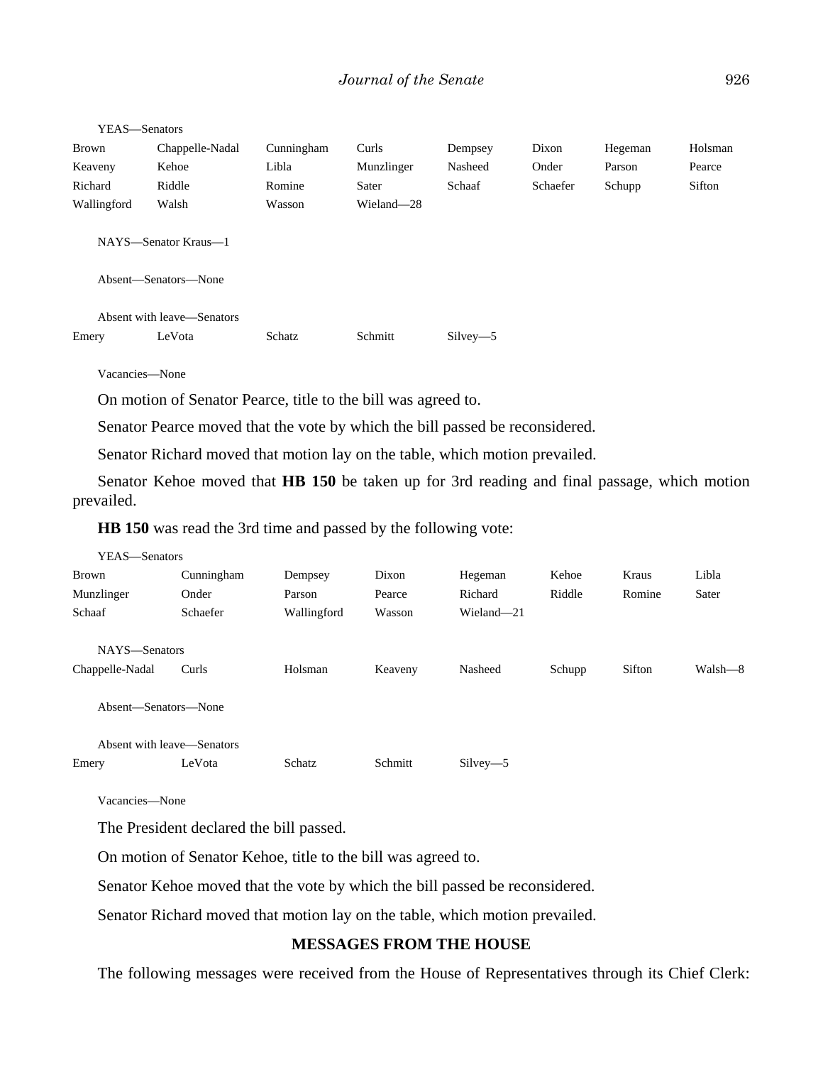YEAS—Senators

| | | | | | | | |
|---|---|---|---|---|---|---|---|
| Brown | Chappelle-Nadal | Cunningham | Curls | Dempsey | Dixon | Hegeman | Holsman |
| Keaveny | Kehoe | Libla | Munzlinger | Nasheed | Onder | Parson | Pearce |
| Richard | Riddle | Romine | Sater | Schaaf | Schaefer | Schupp | Sifton |
| Wallingford | Walsh | Wasson | Wieland—28 | | | | |

NAYS—Senator Kraus—1

Absent—Senators—None

Absent with leave—Senators

| | | | | |
|---|---|---|---|---|
| Emery | LeVota | Schatz | Schmitt | Silvey—5 |

Vacancies—None

On motion of Senator Pearce, title to the bill was agreed to.

Senator Pearce moved that the vote by which the bill passed be reconsidered.

Senator Richard moved that motion lay on the table, which motion prevailed.

Senator Kehoe moved that **HB 150** be taken up for 3rd reading and final passage, which motion prevailed.

**HB 150** was read the 3rd time and passed by the following vote:

YEAS—Senators

| | | | | | | | |
|---|---|---|---|---|---|---|---|
| Brown | Cunningham | Dempsey | Dixon | Hegeman | Kehoe | Kraus | Libla |
| Munzlinger | Onder | Parson | Pearce | Richard | Riddle | Romine | Sater |
| Schaaf | Schaefer | Wallingford | Wasson | Wieland—21 | | | |

NAYS—Senators

| | | | | | | | |
|---|---|---|---|---|---|---|---|
| Chappelle-Nadal | Curls | Holsman | Keaveny | Nasheed | Schupp | Sifton | Walsh—8 |

Absent—Senators—None

Absent with leave—Senators

| | | | | |
|---|---|---|---|---|
| Emery | LeVota | Schatz | Schmitt | Silvey—5 |

Vacancies—None

The President declared the bill passed.

On motion of Senator Kehoe, title to the bill was agreed to.

Senator Kehoe moved that the vote by which the bill passed be reconsidered.

Senator Richard moved that motion lay on the table, which motion prevailed.

## MESSAGES FROM THE HOUSE

The following messages were received from the House of Representatives through its Chief Clerk: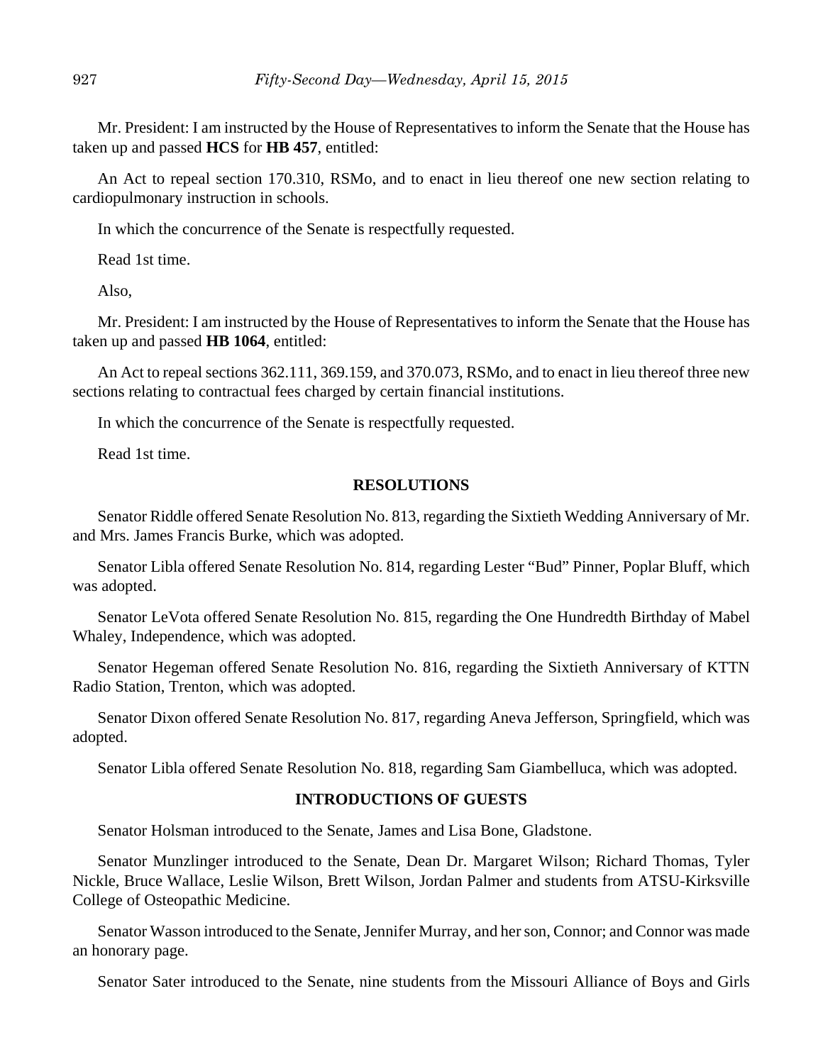Mr. President: I am instructed by the House of Representatives to inform the Senate that the House has taken up and passed **HCS** for **HB 457**, entitled:

An Act to repeal section 170.310, RSMo, and to enact in lieu thereof one new section relating to cardiopulmonary instruction in schools.

In which the concurrence of the Senate is respectfully requested.

Read 1st time.

Also,

Mr. President: I am instructed by the House of Representatives to inform the Senate that the House has taken up and passed **HB 1064**, entitled:

An Act to repeal sections 362.111, 369.159, and 370.073, RSMo, and to enact in lieu thereof three new sections relating to contractual fees charged by certain financial institutions.

In which the concurrence of the Senate is respectfully requested.

Read 1st time.

## RESOLUTIONS

Senator Riddle offered Senate Resolution No. 813, regarding the Sixtieth Wedding Anniversary of Mr. and Mrs. James Francis Burke, which was adopted.

Senator Libla offered Senate Resolution No. 814, regarding Lester "Bud" Pinner, Poplar Bluff, which was adopted.

Senator LeVota offered Senate Resolution No. 815, regarding the One Hundredth Birthday of Mabel Whaley, Independence, which was adopted.

Senator Hegeman offered Senate Resolution No. 816, regarding the Sixtieth Anniversary of KTTN Radio Station, Trenton, which was adopted.

Senator Dixon offered Senate Resolution No. 817, regarding Aneva Jefferson, Springfield, which was adopted.

Senator Libla offered Senate Resolution No. 818, regarding Sam Giambelluca, which was adopted.

## INTRODUCTIONS OF GUESTS

Senator Holsman introduced to the Senate, James and Lisa Bone, Gladstone.

Senator Munzlinger introduced to the Senate, Dean Dr. Margaret Wilson; Richard Thomas, Tyler Nickle, Bruce Wallace, Leslie Wilson, Brett Wilson, Jordan Palmer and students from ATSU-Kirksville College of Osteopathic Medicine.

Senator Wasson introduced to the Senate, Jennifer Murray, and her son, Connor; and Connor was made an honorary page.

Senator Sater introduced to the Senate, nine students from the Missouri Alliance of Boys and Girls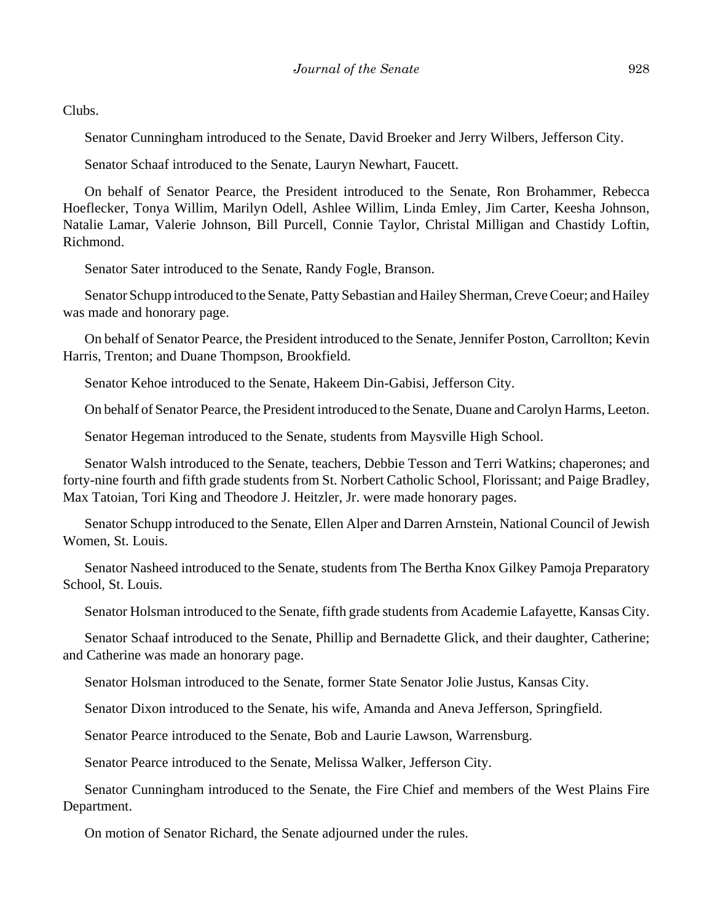Clubs.

Senator Cunningham introduced to the Senate, David Broeker and Jerry Wilbers, Jefferson City.

Senator Schaaf introduced to the Senate, Lauryn Newhart, Faucett.

On behalf of Senator Pearce, the President introduced to the Senate, Ron Brohammer, Rebecca Hoeflecker, Tonya Willim, Marilyn Odell, Ashlee Willim, Linda Emley, Jim Carter, Keesha Johnson, Natalie Lamar, Valerie Johnson, Bill Purcell, Connie Taylor, Christal Milligan and Chastidy Loftin, Richmond.

Senator Sater introduced to the Senate, Randy Fogle, Branson.

Senator Schupp introduced to the Senate, Patty Sebastian and Hailey Sherman, Creve Coeur; and Hailey was made and honorary page.

On behalf of Senator Pearce, the President introduced to the Senate, Jennifer Poston, Carrollton; Kevin Harris, Trenton; and Duane Thompson, Brookfield.

Senator Kehoe introduced to the Senate, Hakeem Din-Gabisi, Jefferson City.

On behalf of Senator Pearce, the President introduced to the Senate, Duane and Carolyn Harms, Leeton.

Senator Hegeman introduced to the Senate, students from Maysville High School.

Senator Walsh introduced to the Senate, teachers, Debbie Tesson and Terri Watkins; chaperones; and forty-nine fourth and fifth grade students from St. Norbert Catholic School, Florissant; and Paige Bradley, Max Tatoian, Tori King and Theodore J. Heitzler, Jr. were made honorary pages.

Senator Schupp introduced to the Senate, Ellen Alper and Darren Arnstein, National Council of Jewish Women, St. Louis.

Senator Nasheed introduced to the Senate, students from The Bertha Knox Gilkey Pamoja Preparatory School, St. Louis.

Senator Holsman introduced to the Senate, fifth grade students from Academie Lafayette, Kansas City.

Senator Schaaf introduced to the Senate, Phillip and Bernadette Glick, and their daughter, Catherine; and Catherine was made an honorary page.

Senator Holsman introduced to the Senate, former State Senator Jolie Justus, Kansas City.

Senator Dixon introduced to the Senate, his wife, Amanda and Aneva Jefferson, Springfield.

Senator Pearce introduced to the Senate, Bob and Laurie Lawson, Warrensburg.

Senator Pearce introduced to the Senate, Melissa Walker, Jefferson City.

Senator Cunningham introduced to the Senate, the Fire Chief and members of the West Plains Fire Department.

On motion of Senator Richard, the Senate adjourned under the rules.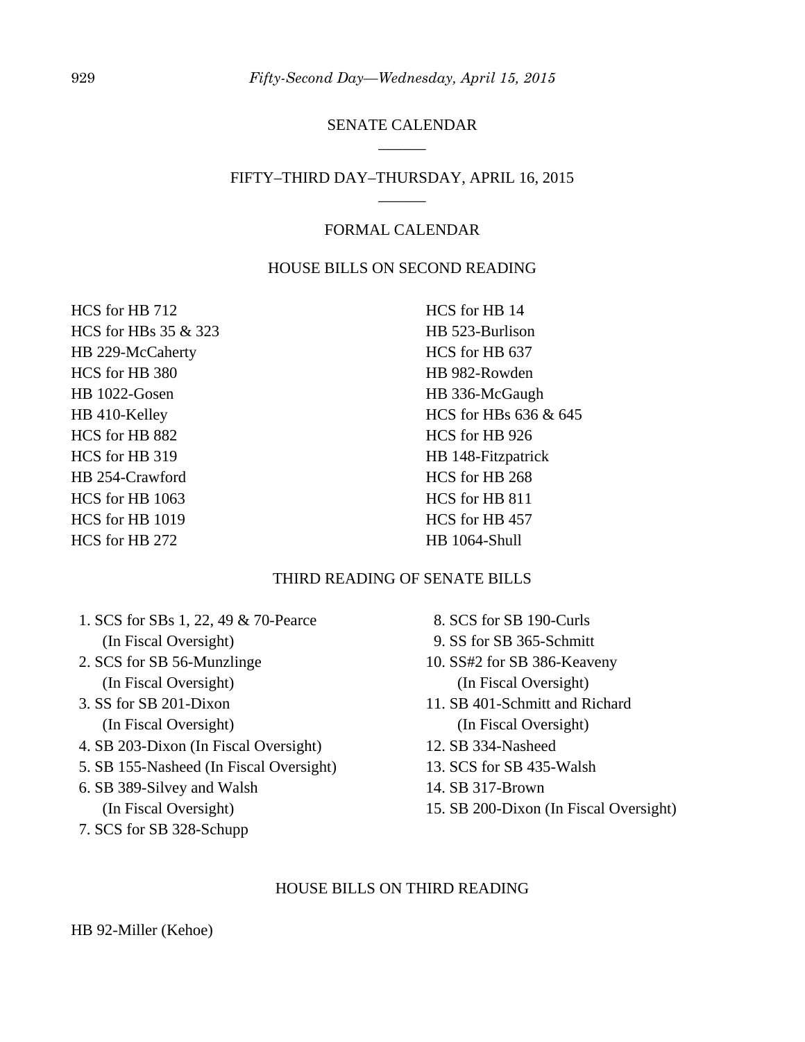## SENATE CALENDAR

## FIFTY–THIRD DAY–THURSDAY, APRIL 16, 2015

### FORMAL CALENDAR

### HOUSE BILLS ON SECOND READING

HCS for HB 712
HCS for HBs 35 & 323
HB 229-McCaherty
HCS for HB 380
HB 1022-Gosen
HB 410-Kelley
HCS for HB 882
HCS for HB 319
HB 254-Crawford
HCS for HB 1063
HCS for HB 1019
HCS for HB 272
HCS for HB 14
HB 523-Burlison
HCS for HB 637
HB 982-Rowden
HB 336-McGaugh
HCS for HBs 636 & 645
HCS for HB 926
HB 148-Fitzpatrick
HCS for HB 268
HCS for HB 811
HCS for HB 457
HB 1064-Shull

### THIRD READING OF SENATE BILLS

1. SCS for SBs 1, 22, 49 & 70-Pearce (In Fiscal Oversight)
2. SCS for SB 56-Munzlinger (In Fiscal Oversight)
3. SS for SB 201-Dixon (In Fiscal Oversight)
4. SB 203-Dixon (In Fiscal Oversight)
5. SB 155-Nasheed (In Fiscal Oversight)
6. SB 389-Silvey and Walsh (In Fiscal Oversight)
7. SCS for SB 328-Schupp
8. SCS for SB 190-Curls
9. SS for SB 365-Schmitt
10. SS#2 for SB 386-Keaveny (In Fiscal Oversight)
11. SB 401-Schmitt and Richard (In Fiscal Oversight)
12. SB 334-Nasheed
13. SCS for SB 435-Walsh
14. SB 317-Brown
15. SB 200-Dixon (In Fiscal Oversight)

### HOUSE BILLS ON THIRD READING

HB 92-Miller (Kehoe)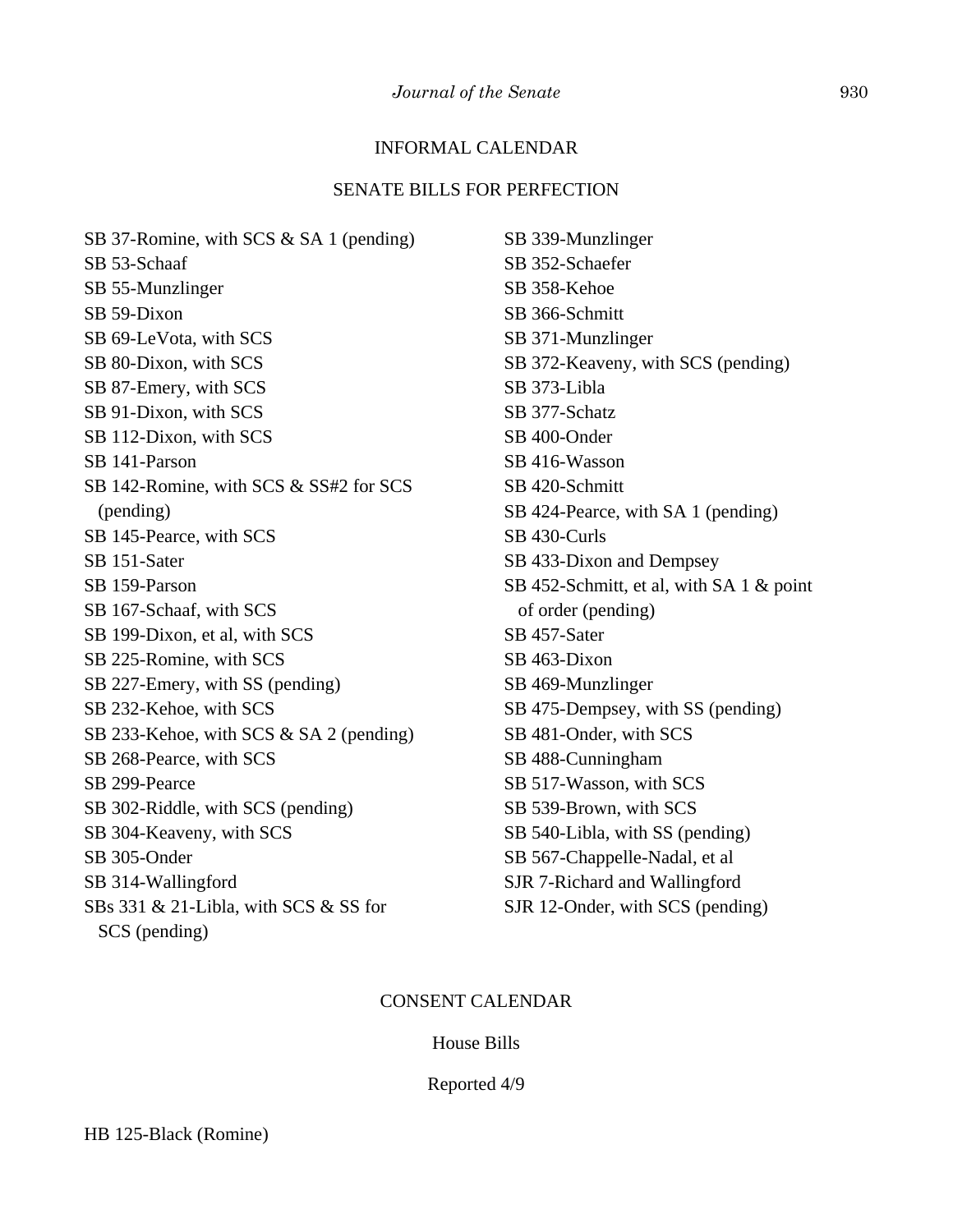## INFORMAL CALENDAR

### SENATE BILLS FOR PERFECTION

SB 37-Romine, with SCS & SA 1 (pending)
SB 53-Schaaf
SB 55-Munzlinger
SB 59-Dixon
SB 69-LeVota, with SCS
SB 80-Dixon, with SCS
SB 87-Emery, with SCS
SB 91-Dixon, with SCS
SB 112-Dixon, with SCS
SB 141-Parson
SB 142-Romine, with SCS & SS#2 for SCS (pending)
SB 145-Pearce, with SCS
SB 151-Sater
SB 159-Parson
SB 167-Schaaf, with SCS
SB 199-Dixon, et al, with SCS
SB 225-Romine, with SCS
SB 227-Emery, with SS (pending)
SB 232-Kehoe, with SCS
SB 233-Kehoe, with SCS & SA 2 (pending)
SB 268-Pearce, with SCS
SB 299-Pearce
SB 302-Riddle, with SCS (pending)
SB 304-Keaveny, with SCS
SB 305-Onder
SB 314-Wallingford
SBs 331 & 21-Libla, with SCS & SS for SCS (pending)
SB 339-Munzlinger
SB 352-Schaefer
SB 358-Kehoe
SB 366-Schmitt
SB 371-Munzlinger
SB 372-Keaveny, with SCS (pending)
SB 373-Libla
SB 377-Schatz
SB 400-Onder
SB 416-Wasson
SB 420-Schmitt
SB 424-Pearce, with SA 1 (pending)
SB 430-Curls
SB 433-Dixon and Dempsey
SB 452-Schmitt, et al, with SA 1 & point of order (pending)
SB 457-Sater
SB 463-Dixon
SB 469-Munzlinger
SB 475-Dempsey, with SS (pending)
SB 481-Onder, with SCS
SB 488-Cunningham
SB 517-Wasson, with SCS
SB 539-Brown, with SCS
SB 540-Libla, with SS (pending)
SB 567-Chappelle-Nadal, et al
SJR 7-Richard and Wallingford
SJR 12-Onder, with SCS (pending)

## CONSENT CALENDAR

### House Bills

Reported 4/9

HB 125-Black (Romine)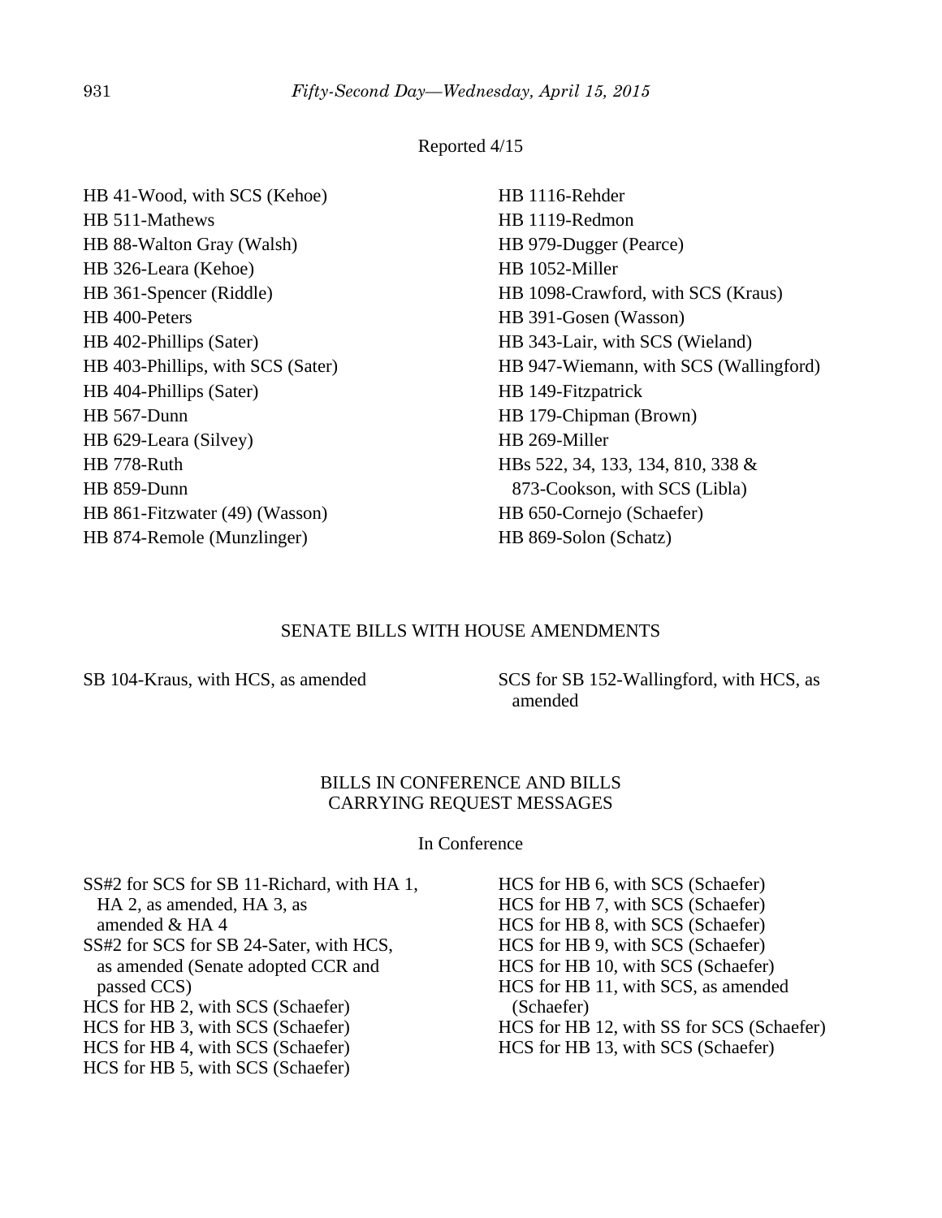Reported 4/15

HB 41-Wood, with SCS (Kehoe)
HB 511-Mathews
HB 88-Walton Gray (Walsh)
HB 326-Leara (Kehoe)
HB 361-Spencer (Riddle)
HB 400-Peters
HB 402-Phillips (Sater)
HB 403-Phillips, with SCS (Sater)
HB 404-Phillips (Sater)
HB 567-Dunn
HB 629-Leara (Silvey)
HB 778-Ruth
HB 859-Dunn
HB 861-Fitzwater (49) (Wasson)
HB 874-Remole (Munzlinger)
HB 1116-Rehder
HB 1119-Redmon
HB 979-Dugger (Pearce)
HB 1052-Miller
HB 1098-Crawford, with SCS (Kraus)
HB 391-Gosen (Wasson)
HB 343-Lair, with SCS (Wieland)
HB 947-Wiemann, with SCS (Wallingford)
HB 149-Fitzpatrick
HB 179-Chipman (Brown)
HB 269-Miller
HBs 522, 34, 133, 134, 810, 338 & 873-Cookson, with SCS (Libla)
HB 650-Cornejo (Schaefer)
HB 869-Solon (Schatz)

## SENATE BILLS WITH HOUSE AMENDMENTS

SB 104-Kraus, with HCS, as amended
SCS for SB 152-Wallingford, with HCS, as amended

## BILLS IN CONFERENCE AND BILLS CARRYING REQUEST MESSAGES

In Conference

SS#2 for SCS for SB 11-Richard, with HA 1, HA 2, as amended, HA 3, as amended & HA 4
SS#2 for SCS for SB 24-Sater, with HCS, as amended (Senate adopted CCR and passed CCS)
HCS for HB 2, with SCS (Schaefer)
HCS for HB 3, with SCS (Schaefer)
HCS for HB 4, with SCS (Schaefer)
HCS for HB 5, with SCS (Schaefer)
HCS for HB 6, with SCS (Schaefer)
HCS for HB 7, with SCS (Schaefer)
HCS for HB 8, with SCS (Schaefer)
HCS for HB 9, with SCS (Schaefer)
HCS for HB 10, with SCS (Schaefer)
HCS for HB 11, with SCS, as amended (Schaefer)
HCS for HB 12, with SS for SCS (Schaefer)
HCS for HB 13, with SCS (Schaefer)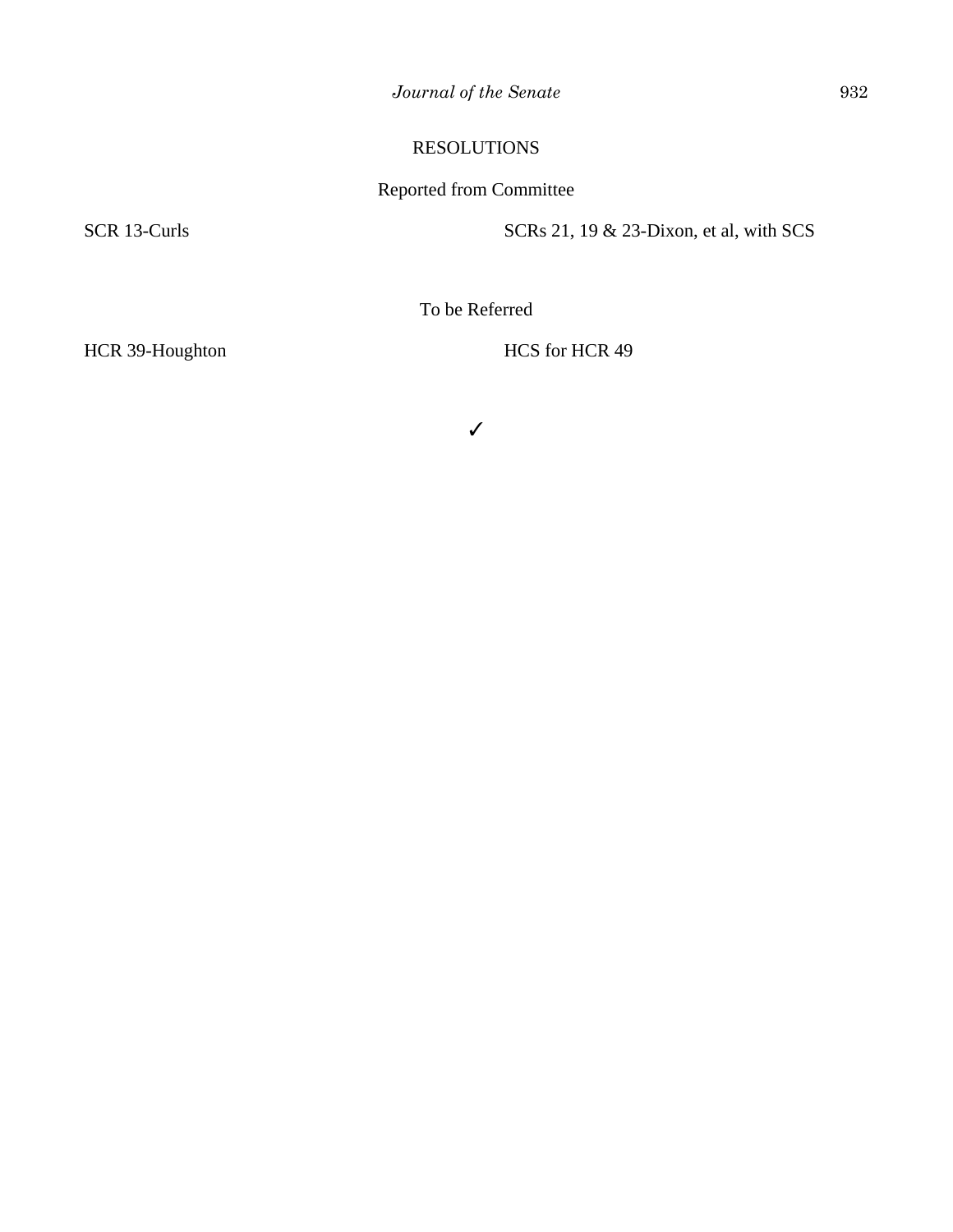## RESOLUTIONS

### Reported from Committee

SCR 13-Curls

SCRs 21, 19 & 23-Dixon, et al, with SCS

### To be Referred

HCR 39-Houghton

HCS for HCR 49

✓